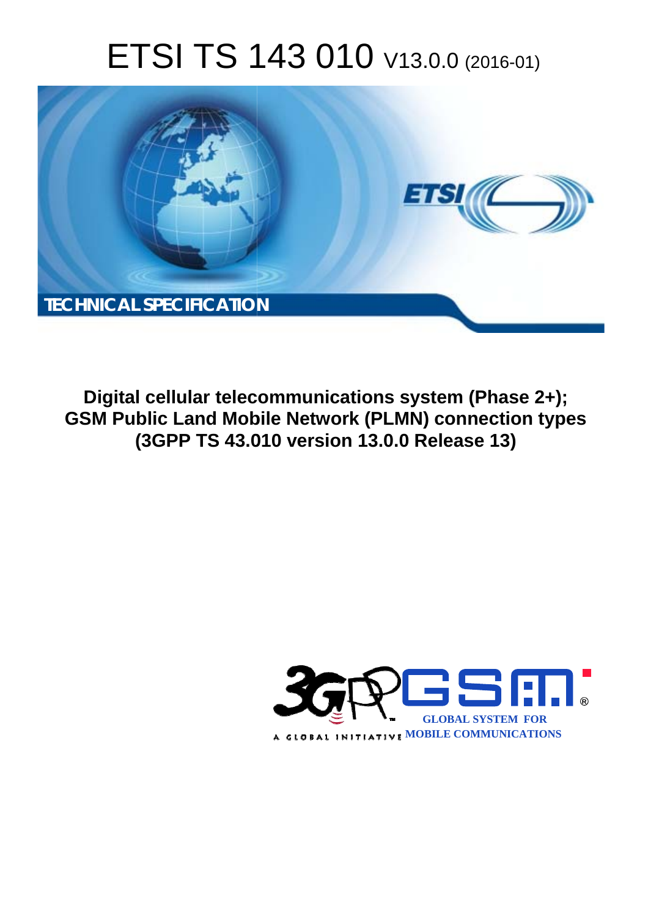# ETSI TS 143 010 V13.0.0 (2016-01)

TECHNICAL SPECIFICATION

**Digital cellular telecommunications system (Phase 2+); GSM Public Land Mobile Network (PLMN) connection types (3GPP TS 43.010 version 13.0.0 Release 13)**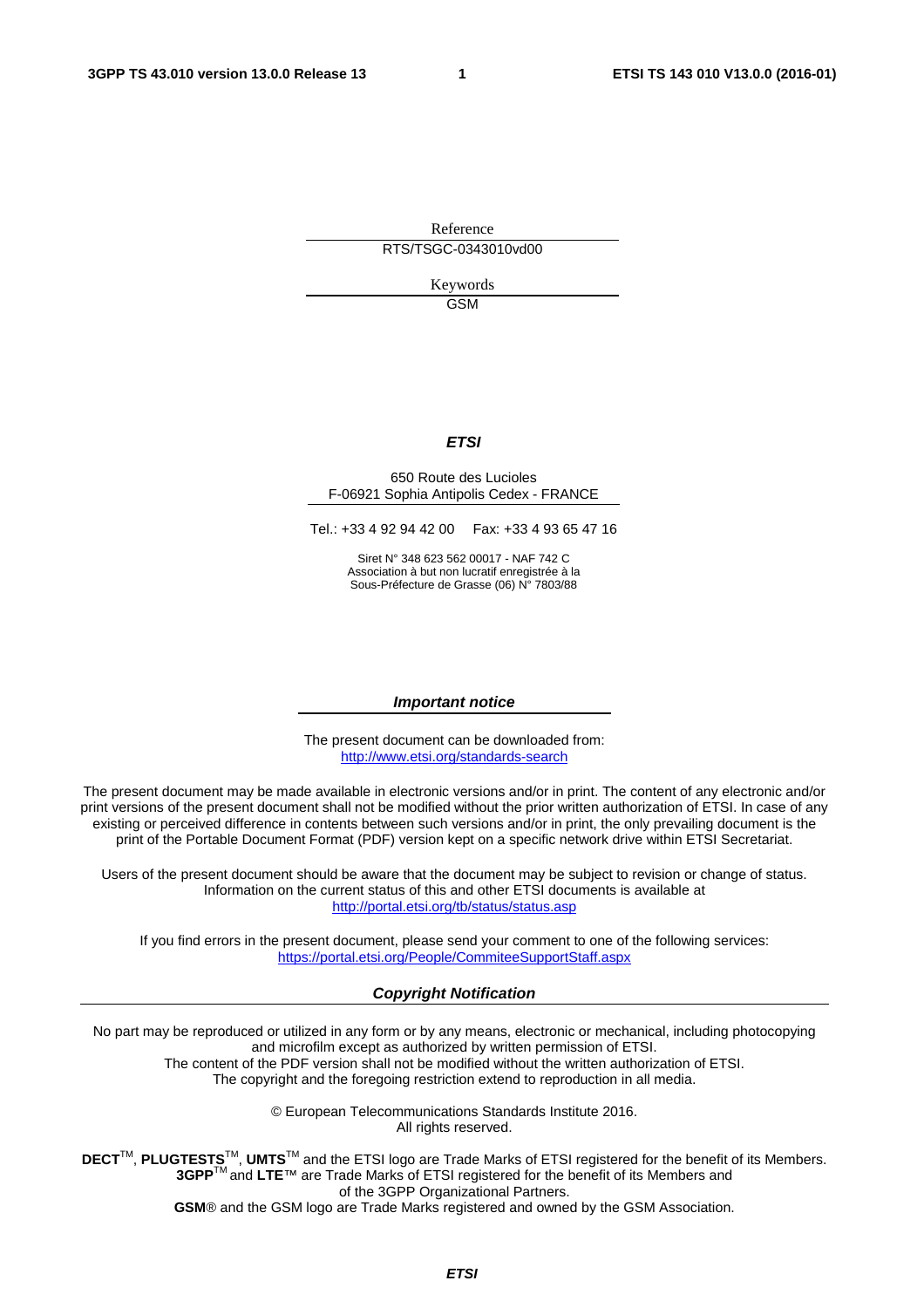Reference

RTS/TSGC-0343010vd00

Keywords

GSM

***ETSI***

650 Route des Lucioles
F-06921 Sophia Antipolis Cedex - FRANCE

Tel.: +33 4 92 94 42 00 Fax: +33 4 93 65 47 16

Siret N° 348 623 562 00017 - NAF 742 C
Association à but non lucratif enregistrée à la
Sous-Préfecture de Grasse (06) N° 7803/88

***Important notice***

The present document can be downloaded from:
http://www.etsi.org/standards-search

The present document may be made available in electronic versions and/or in print. The content of any electronic and/or print versions of the present document shall not be modified without the prior written authorization of ETSI. In case of any existing or perceived difference in contents between such versions and/or in print, the only prevailing document is the print of the Portable Document Format (PDF) version kept on a specific network drive within ETSI Secretariat.

Users of the present document should be aware that the document may be subject to revision or change of status. Information on the current status of this and other ETSI documents is available at
http://portal.etsi.org/tb/status/status.asp

If you find errors in the present document, please send your comment to one of the following services:
https://portal.etsi.org/People/CommiteeSupportStaff.aspx

***Copyright Notification***

No part may be reproduced or utilized in any form or by any means, electronic or mechanical, including photocopying and microfilm except as authorized by written permission of ETSI.
The content of the PDF version shall not be modified without the written authorization of ETSI.
The copyright and the foregoing restriction extend to reproduction in all media.

© European Telecommunications Standards Institute 2016.
All rights reserved.

**DECT**™, **PLUGTESTS**™, **UMTS**™ and the ETSI logo are Trade Marks of ETSI registered for the benefit of its Members.
**3GPP**™ and **LTE**™ are Trade Marks of ETSI registered for the benefit of its Members and of the 3GPP Organizational Partners.
**GSM**® and the GSM logo are Trade Marks registered and owned by the GSM Association.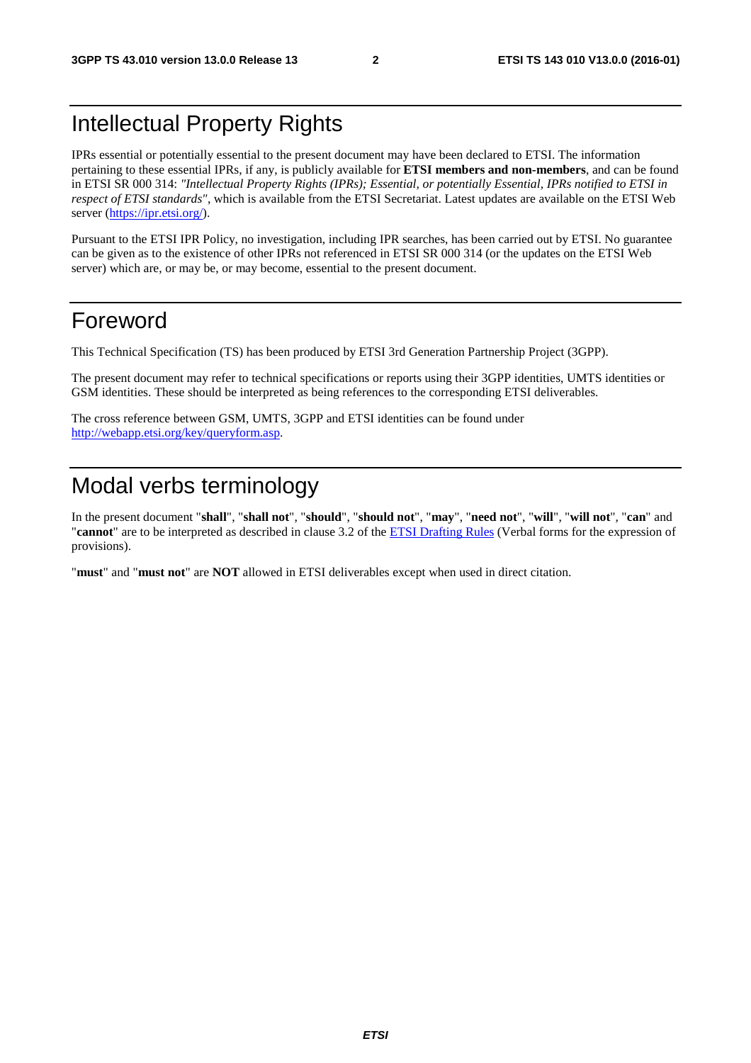# Intellectual Property Rights

IPRs essential or potentially essential to the present document may have been declared to ETSI. The information pertaining to these essential IPRs, if any, is publicly available for **ETSI members and non-members**, and can be found in ETSI SR 000 314: *"Intellectual Property Rights (IPRs); Essential, or potentially Essential, IPRs notified to ETSI in respect of ETSI standards"*, which is available from the ETSI Secretariat. Latest updates are available on the ETSI Web server (https://ipr.etsi.org/).

Pursuant to the ETSI IPR Policy, no investigation, including IPR searches, has been carried out by ETSI. No guarantee can be given as to the existence of other IPRs not referenced in ETSI SR 000 314 (or the updates on the ETSI Web server) which are, or may be, or may become, essential to the present document.

# Foreword

This Technical Specification (TS) has been produced by ETSI 3rd Generation Partnership Project (3GPP).

The present document may refer to technical specifications or reports using their 3GPP identities, UMTS identities or GSM identities. These should be interpreted as being references to the corresponding ETSI deliverables.

The cross reference between GSM, UMTS, 3GPP and ETSI identities can be found under http://webapp.etsi.org/key/queryform.asp.

# Modal verbs terminology

In the present document "**shall**", "**shall not**", "**should**", "**should not**", "**may**", "**need not**", "**will**", "**will not**", "**can**" and "**cannot**" are to be interpreted as described in clause 3.2 of the ETSI Drafting Rules (Verbal forms for the expression of provisions).

"**must**" and "**must not**" are **NOT** allowed in ETSI deliverables except when used in direct citation.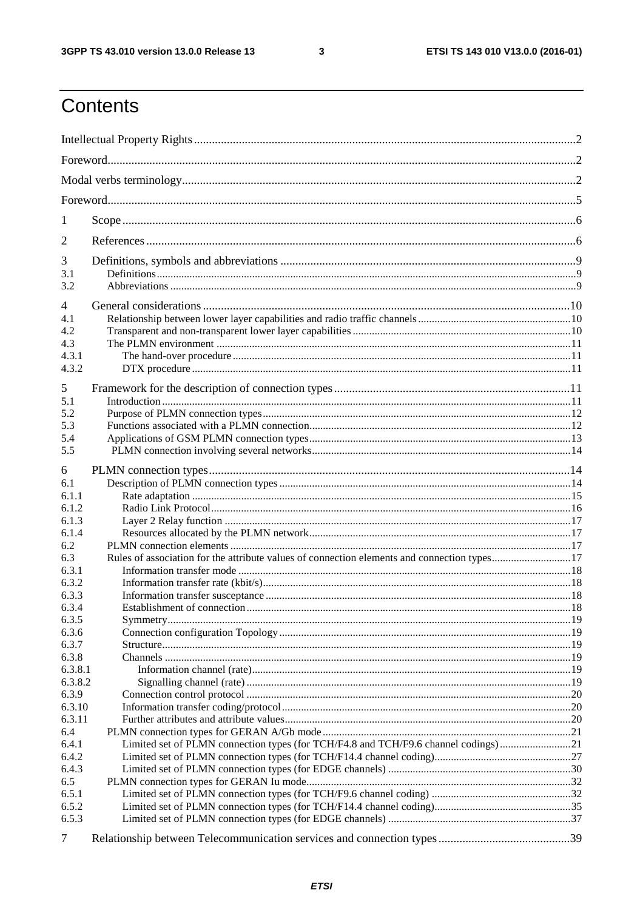# Contents

Intellectual Property Rights ..... 2

Foreword ..... 2

Modal verbs terminology ..... 2

Foreword ..... 5

1 Scope ..... 6

2 References ..... 6

3 Definitions, symbols and abbreviations ..... 9

3.1 Definitions ..... 9

3.2 Abbreviations ..... 9

4 General considerations ..... 10

4.1 Relationship between lower layer capabilities and radio traffic channels ..... 10

4.2 Transparent and non-transparent lower layer capabilities ..... 10

4.3 The PLMN environment ..... 11

4.3.1 The hand-over procedure ..... 11

4.3.2 DTX procedure ..... 11

5 Framework for the description of connection types ..... 11

5.1 Introduction ..... 11

5.2 Purpose of PLMN connection types ..... 12

5.3 Functions associated with a PLMN connection ..... 12

5.4 Applications of GSM PLMN connection types ..... 13

5.5 PLMN connection involving several networks ..... 14

6 PLMN connection types ..... 14

6.1 Description of PLMN connection types ..... 14

6.1.1 Rate adaptation ..... 15

6.1.2 Radio Link Protocol ..... 16

6.1.3 Layer 2 Relay function ..... 17

6.1.4 Resources allocated by the PLMN network ..... 17

6.2 PLMN connection elements ..... 17

6.3 Rules of association for the attribute values of connection elements and connection types ..... 17

6.3.1 Information transfer mode ..... 18

6.3.2 Information transfer rate (kbit/s) ..... 18

6.3.3 Information transfer susceptance ..... 18

6.3.4 Establishment of connection ..... 18

6.3.5 Symmetry ..... 19

6.3.6 Connection configuration Topology ..... 19

6.3.7 Structure ..... 19

6.3.8 Channels ..... 19

6.3.8.1 Information channel (rate) ..... 19

6.3.8.2 Signalling channel (rate) ..... 19

6.3.9 Connection control protocol ..... 20

6.3.10 Information transfer coding/protocol ..... 20

6.3.11 Further attributes and attribute values ..... 20

6.4 PLMN connection types for GERAN A/Gb mode ..... 21

6.4.1 Limited set of PLMN connection types (for TCH/F4.8 and TCH/F9.6 channel codings) ..... 21

6.4.2 Limited set of PLMN connection types (for TCH/F14.4 channel coding) ..... 27

6.4.3 Limited set of PLMN connection types (for EDGE channels) ..... 30

6.5 PLMN connection types for GERAN Iu mode ..... 32

6.5.1 Limited set of PLMN connection types (for TCH/F9.6 channel coding) ..... 32

6.5.2 Limited set of PLMN connection types (for TCH/F14.4 channel coding) ..... 35

6.5.3 Limited set of PLMN connection types (for EDGE channels) ..... 37

7 Relationship between Telecommunication services and connection types ..... 39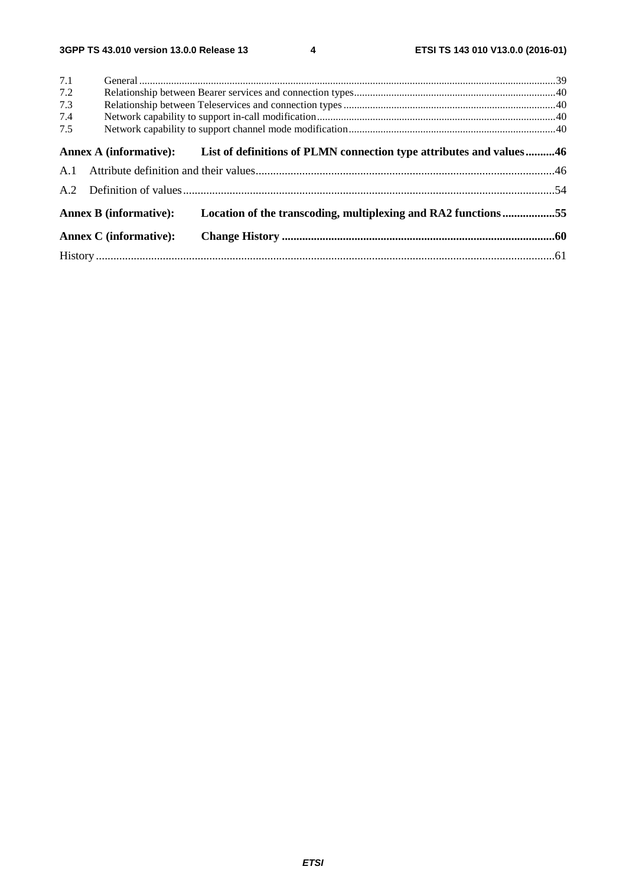7.1 General .......................................................................................................................................................39
7.2 Relationship between Bearer services and connection types.........................................................................40
7.3 Relationship between Teleservices and connection types ..............................................................................40
7.4 Network capability to support in-call modification.........................................................................................40
7.5 Network capability to support channel mode modification.............................................................................40

**Annex A (informative): List of definitions of PLMN connection type attributes and values..........46**

A.1 Attribute definition and their values.......................................................................................................46

A.2 Definition of values...............................................................................................................................54

**Annex B (informative): Location of the transcoding, multiplexing and RA2 functions..................55**

**Annex C (informative): Change History ..............................................................................................60**

History ............................................................................................................................................................61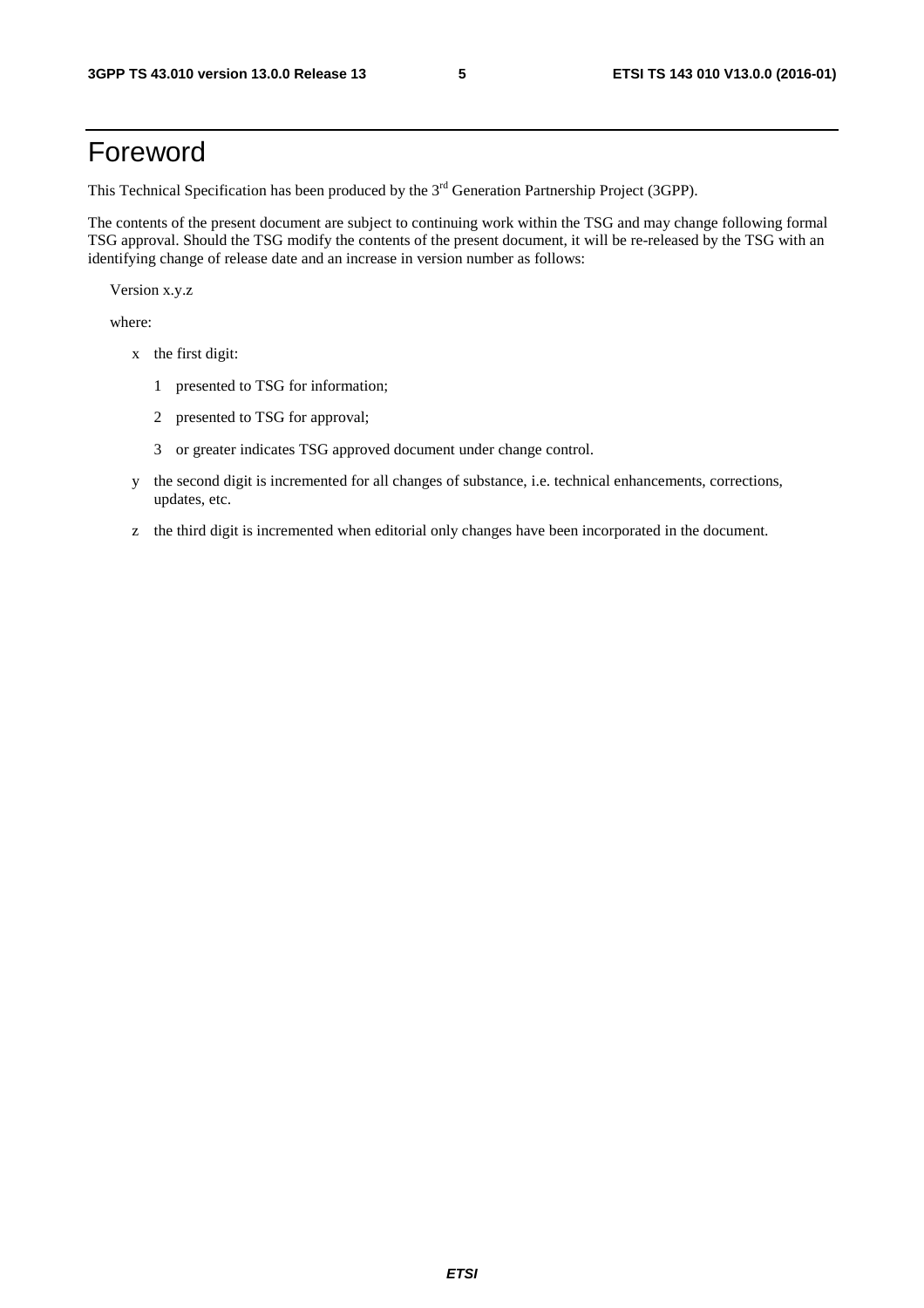# Foreword

This Technical Specification has been produced by the 3rd Generation Partnership Project (3GPP).

The contents of the present document are subject to continuing work within the TSG and may change following formal TSG approval. Should the TSG modify the contents of the present document, it will be re-released by the TSG with an identifying change of release date and an increase in version number as follows:

Version x.y.z

where:

- x the first digit:
  - 1 presented to TSG for information;
  - 2 presented to TSG for approval;
  - 3 or greater indicates TSG approved document under change control.
- y the second digit is incremented for all changes of substance, i.e. technical enhancements, corrections, updates, etc.
- z the third digit is incremented when editorial only changes have been incorporated in the document.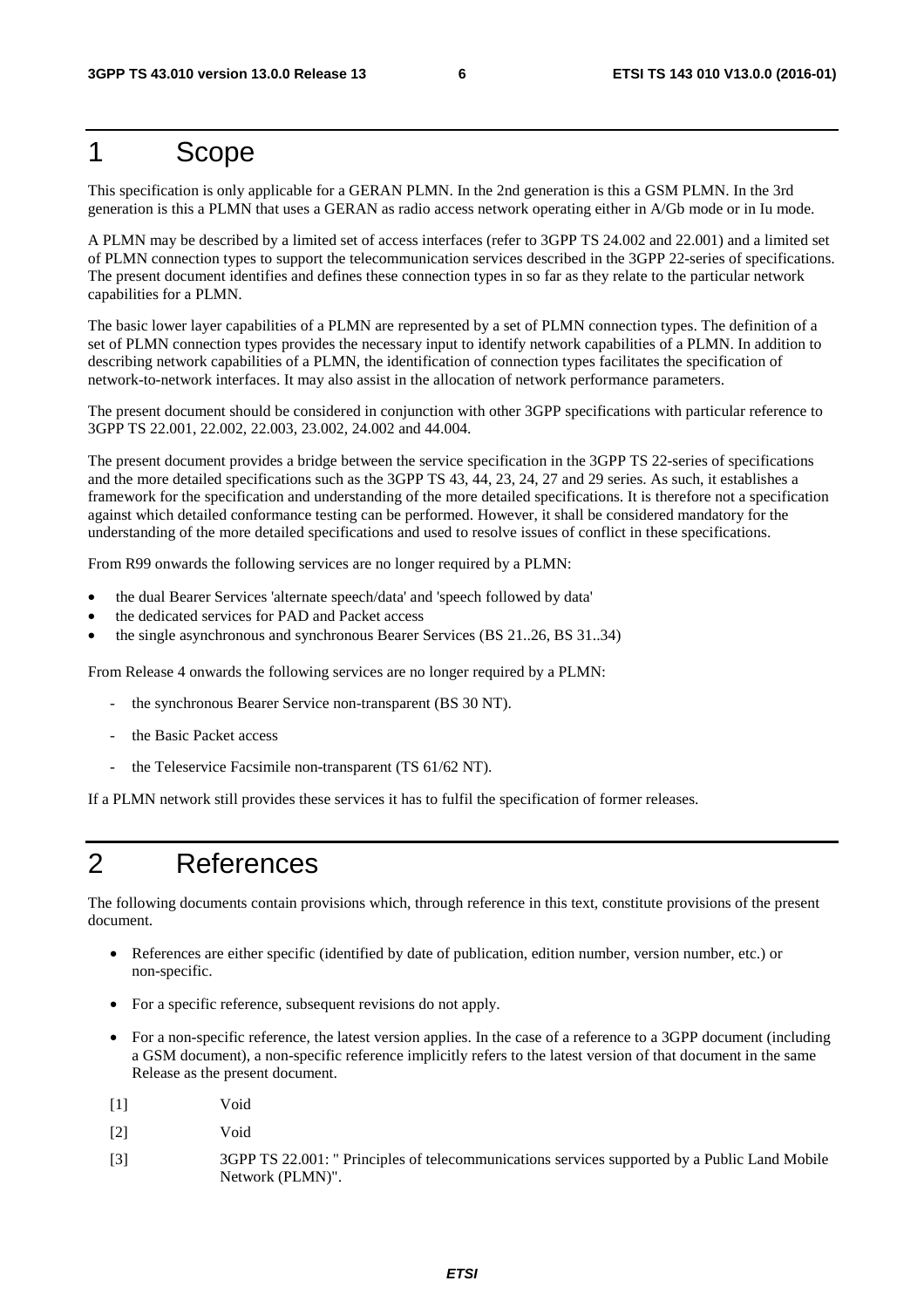# 1 Scope

This specification is only applicable for a GERAN PLMN. In the 2nd generation is this a GSM PLMN. In the 3rd generation is this a PLMN that uses a GERAN as radio access network operating either in A/Gb mode or in Iu mode.

A PLMN may be described by a limited set of access interfaces (refer to 3GPP TS 24.002 and 22.001) and a limited set of PLMN connection types to support the telecommunication services described in the 3GPP 22-series of specifications. The present document identifies and defines these connection types in so far as they relate to the particular network capabilities for a PLMN.

The basic lower layer capabilities of a PLMN are represented by a set of PLMN connection types. The definition of a set of PLMN connection types provides the necessary input to identify network capabilities of a PLMN. In addition to describing network capabilities of a PLMN, the identification of connection types facilitates the specification of network-to-network interfaces. It may also assist in the allocation of network performance parameters.

The present document should be considered in conjunction with other 3GPP specifications with particular reference to 3GPP TS 22.001, 22.002, 22.003, 23.002, 24.002 and 44.004.

The present document provides a bridge between the service specification in the 3GPP TS 22-series of specifications and the more detailed specifications such as the 3GPP TS 43, 44, 23, 24, 27 and 29 series. As such, it establishes a framework for the specification and understanding of the more detailed specifications. It is therefore not a specification against which detailed conformance testing can be performed. However, it shall be considered mandatory for the understanding of the more detailed specifications and used to resolve issues of conflict in these specifications.

From R99 onwards the following services are no longer required by a PLMN:

- the dual Bearer Services 'alternate speech/data' and 'speech followed by data'
- the dedicated services for PAD and Packet access
- the single asynchronous and synchronous Bearer Services (BS 21..26, BS 31..34)

From Release 4 onwards the following services are no longer required by a PLMN:

- the synchronous Bearer Service non-transparent (BS 30 NT).
- the Basic Packet access
- the Teleservice Facsimile non-transparent (TS 61/62 NT).

If a PLMN network still provides these services it has to fulfil the specification of former releases.

# 2 References

The following documents contain provisions which, through reference in this text, constitute provisions of the present document.

- References are either specific (identified by date of publication, edition number, version number, etc.) or non-specific.
- For a specific reference, subsequent revisions do not apply.
- For a non-specific reference, the latest version applies. In the case of a reference to a 3GPP document (including a GSM document), a non-specific reference implicitly refers to the latest version of that document in the same Release as the present document.

[1] Void

[2] Void

[3] 3GPP TS 22.001: " Principles of telecommunications services supported by a Public Land Mobile Network (PLMN)".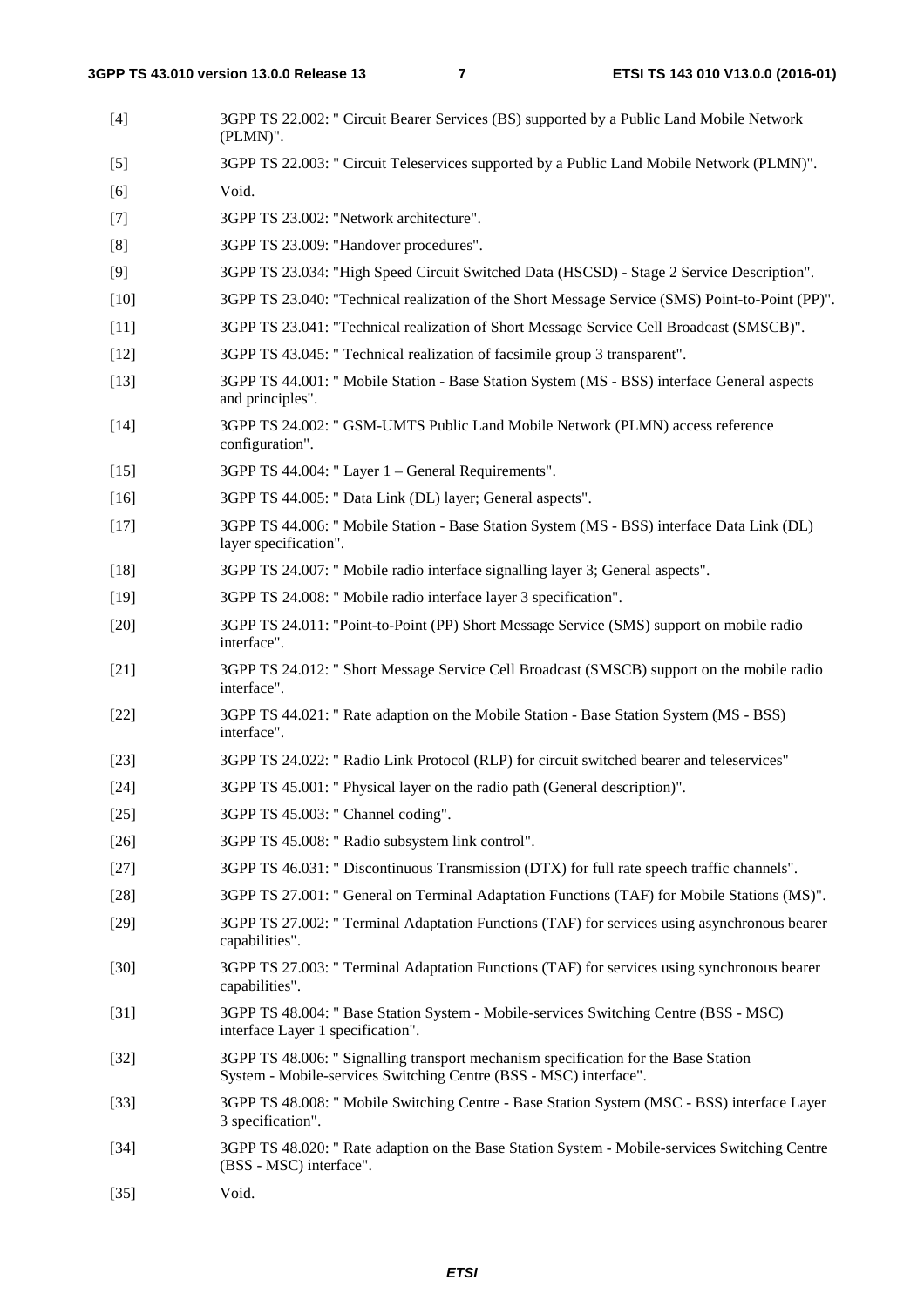[4] 3GPP TS 22.002: " Circuit Bearer Services (BS) supported by a Public Land Mobile Network (PLMN)".

[5] 3GPP TS 22.003: " Circuit Teleservices supported by a Public Land Mobile Network (PLMN)".

[6] Void.

[7] 3GPP TS 23.002: "Network architecture".

[8] 3GPP TS 23.009: "Handover procedures".

[9] 3GPP TS 23.034: "High Speed Circuit Switched Data (HSCSD) - Stage 2 Service Description".

[10] 3GPP TS 23.040: "Technical realization of the Short Message Service (SMS) Point-to-Point (PP)".

[11] 3GPP TS 23.041: "Technical realization of Short Message Service Cell Broadcast (SMSCB)".

[12] 3GPP TS 43.045: " Technical realization of facsimile group 3 transparent".

[13] 3GPP TS 44.001: " Mobile Station - Base Station System (MS - BSS) interface General aspects and principles".

[14] 3GPP TS 24.002: " GSM-UMTS Public Land Mobile Network (PLMN) access reference configuration".

[15] 3GPP TS 44.004: " Layer 1 – General Requirements".

[16] 3GPP TS 44.005: " Data Link (DL) layer; General aspects".

[17] 3GPP TS 44.006: " Mobile Station - Base Station System (MS - BSS) interface Data Link (DL) layer specification".

[18] 3GPP TS 24.007: " Mobile radio interface signalling layer 3; General aspects".

[19] 3GPP TS 24.008: " Mobile radio interface layer 3 specification".

[20] 3GPP TS 24.011: "Point-to-Point (PP) Short Message Service (SMS) support on mobile radio interface".

[21] 3GPP TS 24.012: " Short Message Service Cell Broadcast (SMSCB) support on the mobile radio interface".

[22] 3GPP TS 44.021: " Rate adaption on the Mobile Station - Base Station System (MS - BSS) interface".

[23] 3GPP TS 24.022: " Radio Link Protocol (RLP) for circuit switched bearer and teleservices"

[24] 3GPP TS 45.001: " Physical layer on the radio path (General description)".

[25] 3GPP TS 45.003: " Channel coding".

[26] 3GPP TS 45.008: " Radio subsystem link control".

[27] 3GPP TS 46.031: " Discontinuous Transmission (DTX) for full rate speech traffic channels".

[28] 3GPP TS 27.001: " General on Terminal Adaptation Functions (TAF) for Mobile Stations (MS)".

[29] 3GPP TS 27.002: " Terminal Adaptation Functions (TAF) for services using asynchronous bearer capabilities".

[30] 3GPP TS 27.003: " Terminal Adaptation Functions (TAF) for services using synchronous bearer capabilities".

[31] 3GPP TS 48.004: " Base Station System - Mobile-services Switching Centre (BSS - MSC) interface Layer 1 specification".

[32] 3GPP TS 48.006: " Signalling transport mechanism specification for the Base Station System - Mobile-services Switching Centre (BSS - MSC) interface".

[33] 3GPP TS 48.008: " Mobile Switching Centre - Base Station System (MSC - BSS) interface Layer 3 specification".

[34] 3GPP TS 48.020: " Rate adaption on the Base Station System - Mobile-services Switching Centre (BSS - MSC) interface".

[35] Void.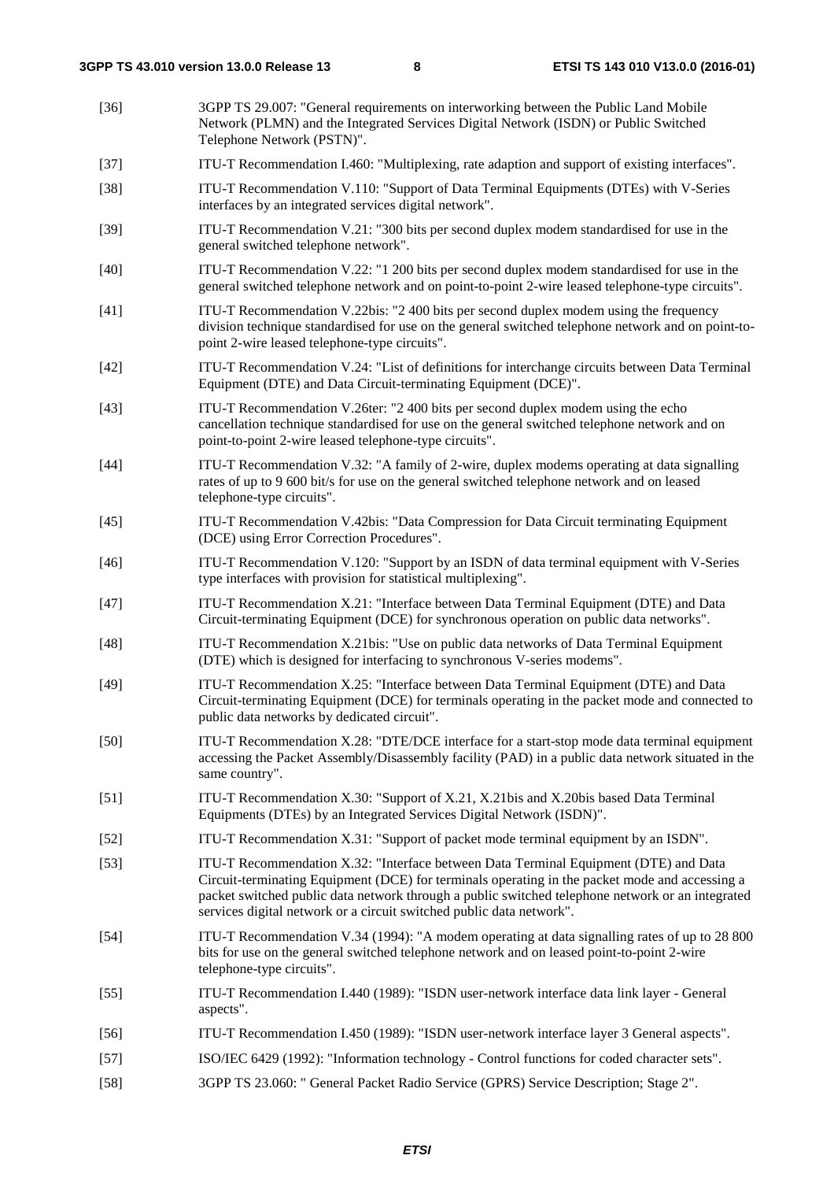[36] 3GPP TS 29.007: "General requirements on interworking between the Public Land Mobile Network (PLMN) and the Integrated Services Digital Network (ISDN) or Public Switched Telephone Network (PSTN)".

[37] ITU-T Recommendation I.460: "Multiplexing, rate adaption and support of existing interfaces".

[38] ITU-T Recommendation V.110: "Support of Data Terminal Equipments (DTEs) with V-Series interfaces by an integrated services digital network".

[39] ITU-T Recommendation V.21: "300 bits per second duplex modem standardised for use in the general switched telephone network".

[40] ITU-T Recommendation V.22: "1 200 bits per second duplex modem standardised for use in the general switched telephone network and on point-to-point 2-wire leased telephone-type circuits".

[41] ITU-T Recommendation V.22bis: "2 400 bits per second duplex modem using the frequency division technique standardised for use on the general switched telephone network and on point-to-point 2-wire leased telephone-type circuits".

[42] ITU-T Recommendation V.24: "List of definitions for interchange circuits between Data Terminal Equipment (DTE) and Data Circuit-terminating Equipment (DCE)".

[43] ITU-T Recommendation V.26ter: "2 400 bits per second duplex modem using the echo cancellation technique standardised for use on the general switched telephone network and on point-to-point 2-wire leased telephone-type circuits".

[44] ITU-T Recommendation V.32: "A family of 2-wire, duplex modems operating at data signalling rates of up to 9 600 bit/s for use on the general switched telephone network and on leased telephone-type circuits".

[45] ITU-T Recommendation V.42bis: "Data Compression for Data Circuit terminating Equipment (DCE) using Error Correction Procedures".

[46] ITU-T Recommendation V.120: "Support by an ISDN of data terminal equipment with V-Series type interfaces with provision for statistical multiplexing".

[47] ITU-T Recommendation X.21: "Interface between Data Terminal Equipment (DTE) and Data Circuit-terminating Equipment (DCE) for synchronous operation on public data networks".

[48] ITU-T Recommendation X.21bis: "Use on public data networks of Data Terminal Equipment (DTE) which is designed for interfacing to synchronous V-series modems".

[49] ITU-T Recommendation X.25: "Interface between Data Terminal Equipment (DTE) and Data Circuit-terminating Equipment (DCE) for terminals operating in the packet mode and connected to public data networks by dedicated circuit".

[50] ITU-T Recommendation X.28: "DTE/DCE interface for a start-stop mode data terminal equipment accessing the Packet Assembly/Disassembly facility (PAD) in a public data network situated in the same country".

[51] ITU-T Recommendation X.30: "Support of X.21, X.21bis and X.20bis based Data Terminal Equipments (DTEs) by an Integrated Services Digital Network (ISDN)".

[52] ITU-T Recommendation X.31: "Support of packet mode terminal equipment by an ISDN".

[53] ITU-T Recommendation X.32: "Interface between Data Terminal Equipment (DTE) and Data Circuit-terminating Equipment (DCE) for terminals operating in the packet mode and accessing a packet switched public data network through a public switched telephone network or an integrated services digital network or a circuit switched public data network".

[54] ITU-T Recommendation V.34 (1994): "A modem operating at data signalling rates of up to 28 800 bits for use on the general switched telephone network and on leased point-to-point 2-wire telephone-type circuits".

[55] ITU-T Recommendation I.440 (1989): "ISDN user-network interface data link layer - General aspects".

[56] ITU-T Recommendation I.450 (1989): "ISDN user-network interface layer 3 General aspects".

[57] ISO/IEC 6429 (1992): "Information technology - Control functions for coded character sets".

[58] 3GPP TS 23.060: " General Packet Radio Service (GPRS) Service Description; Stage 2".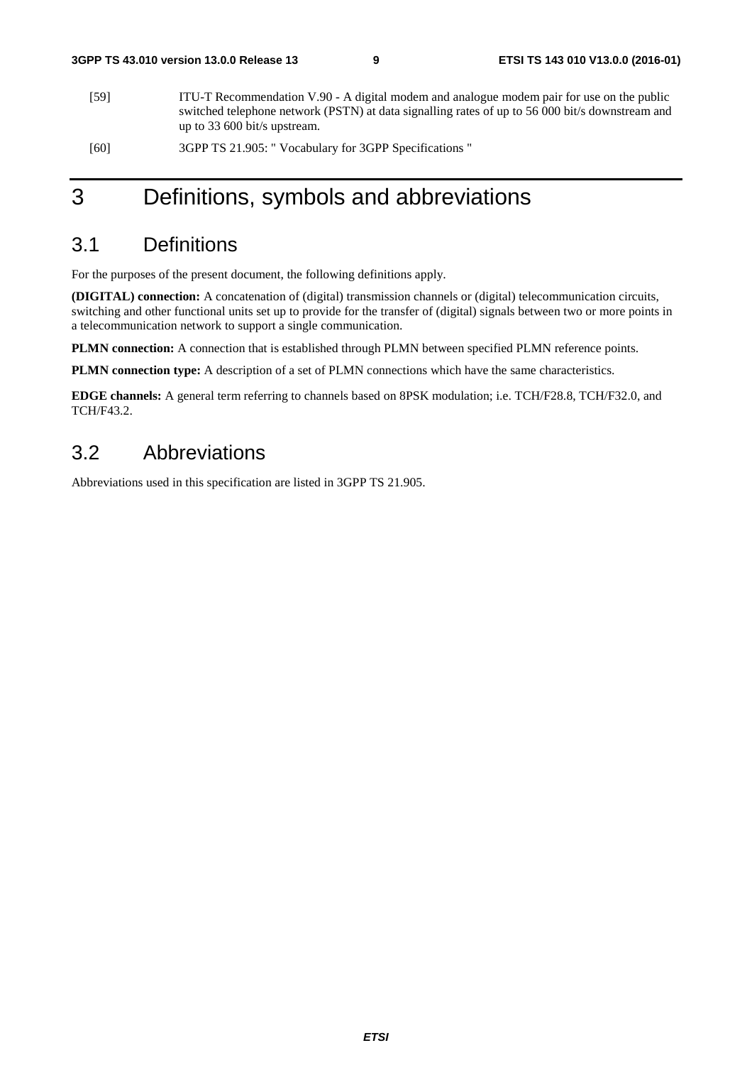[59] ITU-T Recommendation V.90 - A digital modem and analogue modem pair for use on the public switched telephone network (PSTN) at data signalling rates of up to 56 000 bit/s downstream and up to 33 600 bit/s upstream.

[60] 3GPP TS 21.905: " Vocabulary for 3GPP Specifications "

# 3 Definitions, symbols and abbreviations

## 3.1 Definitions

For the purposes of the present document, the following definitions apply.

**(DIGITAL) connection:** A concatenation of (digital) transmission channels or (digital) telecommunication circuits, switching and other functional units set up to provide for the transfer of (digital) signals between two or more points in a telecommunication network to support a single communication.

**PLMN connection:** A connection that is established through PLMN between specified PLMN reference points.

**PLMN connection type:** A description of a set of PLMN connections which have the same characteristics.

**EDGE channels:** A general term referring to channels based on 8PSK modulation; i.e. TCH/F28.8, TCH/F32.0, and TCH/F43.2.

## 3.2 Abbreviations

Abbreviations used in this specification are listed in 3GPP TS 21.905.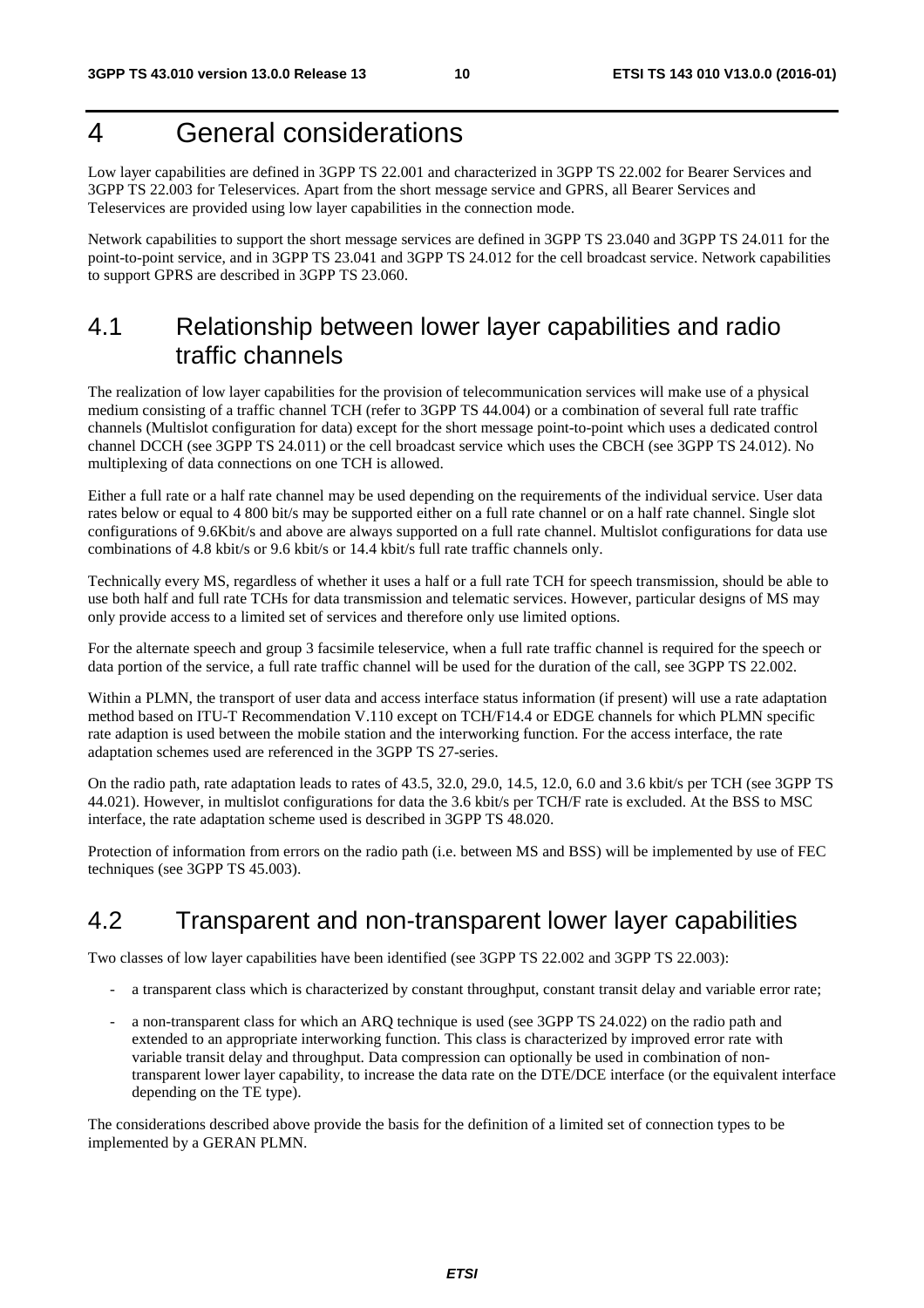# 4 General considerations

Low layer capabilities are defined in 3GPP TS 22.001 and characterized in 3GPP TS 22.002 for Bearer Services and 3GPP TS 22.003 for Teleservices. Apart from the short message service and GPRS, all Bearer Services and Teleservices are provided using low layer capabilities in the connection mode.

Network capabilities to support the short message services are defined in 3GPP TS 23.040 and 3GPP TS 24.011 for the point-to-point service, and in 3GPP TS 23.041 and 3GPP TS 24.012 for the cell broadcast service. Network capabilities to support GPRS are described in 3GPP TS 23.060.

## 4.1 Relationship between lower layer capabilities and radio traffic channels

The realization of low layer capabilities for the provision of telecommunication services will make use of a physical medium consisting of a traffic channel TCH (refer to 3GPP TS 44.004) or a combination of several full rate traffic channels (Multislot configuration for data) except for the short message point-to-point which uses a dedicated control channel DCCH (see 3GPP TS 24.011) or the cell broadcast service which uses the CBCH (see 3GPP TS 24.012). No multiplexing of data connections on one TCH is allowed.

Either a full rate or a half rate channel may be used depending on the requirements of the individual service. User data rates below or equal to 4 800 bit/s may be supported either on a full rate channel or on a half rate channel. Single slot configurations of 9.6Kbit/s and above are always supported on a full rate channel. Multislot configurations for data use combinations of 4.8 kbit/s or 9.6 kbit/s or 14.4 kbit/s full rate traffic channels only.

Technically every MS, regardless of whether it uses a half or a full rate TCH for speech transmission, should be able to use both half and full rate TCHs for data transmission and telematic services. However, particular designs of MS may only provide access to a limited set of services and therefore only use limited options.

For the alternate speech and group 3 facsimile teleservice, when a full rate traffic channel is required for the speech or data portion of the service, a full rate traffic channel will be used for the duration of the call, see 3GPP TS 22.002.

Within a PLMN, the transport of user data and access interface status information (if present) will use a rate adaptation method based on ITU-T Recommendation V.110 except on TCH/F14.4 or EDGE channels for which PLMN specific rate adaption is used between the mobile station and the interworking function. For the access interface, the rate adaptation schemes used are referenced in the 3GPP TS 27-series.

On the radio path, rate adaptation leads to rates of 43.5, 32.0, 29.0, 14.5, 12.0, 6.0 and 3.6 kbit/s per TCH (see 3GPP TS 44.021). However, in multislot configurations for data the 3.6 kbit/s per TCH/F rate is excluded. At the BSS to MSC interface, the rate adaptation scheme used is described in 3GPP TS 48.020.

Protection of information from errors on the radio path (i.e. between MS and BSS) will be implemented by use of FEC techniques (see 3GPP TS 45.003).

## 4.2 Transparent and non-transparent lower layer capabilities

Two classes of low layer capabilities have been identified (see 3GPP TS 22.002 and 3GPP TS 22.003):

- a transparent class which is characterized by constant throughput, constant transit delay and variable error rate;
- a non-transparent class for which an ARQ technique is used (see 3GPP TS 24.022) on the radio path and extended to an appropriate interworking function. This class is characterized by improved error rate with variable transit delay and throughput. Data compression can optionally be used in combination of non-transparent lower layer capability, to increase the data rate on the DTE/DCE interface (or the equivalent interface depending on the TE type).

The considerations described above provide the basis for the definition of a limited set of connection types to be implemented by a GERAN PLMN.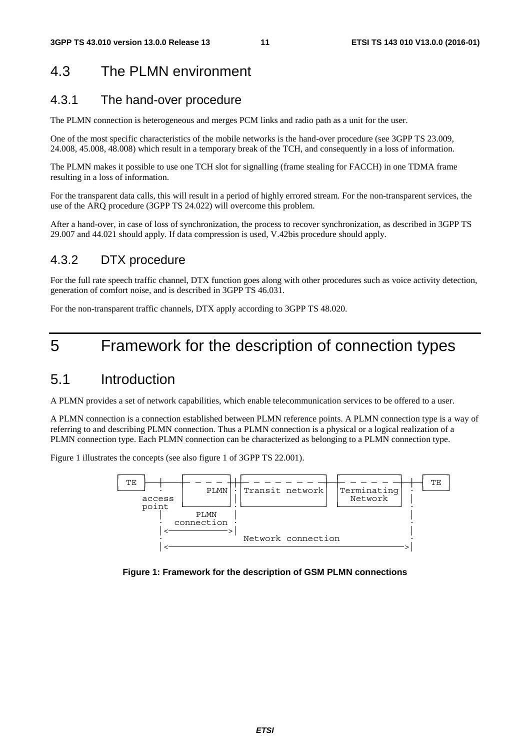## 4.3 The PLMN environment

### 4.3.1 The hand-over procedure

The PLMN connection is heterogeneous and merges PCM links and radio path as a unit for the user.

One of the most specific characteristics of the mobile networks is the hand-over procedure (see 3GPP TS 23.009, 24.008, 45.008, 48.008) which result in a temporary break of the TCH, and consequently in a loss of information.

The PLMN makes it possible to use one TCH slot for signalling (frame stealing for FACCH) in one TDMA frame resulting in a loss of information.

For the transparent data calls, this will result in a period of highly errored stream. For the non-transparent services, the use of the ARQ procedure (3GPP TS 24.022) will overcome this problem.

After a hand-over, in case of loss of synchronization, the process to recover synchronization, as described in 3GPP TS 29.007 and 44.021 should apply. If data compression is used, V.42bis procedure should apply.

### 4.3.2 DTX procedure

For the full rate speech traffic channel, DTX function goes along with other procedures such as voice activity detection, generation of comfort noise, and is described in 3GPP TS 46.031.

For the non-transparent traffic channels, DTX apply according to 3GPP TS 48.020.

# 5 Framework for the description of connection types

## 5.1 Introduction

A PLMN provides a set of network capabilities, which enable telecommunication services to be offered to a user.

A PLMN connection is a connection established between PLMN reference points. A PLMN connection type is a way of referring to and describing PLMN connection. Thus a PLMN connection is a physical or a logical realization of a PLMN connection type. Each PLMN connection can be characterized as belonging to a PLMN connection type.

Figure 1 illustrates the concepts (see also figure 1 of 3GPP TS 22.001).

```
TE ──┼── ─ ─ ─ ─┼┼─ ─ ─ ─ ─ ─ ─ ─┼── ─ ─ ─ ─ ─┼── TE
     :     PLMN │: Transit network │ Terminating │ :
  access        │:                 │   Network   │ │
  point         │:                                 :
     │    PLMN  │                                  │
     :  connection :                               :
     │<─────────>│                                 │
     :            Network connection               :
     │<───────────────────────────────────────────>│
```

**Figure 1: Framework for the description of GSM PLMN connections**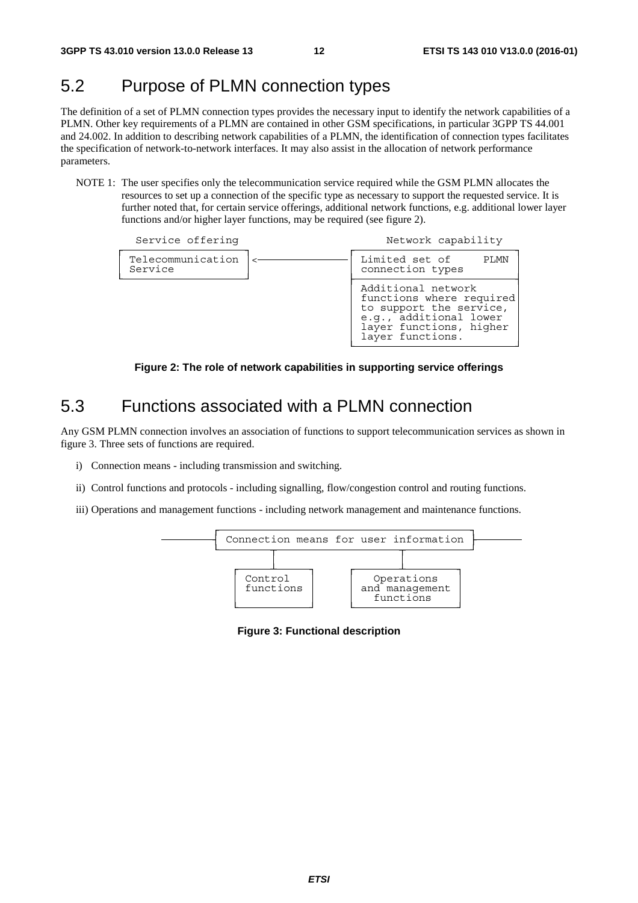## 5.2 Purpose of PLMN connection types

The definition of a set of PLMN connection types provides the necessary input to identify the network capabilities of a PLMN. Other key requirements of a PLMN are contained in other GSM specifications, in particular 3GPP TS 44.001 and 24.002. In addition to describing network capabilities of a PLMN, the identification of connection types facilitates the specification of network-to-network interfaces. It may also assist in the allocation of network performance parameters.

NOTE 1: The user specifies only the telecommunication service required while the GSM PLMN allocates the resources to set up a connection of the specific type as necessary to support the requested service. It is further noted that, for certain service offerings, additional network functions, e.g. additional lower layer functions and/or higher layer functions, may be required (see figure 2).

```
  Service offering                             Network capability
 ┌─────────────────┐                          ┌──────────────────────────┐
 │Telecommunication│ <────────────────────────│Limited set of       PLMN │
 │Service          │                          │connection types          │
 └─────────────────┘                          ├──────────────────────────┤
                                              │Additional network        │
                                              │functions where required  │
                                              │to support the service,   │
                                              │e.g., additional lower    │
                                              │layer functions, higher   │
                                              │layer functions.          │
                                              └──────────────────────────┘
```

**Figure 2: The role of network capabilities in supporting service offerings**

## 5.3 Functions associated with a PLMN connection

Any GSM PLMN connection involves an association of functions to support telecommunication services as shown in figure 3. Three sets of functions are required.

i) Connection means - including transmission and switching.

ii) Control functions and protocols - including signalling, flow/congestion control and routing functions.

iii) Operations and management functions - including network management and maintenance functions.

```
        ┌────────────────────────────────────┐
────────┤ Connection means for user information ├────────
        └─────────┬────────────────────┬─────┘
                  │                    │
          ┌───────┴──┐         ┌───────┴────────┐
          │ Control  │         │   Operations   │
          │functions │         │ and management │
          │          │         │   functions    │
          └──────────┘         └────────────────┘
```

**Figure 3: Functional description**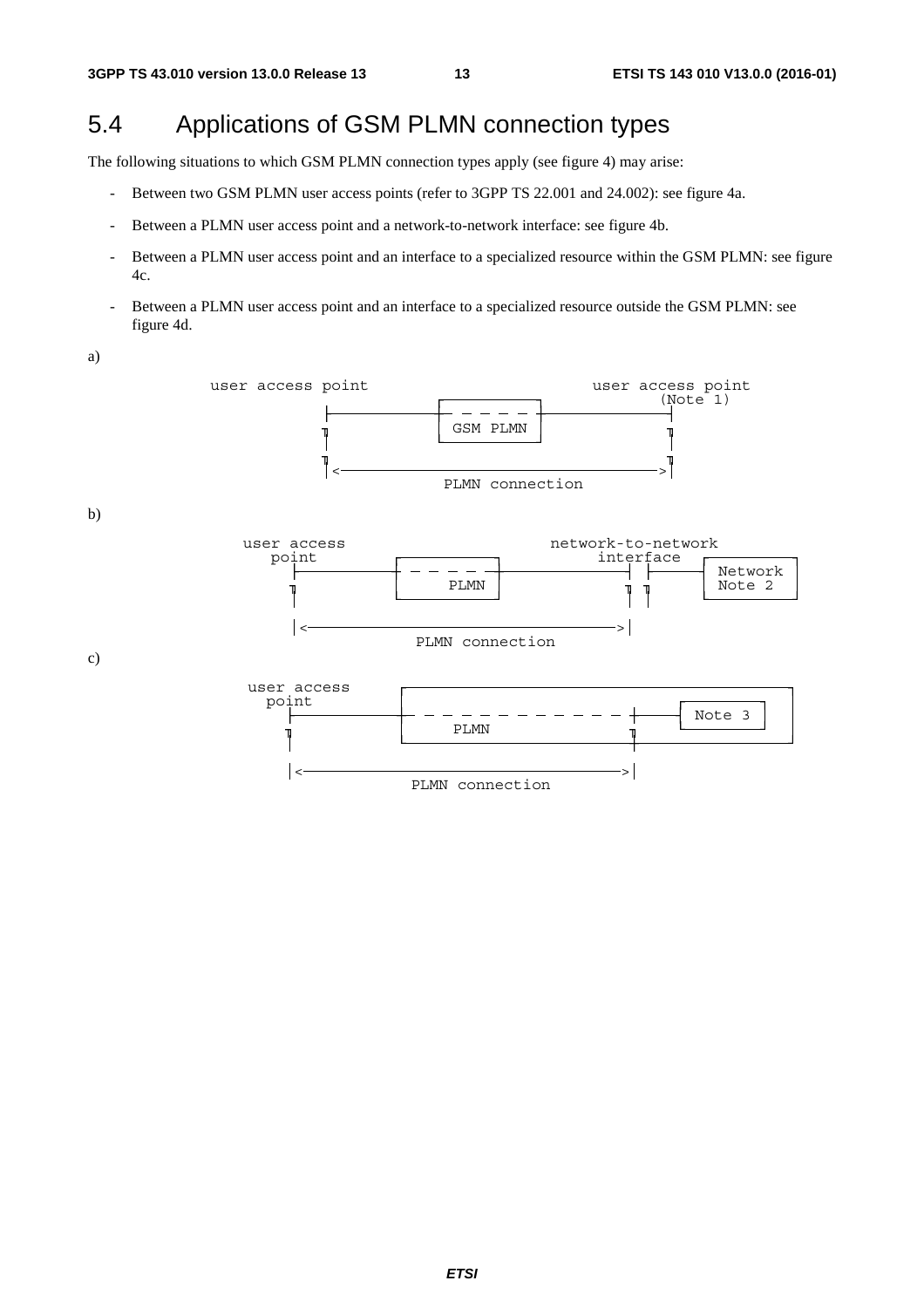# 5.4 Applications of GSM PLMN connection types

The following situations to which GSM PLMN connection types apply (see figure 4) may arise:

- Between two GSM PLMN user access points (refer to 3GPP TS 22.001 and 24.002): see figure 4a.
- Between a PLMN user access point and a network-to-network interface: see figure 4b.
- Between a PLMN user access point and an interface to a specialized resource within the GSM PLMN: see figure 4c.
- Between a PLMN user access point and an interface to a specialized resource outside the GSM PLMN: see figure 4d.

a)

```
user access point                          user access point
                                              (Note 1)
    |--------------[ - - - - ]-----------------|
    |              [ GSM PLMN ]                |
    |                                          |
    |<---------------------------------------->|
                   PLMN connection
```

b)

```
user access                          network-to-network
  point                                  interface
    |----------[ - - - - ]------------------| |-----[ Network ]
    |          [  PLMN   ]                  | |     [ Note 2  ]
    |                                       |
    |<------------------------------------->|
                 PLMN connection
```

c)

```
user access
  point
    |-----------[ - - - - - - - - - - - - ]|-----[ Note 3 ]
    |           [         PLMN                               ]
    |                                      |
    |<------------------------------------>|
                 PLMN connection
```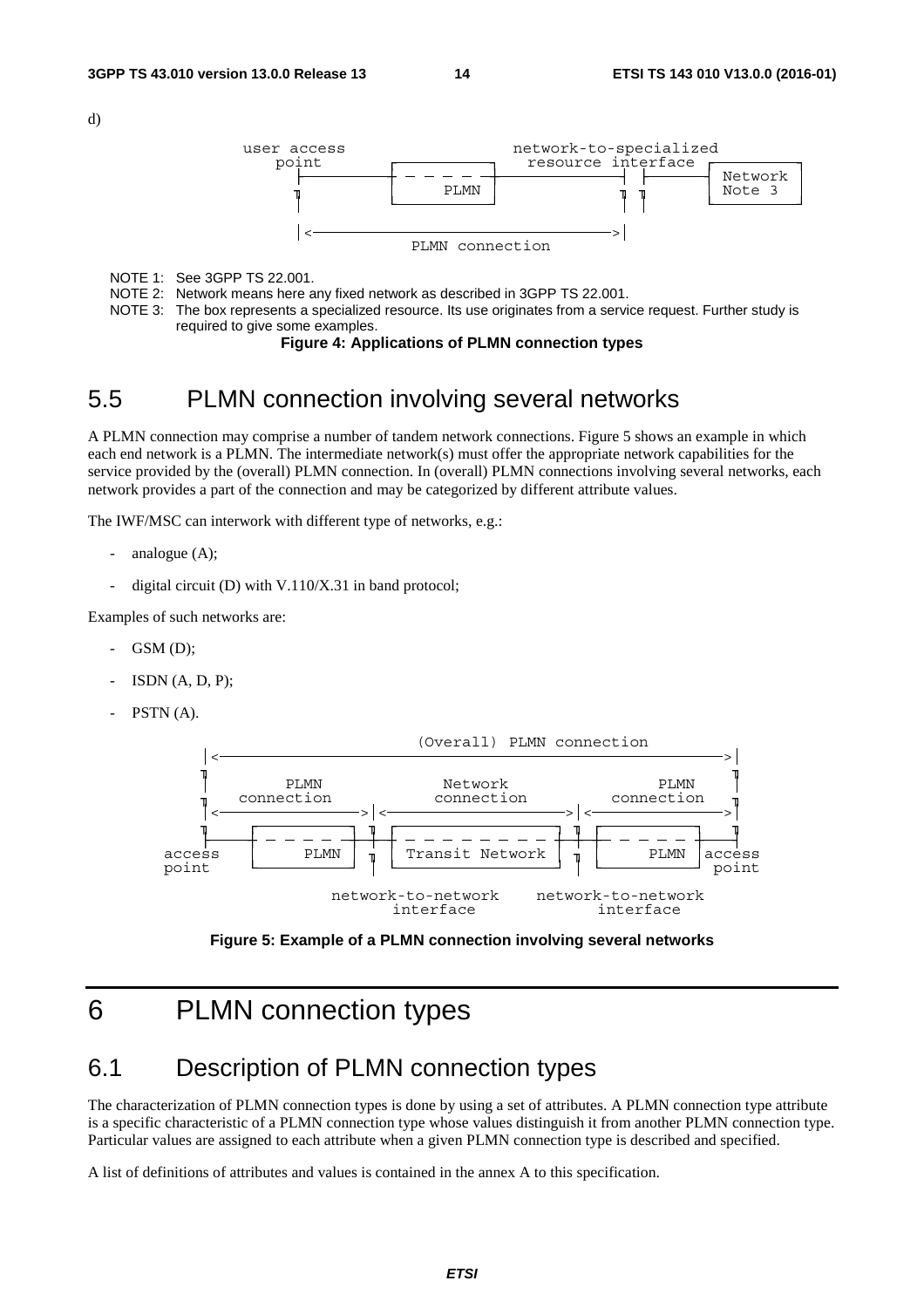d)

```
user access                      network-to-specialized
   point                            resource interface
   |-----------| - - - -  |-----------------| |---| Network
   |           |   PLMN   |                 | |   | Note 3
   |                                        |
   |<-------------------------------------->|
                 PLMN connection
```

NOTE 1: See 3GPP TS 22.001.

NOTE 2: Network means here any fixed network as described in 3GPP TS 22.001.

NOTE 3: The box represents a specialized resource. Its use originates from a service request. Further study is required to give some examples.

**Figure 4: Applications of PLMN connection types**

## 5.5 PLMN connection involving several networks

A PLMN connection may comprise a number of tandem network connections. Figure 5 shows an example in which each end network is a PLMN. The intermediate network(s) must offer the appropriate network capabilities for the service provided by the (overall) PLMN connection. In (overall) PLMN connections involving several networks, each network provides a part of the connection and may be categorized by different attribute values.

The IWF/MSC can interwork with different type of networks, e.g.:

- analogue (A);
- digital circuit (D) with V.110/X.31 in band protocol;

Examples of such networks are:

- GSM (D);
- ISDN (A, D, P);
- PSTN (A).

```
                        (Overall) PLMN connection
 |<------------------------------------------------------------------>|
 |      PLMN              Network                  PLMN               |
 |   connection          connection             connection            |
 |<------------->|<------------------------>|<------------------------>|
 |---| - - - -  |--|- - - - - - - - - - - |--| - - - - - |------------|
access   PLMN   |   Transit Network       |       PLMN     access
point                                                      point
            network-to-network     network-to-network
                 interface              interface
```

**Figure 5: Example of a PLMN connection involving several networks**

# 6 PLMN connection types

## 6.1 Description of PLMN connection types

The characterization of PLMN connection types is done by using a set of attributes. A PLMN connection type attribute is a specific characteristic of a PLMN connection type whose values distinguish it from another PLMN connection type. Particular values are assigned to each attribute when a given PLMN connection type is described and specified.

A list of definitions of attributes and values is contained in the annex A to this specification.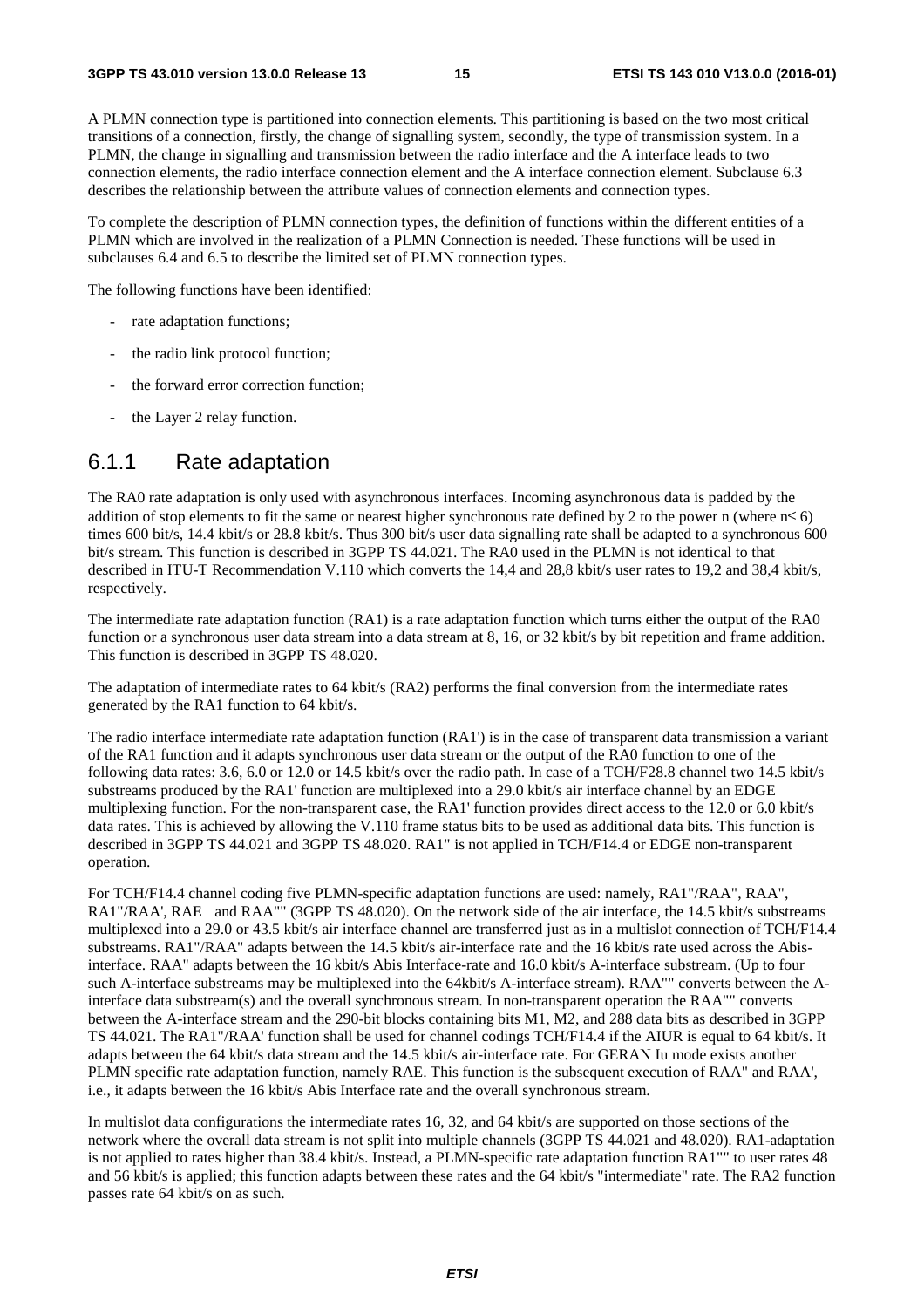A PLMN connection type is partitioned into connection elements. This partitioning is based on the two most critical transitions of a connection, firstly, the change of signalling system, secondly, the type of transmission system. In a PLMN, the change in signalling and transmission between the radio interface and the A interface leads to two connection elements, the radio interface connection element and the A interface connection element. Subclause 6.3 describes the relationship between the attribute values of connection elements and connection types.

To complete the description of PLMN connection types, the definition of functions within the different entities of a PLMN which are involved in the realization of a PLMN Connection is needed. These functions will be used in subclauses 6.4 and 6.5 to describe the limited set of PLMN connection types.

The following functions have been identified:

- rate adaptation functions;
- the radio link protocol function;
- the forward error correction function;
- the Layer 2 relay function.

### 6.1.1 Rate adaptation

The RA0 rate adaptation is only used with asynchronous interfaces. Incoming asynchronous data is padded by the addition of stop elements to fit the same or nearest higher synchronous rate defined by 2 to the power n (where $n \leq 6$) times 600 bit/s, 14.4 kbit/s or 28.8 kbit/s. Thus 300 bit/s user data signalling rate shall be adapted to a synchronous 600 bit/s stream. This function is described in 3GPP TS 44.021. The RA0 used in the PLMN is not identical to that described in ITU-T Recommendation V.110 which converts the 14,4 and 28,8 kbit/s user rates to 19,2 and 38,4 kbit/s, respectively.

The intermediate rate adaptation function (RA1) is a rate adaptation function which turns either the output of the RA0 function or a synchronous user data stream into a data stream at 8, 16, or 32 kbit/s by bit repetition and frame addition. This function is described in 3GPP TS 48.020.

The adaptation of intermediate rates to 64 kbit/s (RA2) performs the final conversion from the intermediate rates generated by the RA1 function to 64 kbit/s.

The radio interface intermediate rate adaptation function (RA1') is in the case of transparent data transmission a variant of the RA1 function and it adapts synchronous user data stream or the output of the RA0 function to one of the following data rates: 3.6, 6.0 or 12.0 or 14.5 kbit/s over the radio path. In case of a TCH/F28.8 channel two 14.5 kbit/s substreams produced by the RA1' function are multiplexed into a 29.0 kbit/s air interface channel by an EDGE multiplexing function. For the non-transparent case, the RA1' function provides direct access to the 12.0 or 6.0 kbit/s data rates. This is achieved by allowing the V.110 frame status bits to be used as additional data bits. This function is described in 3GPP TS 44.021 and 3GPP TS 48.020. RA1" is not applied in TCH/F14.4 or EDGE non-transparent operation.

For TCH/F14.4 channel coding five PLMN-specific adaptation functions are used: namely, RA1"/RAA", RAA", RA1"/RAA', RAE and RAA"" (3GPP TS 48.020). On the network side of the air interface, the 14.5 kbit/s substreams multiplexed into a 29.0 or 43.5 kbit/s air interface channel are transferred just as in a multislot connection of TCH/F14.4 substreams. RA1"/RAA" adapts between the 14.5 kbit/s air-interface rate and the 16 kbit/s rate used across the Abis-interface. RAA" adapts between the 16 kbit/s Abis Interface-rate and 16.0 kbit/s A-interface substream. (Up to four such A-interface substreams may be multiplexed into the 64kbit/s A-interface stream). RAA"" converts between the A-interface data substream(s) and the overall synchronous stream. In non-transparent operation the RAA"" converts between the A-interface stream and the 290-bit blocks containing bits M1, M2, and 288 data bits as described in 3GPP TS 44.021. The RA1"/RAA' function shall be used for channel codings TCH/F14.4 if the AIUR is equal to 64 kbit/s. It adapts between the 64 kbit/s data stream and the 14.5 kbit/s air-interface rate. For GERAN Iu mode exists another PLMN specific rate adaptation function, namely RAE. This function is the subsequent execution of RAA" and RAA', i.e., it adapts between the 16 kbit/s Abis Interface rate and the overall synchronous stream.

In multislot data configurations the intermediate rates 16, 32, and 64 kbit/s are supported on those sections of the network where the overall data stream is not split into multiple channels (3GPP TS 44.021 and 48.020). RA1-adaptation is not applied to rates higher than 38.4 kbit/s. Instead, a PLMN-specific rate adaptation function RA1"" to user rates 48 and 56 kbit/s is applied; this function adapts between these rates and the 64 kbit/s "intermediate" rate. The RA2 function passes rate 64 kbit/s on as such.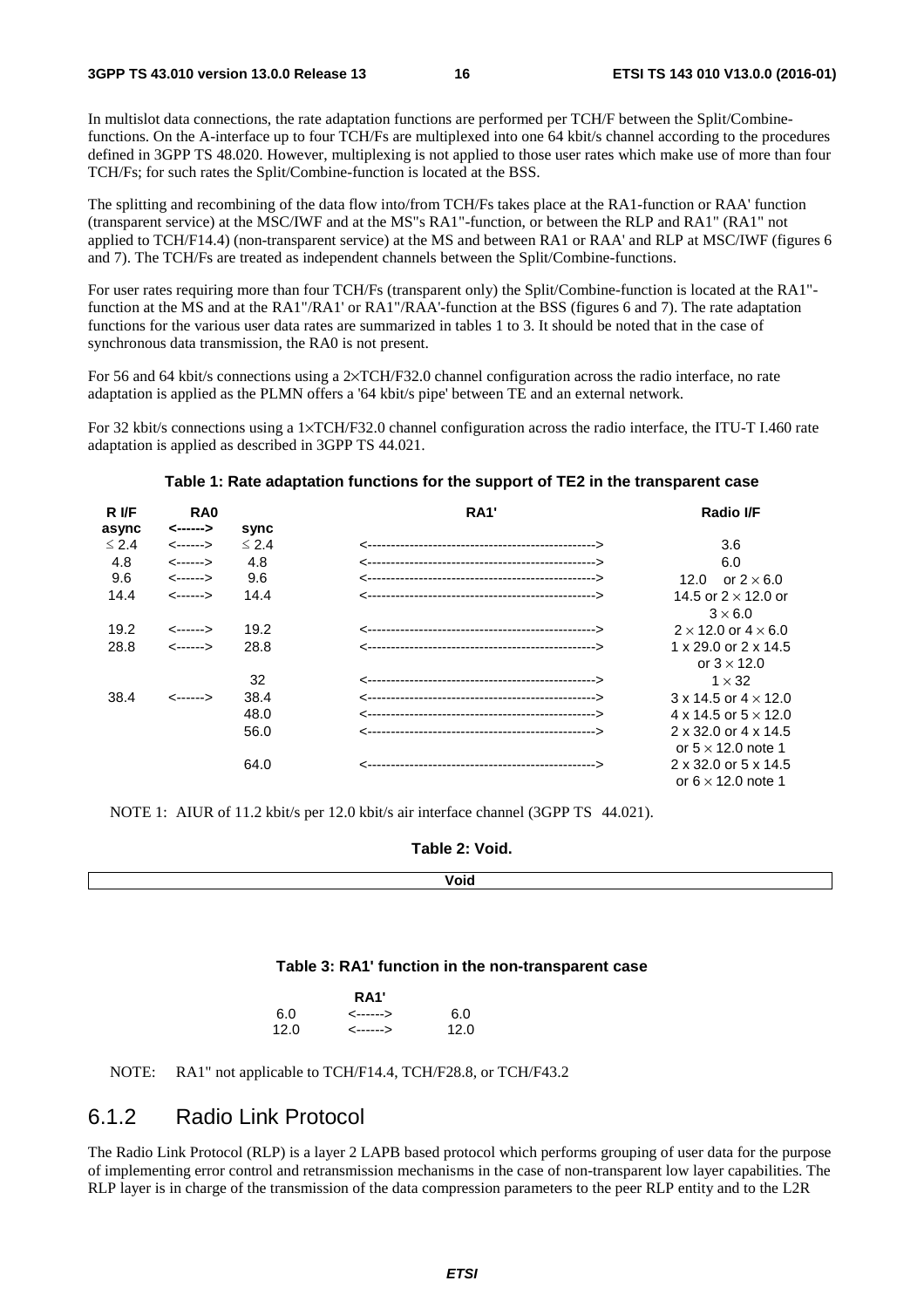In multislot data connections, the rate adaptation functions are performed per TCH/F between the Split/Combine-functions. On the A-interface up to four TCH/Fs are multiplexed into one 64 kbit/s channel according to the procedures defined in 3GPP TS 48.020. However, multiplexing is not applied to those user rates which make use of more than four TCH/Fs; for such rates the Split/Combine-function is located at the BSS.

The splitting and recombining of the data flow into/from TCH/Fs takes place at the RA1-function or RAA' function (transparent service) at the MSC/IWF and at the MS"s RA1"-function, or between the RLP and RA1" (RA1" not applied to TCH/F14.4) (non-transparent service) at the MS and between RA1 or RAA' and RLP at MSC/IWF (figures 6 and 7). The TCH/Fs are treated as independent channels between the Split/Combine-functions.

For user rates requiring more than four TCH/Fs (transparent only) the Split/Combine-function is located at the RA1"-function at the MS and at the RA1"/RA1' or RA1"/RAA'-function at the BSS (figures 6 and 7). The rate adaptation functions for the various user data rates are summarized in tables 1 to 3. It should be noted that in the case of synchronous data transmission, the RA0 is not present.

For 56 and 64 kbit/s connections using a 2×TCH/F32.0 channel configuration across the radio interface, no rate adaptation is applied as the PLMN offers a '64 kbit/s pipe' between TE and an external network.

For 32 kbit/s connections using a 1×TCH/F32.0 channel configuration across the radio interface, the ITU-T I.460 rate adaptation is applied as described in 3GPP TS 44.021.

**Table 1: Rate adaptation functions for the support of TE2 in the transparent case**

| R I/F async | RA0 <------> | sync | RA1' | Radio I/F |
|---|---|---|---|---|
| ≤ 2.4 | <------> | ≤ 2.4 | <------------------------------------------------> | 3.6 |
| 4.8 | <------> | 4.8 | <------------------------------------------------> | 6.0 |
| 9.6 | <------> | 9.6 | <------------------------------------------------> | 12.0 or 2 × 6.0 |
| 14.4 | <------> | 14.4 | <------------------------------------------------> | 14.5 or 2 × 12.0 or 3 × 6.0 |
| 19.2 | <------> | 19.2 | <------------------------------------------------> | 2 × 12.0 or 4 × 6.0 |
| 28.8 | <------> | 28.8 | <------------------------------------------------> | 1 x 29.0 or 2 x 14.5 or 3 × 12.0 |
| | | 32 | <------------------------------------------------> | 1 × 32 |
| 38.4 | <------> | 38.4 | <------------------------------------------------> | 3 x 14.5 or 4 × 12.0 |
| | | 48.0 | <------------------------------------------------> | 4 x 14.5 or 5 × 12.0 |
| | | 56.0 | <------------------------------------------------> | 2 x 32.0 or 4 x 14.5 or 5 × 12.0 note 1 |
| | | 64.0 | <------------------------------------------------> | 2 x 32.0 or 5 x 14.5 or 6 × 12.0 note 1 |

NOTE 1: AIUR of 11.2 kbit/s per 12.0 kbit/s air interface channel (3GPP TS 44.021).

**Table 2: Void.**

| Void |
|---|

**Table 3: RA1' function in the non-transparent case**

| | RA1' | |
|---|---|---|
| 6.0 | <------> | 6.0 |
| 12.0 | <------> | 12.0 |

NOTE: RA1" not applicable to TCH/F14.4, TCH/F28.8, or TCH/F43.2

## 6.1.2 Radio Link Protocol

The Radio Link Protocol (RLP) is a layer 2 LAPB based protocol which performs grouping of user data for the purpose of implementing error control and retransmission mechanisms in the case of non-transparent low layer capabilities. The RLP layer is in charge of the transmission of the data compression parameters to the peer RLP entity and to the L2R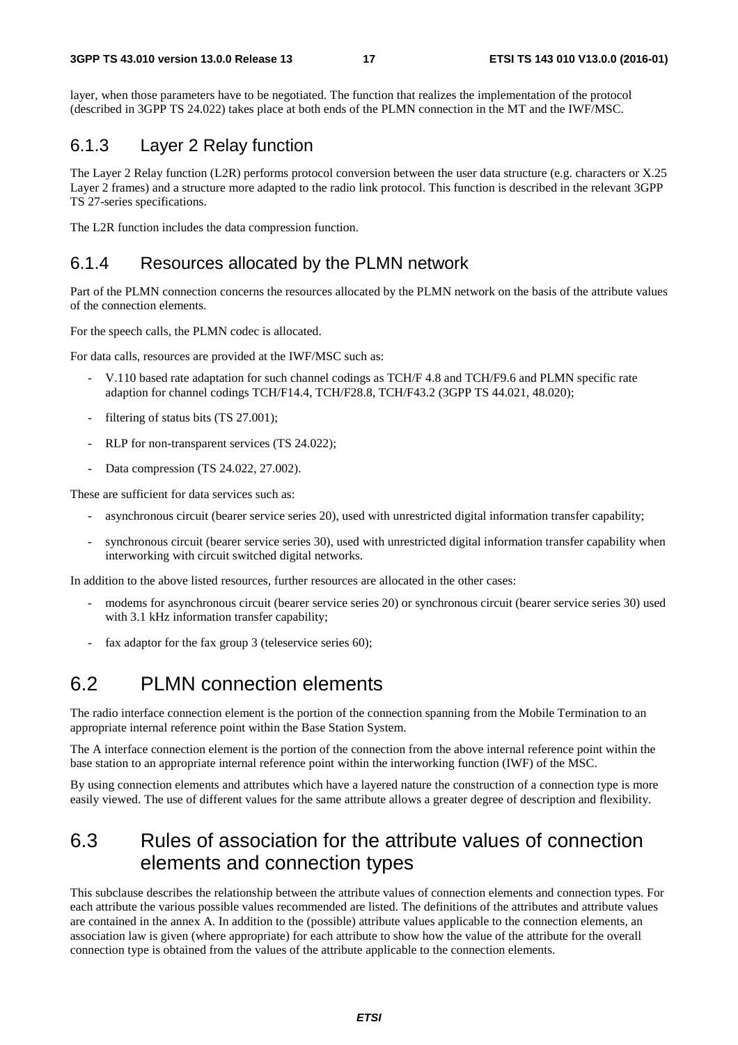layer, when those parameters have to be negotiated. The function that realizes the implementation of the protocol (described in 3GPP TS 24.022) takes place at both ends of the PLMN connection in the MT and the IWF/MSC.

### 6.1.3 Layer 2 Relay function

The Layer 2 Relay function (L2R) performs protocol conversion between the user data structure (e.g. characters or X.25 Layer 2 frames) and a structure more adapted to the radio link protocol. This function is described in the relevant 3GPP TS 27-series specifications.

The L2R function includes the data compression function.

### 6.1.4 Resources allocated by the PLMN network

Part of the PLMN connection concerns the resources allocated by the PLMN network on the basis of the attribute values of the connection elements.

For the speech calls, the PLMN codec is allocated.

For data calls, resources are provided at the IWF/MSC such as:

- V.110 based rate adaptation for such channel codings as TCH/F 4.8 and TCH/F9.6 and PLMN specific rate adaption for channel codings TCH/F14.4, TCH/F28.8, TCH/F43.2 (3GPP TS 44.021, 48.020);
- filtering of status bits (TS 27.001);
- RLP for non-transparent services (TS 24.022);
- Data compression (TS 24.022, 27.002).

These are sufficient for data services such as:

- asynchronous circuit (bearer service series 20), used with unrestricted digital information transfer capability;
- synchronous circuit (bearer service series 30), used with unrestricted digital information transfer capability when interworking with circuit switched digital networks.

In addition to the above listed resources, further resources are allocated in the other cases:

- modems for asynchronous circuit (bearer service series 20) or synchronous circuit (bearer service series 30) used with 3.1 kHz information transfer capability;
- fax adaptor for the fax group 3 (teleservice series 60);

## 6.2 PLMN connection elements

The radio interface connection element is the portion of the connection spanning from the Mobile Termination to an appropriate internal reference point within the Base Station System.

The A interface connection element is the portion of the connection from the above internal reference point within the base station to an appropriate internal reference point within the interworking function (IWF) of the MSC.

By using connection elements and attributes which have a layered nature the construction of a connection type is more easily viewed. The use of different values for the same attribute allows a greater degree of description and flexibility.

## 6.3 Rules of association for the attribute values of connection elements and connection types

This subclause describes the relationship between the attribute values of connection elements and connection types. For each attribute the various possible values recommended are listed. The definitions of the attributes and attribute values are contained in the annex A. In addition to the (possible) attribute values applicable to the connection elements, an association law is given (where appropriate) for each attribute to show how the value of the attribute for the overall connection type is obtained from the values of the attribute applicable to the connection elements.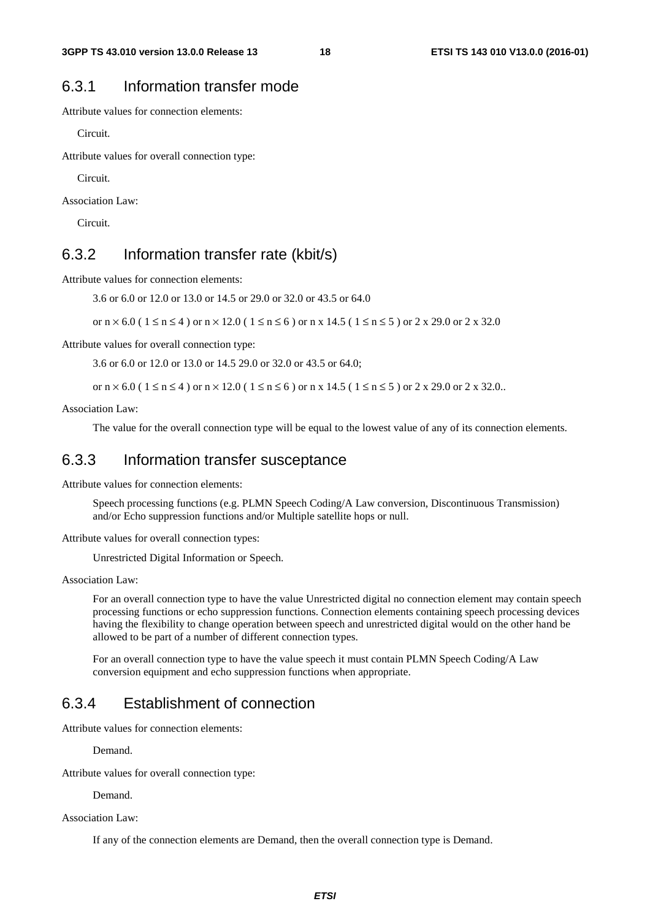### 6.3.1 Information transfer mode

Attribute values for connection elements:

Circuit.

Attribute values for overall connection type:

Circuit.

Association Law:

Circuit.

### 6.3.2 Information transfer rate (kbit/s)

Attribute values for connection elements:

3.6 or 6.0 or 12.0 or 13.0 or 14.5 or 29.0 or 32.0 or 43.5 or 64.0

or $n \times 6.0$ ( $1 \le n \le 4$ ) or $n \times 12.0$ ( $1 \le n \le 6$ ) or n x 14.5 ( $1 \le n \le 5$ ) or 2 x 29.0 or 2 x 32.0

Attribute values for overall connection type:

3.6 or 6.0 or 12.0 or 13.0 or 14.5 29.0 or 32.0 or 43.5 or 64.0;

or $n \times 6.0$ ( $1 \le n \le 4$ ) or $n \times 12.0$ ( $1 \le n \le 6$ ) or n x 14.5 ( $1 \le n \le 5$ ) or 2 x 29.0 or 2 x 32.0..

Association Law:

The value for the overall connection type will be equal to the lowest value of any of its connection elements.

### 6.3.3 Information transfer susceptance

Attribute values for connection elements:

Speech processing functions (e.g. PLMN Speech Coding/A Law conversion, Discontinuous Transmission) and/or Echo suppression functions and/or Multiple satellite hops or null.

Attribute values for overall connection types:

Unrestricted Digital Information or Speech.

Association Law:

For an overall connection type to have the value Unrestricted digital no connection element may contain speech processing functions or echo suppression functions. Connection elements containing speech processing devices having the flexibility to change operation between speech and unrestricted digital would on the other hand be allowed to be part of a number of different connection types.

For an overall connection type to have the value speech it must contain PLMN Speech Coding/A Law conversion equipment and echo suppression functions when appropriate.

### 6.3.4 Establishment of connection

Attribute values for connection elements:

Demand.

Attribute values for overall connection type:

Demand.

Association Law:

If any of the connection elements are Demand, then the overall connection type is Demand.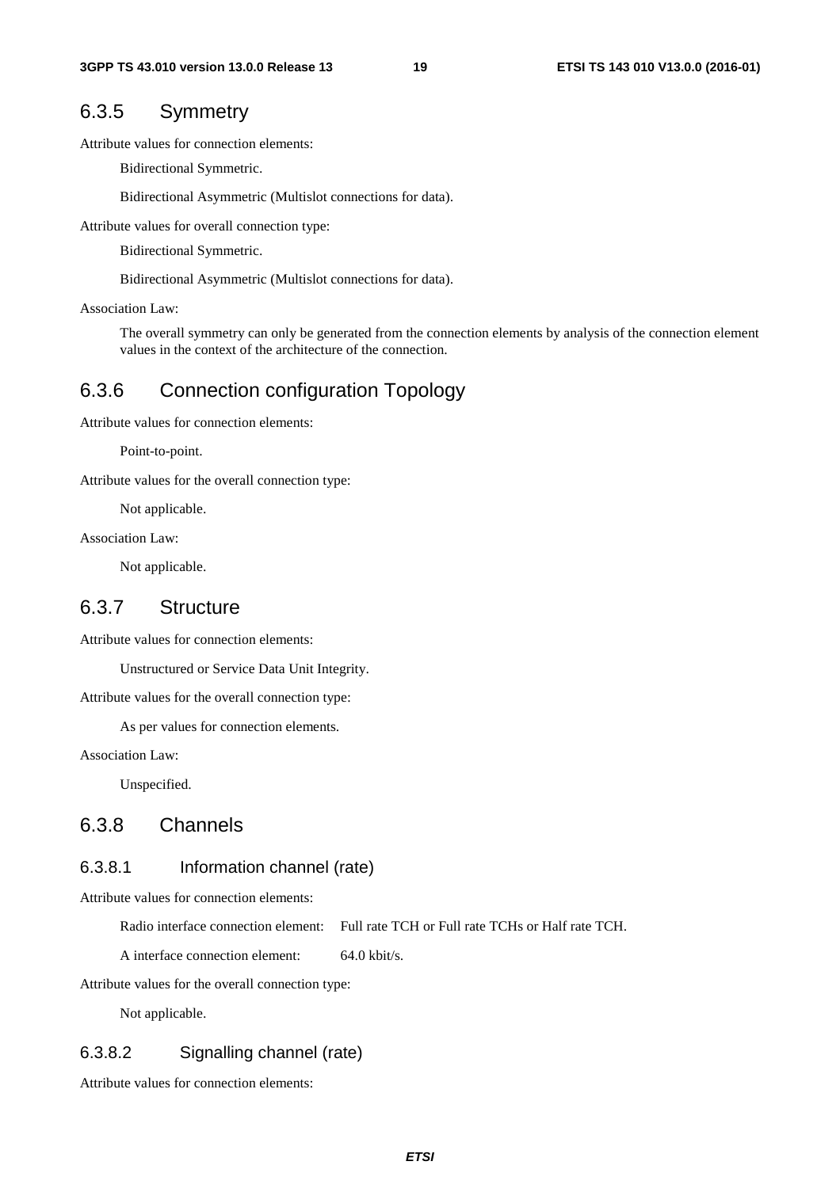### 6.3.5 Symmetry

Attribute values for connection elements:

Bidirectional Symmetric.

Bidirectional Asymmetric (Multislot connections for data).

Attribute values for overall connection type:

Bidirectional Symmetric.

Bidirectional Asymmetric (Multislot connections for data).

Association Law:

The overall symmetry can only be generated from the connection elements by analysis of the connection element values in the context of the architecture of the connection.

### 6.3.6 Connection configuration Topology

Attribute values for connection elements:

Point-to-point.

Attribute values for the overall connection type:

Not applicable.

Association Law:

Not applicable.

### 6.3.7 Structure

Attribute values for connection elements:

Unstructured or Service Data Unit Integrity.

Attribute values for the overall connection type:

As per values for connection elements.

Association Law:

Unspecified.

### 6.3.8 Channels

#### 6.3.8.1 Information channel (rate)

Attribute values for connection elements:

Radio interface connection element: Full rate TCH or Full rate TCHs or Half rate TCH.

A interface connection element: 64.0 kbit/s.

Attribute values for the overall connection type:

Not applicable.

#### 6.3.8.2 Signalling channel (rate)

Attribute values for connection elements: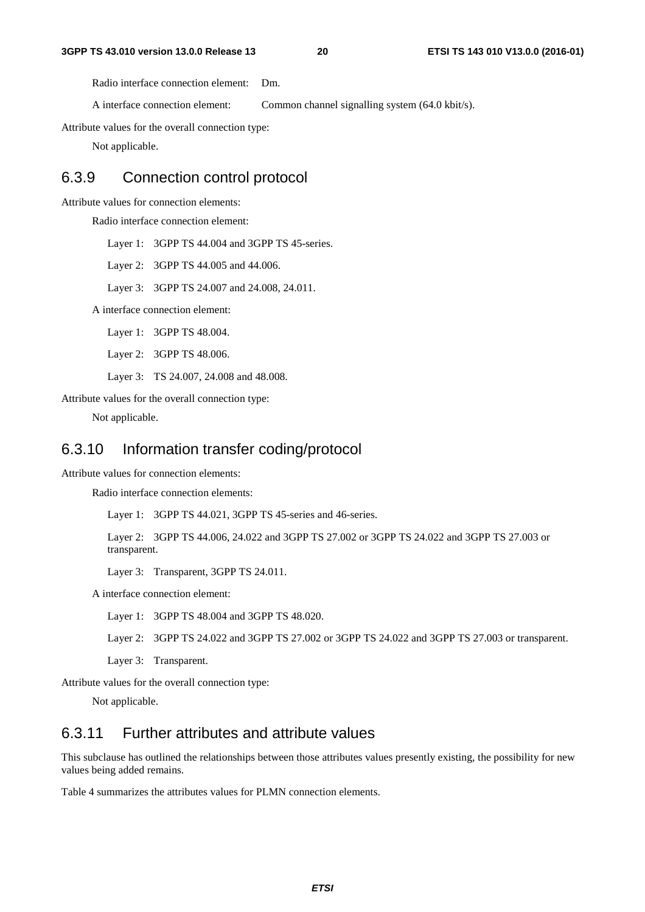Radio interface connection element: Dm.

A interface connection element: Common channel signalling system (64.0 kbit/s).

Attribute values for the overall connection type:

Not applicable.

### 6.3.9 Connection control protocol

Attribute values for connection elements:

Radio interface connection element:

Layer 1: 3GPP TS 44.004 and 3GPP TS 45-series.

Layer 2: 3GPP TS 44.005 and 44.006.

Layer 3: 3GPP TS 24.007 and 24.008, 24.011.

A interface connection element:

Layer 1: 3GPP TS 48.004.

Layer 2: 3GPP TS 48.006.

Layer 3: TS 24.007, 24.008 and 48.008.

Attribute values for the overall connection type:

Not applicable.

### 6.3.10 Information transfer coding/protocol

Attribute values for connection elements:

Radio interface connection elements:

Layer 1: 3GPP TS 44.021, 3GPP TS 45-series and 46-series.

Layer 2: 3GPP TS 44.006, 24.022 and 3GPP TS 27.002 or 3GPP TS 24.022 and 3GPP TS 27.003 or transparent.

Layer 3: Transparent, 3GPP TS 24.011.

A interface connection element:

Layer 1: 3GPP TS 48.004 and 3GPP TS 48.020.

Layer 2: 3GPP TS 24.022 and 3GPP TS 27.002 or 3GPP TS 24.022 and 3GPP TS 27.003 or transparent.

Layer 3: Transparent.

Attribute values for the overall connection type:

Not applicable.

### 6.3.11 Further attributes and attribute values

This subclause has outlined the relationships between those attributes values presently existing, the possibility for new values being added remains.

Table 4 summarizes the attributes values for PLMN connection elements.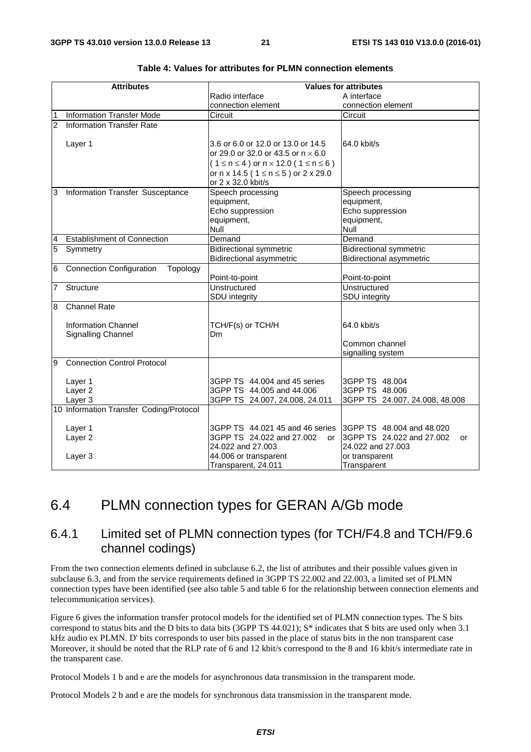**Table 4: Values for attributes for PLMN connection elements**

| | Attributes | Values for attributes | |
|---|---|---|---|
| | | Radio interface connection element | A interface connection element |
| 1 | Information Transfer Mode | Circuit | Circuit |
| 2 | Information Transfer Rate | | |
| | Layer 1 | 3.6 or 6.0 or 12.0 or 13.0 or 14.5 or 29.0 or 32.0 or 43.5 or n $\times$ 6.0 ( $1 \leq n \leq 4$ ) or n $\times$ 12.0 ( $1 \leq n \leq 6$ ) or n x 14.5 ( $1 \leq n \leq 5$ ) or 2 x 29.0 or 2 x 32.0 kbit/s | 64.0 kbit/s |
| 3 | Information Transfer Susceptance | Speech processing equipment, Echo suppression equipment, Null | Speech processing equipment, Echo suppression equipment, Null |
| 4 | Establishment of Connection | Demand | Demand |
| 5 | Symmetry | Bidirectional symmetric Bidirectional asymmetric | Bidirectional symmetric Bidirectional asymmetric |
| 6 | Connection Configuration Topology | Point-to-point | Point-to-point |
| 7 | Structure | Unstructured SDU integrity | Unstructured SDU integrity |
| 8 | Channel Rate | | |
| | Information Channel | TCH/F(s) or TCH/H | 64.0 kbit/s |
| | Signalling Channel | Dm | Common channel signalling system |
| 9 | Connection Control Protocol | | |
| | Layer 1 | 3GPP TS 44.004 and 45 series | 3GPP TS 48.004 |
| | Layer 2 | 3GPP TS 44.005 and 44.006 | 3GPP TS 48.006 |
| | Layer 3 | 3GPP TS 24.007, 24.008, 24.011 | 3GPP TS 24.007, 24.008, 48.008 |
| 10 | Information Transfer Coding/Protocol | | |
| | Layer 1 | 3GPP TS 44.021 45 and 46 series | 3GPP TS 48.004 and 48.020 |
| | Layer 2 | 3GPP TS 24.022 and 27.002 or 24.022 and 27.003 44.006 or transparent | 3GPP TS 24.022 and 27.002 or 24.022 and 27.003 or transparent |
| | Layer 3 | Transparent, 24.011 | Transparent |

## 6.4 PLMN connection types for GERAN A/Gb mode

### 6.4.1 Limited set of PLMN connection types (for TCH/F4.8 and TCH/F9.6 channel codings)

From the two connection elements defined in subclause 6.2, the list of attributes and their possible values given in subclause 6.3, and from the service requirements defined in 3GPP TS 22.002 and 22.003, a limited set of PLMN connection types have been identified (see also table 5 and table 6 for the relationship between connection elements and telecommunication services).

Figure 6 gives the information transfer protocol models for the identified set of PLMN connection types. The S bits correspond to status bits and the D bits to data bits (3GPP TS 44.021); S* indicates that S bits are used only when 3.1 kHz audio ex PLMN. D' bits corresponds to user bits passed in the place of status bits in the non transparent case Moreover, it should be noted that the RLP rate of 6 and 12 kbit/s correspond to the 8 and 16 kbit/s intermediate rate in the transparent case.

Protocol Models 1 b and e are the models for asynchronous data transmission in the transparent mode.

Protocol Models 2 b and e are the models for synchronous data transmission in the transparent mode.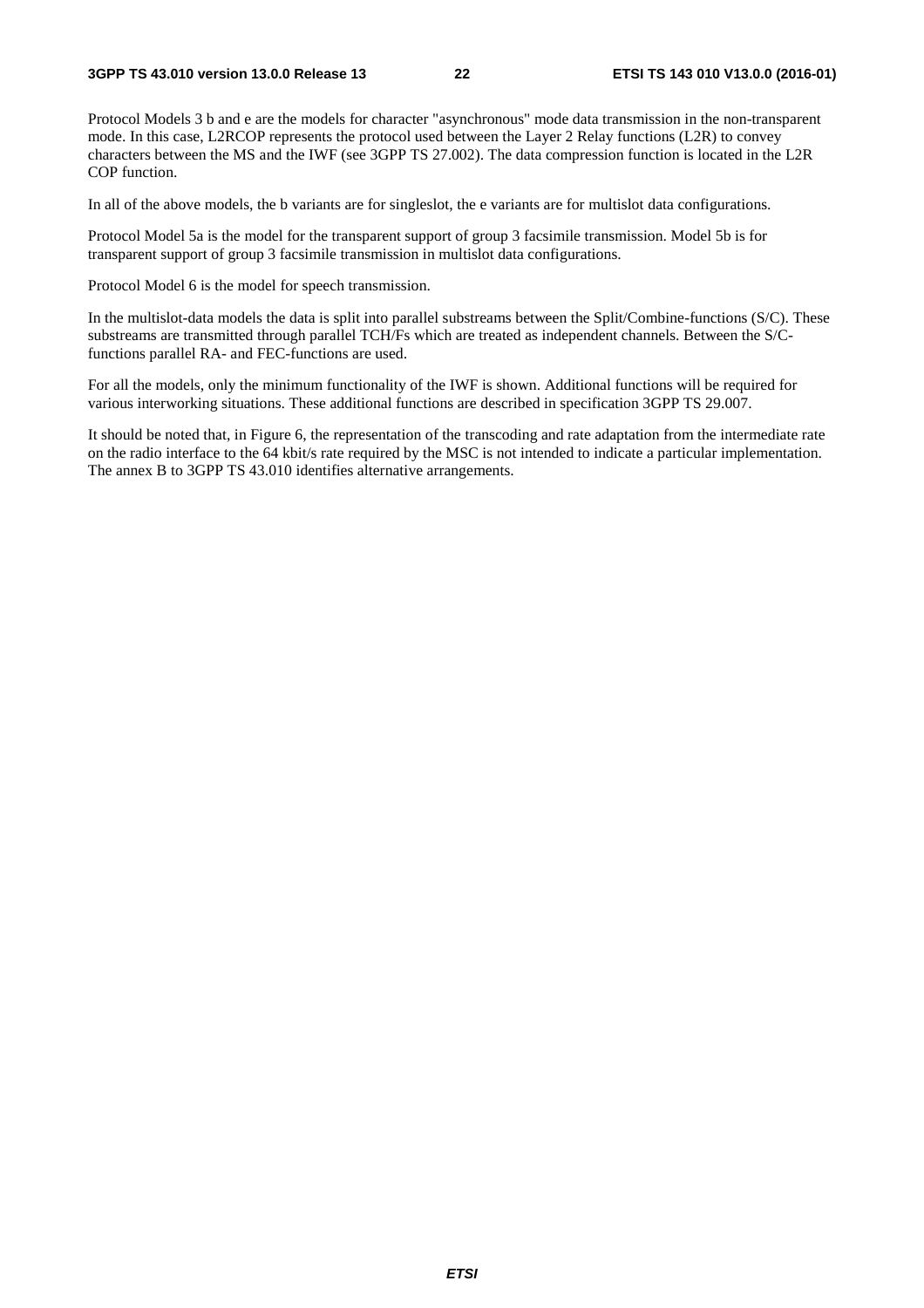Protocol Models 3 b and e are the models for character "asynchronous" mode data transmission in the non-transparent mode. In this case, L2RCOP represents the protocol used between the Layer 2 Relay functions (L2R) to convey characters between the MS and the IWF (see 3GPP TS 27.002). The data compression function is located in the L2R COP function.

In all of the above models, the b variants are for singleslot, the e variants are for multislot data configurations.

Protocol Model 5a is the model for the transparent support of group 3 facsimile transmission. Model 5b is for transparent support of group 3 facsimile transmission in multislot data configurations.

Protocol Model 6 is the model for speech transmission.

In the multislot-data models the data is split into parallel substreams between the Split/Combine-functions (S/C). These substreams are transmitted through parallel TCH/Fs which are treated as independent channels. Between the S/C-functions parallel RA- and FEC-functions are used.

For all the models, only the minimum functionality of the IWF is shown. Additional functions will be required for various interworking situations. These additional functions are described in specification 3GPP TS 29.007.

It should be noted that, in Figure 6, the representation of the transcoding and rate adaptation from the intermediate rate on the radio interface to the 64 kbit/s rate required by the MSC is not intended to indicate a particular implementation. The annex B to 3GPP TS 43.010 identifies alternative arrangements.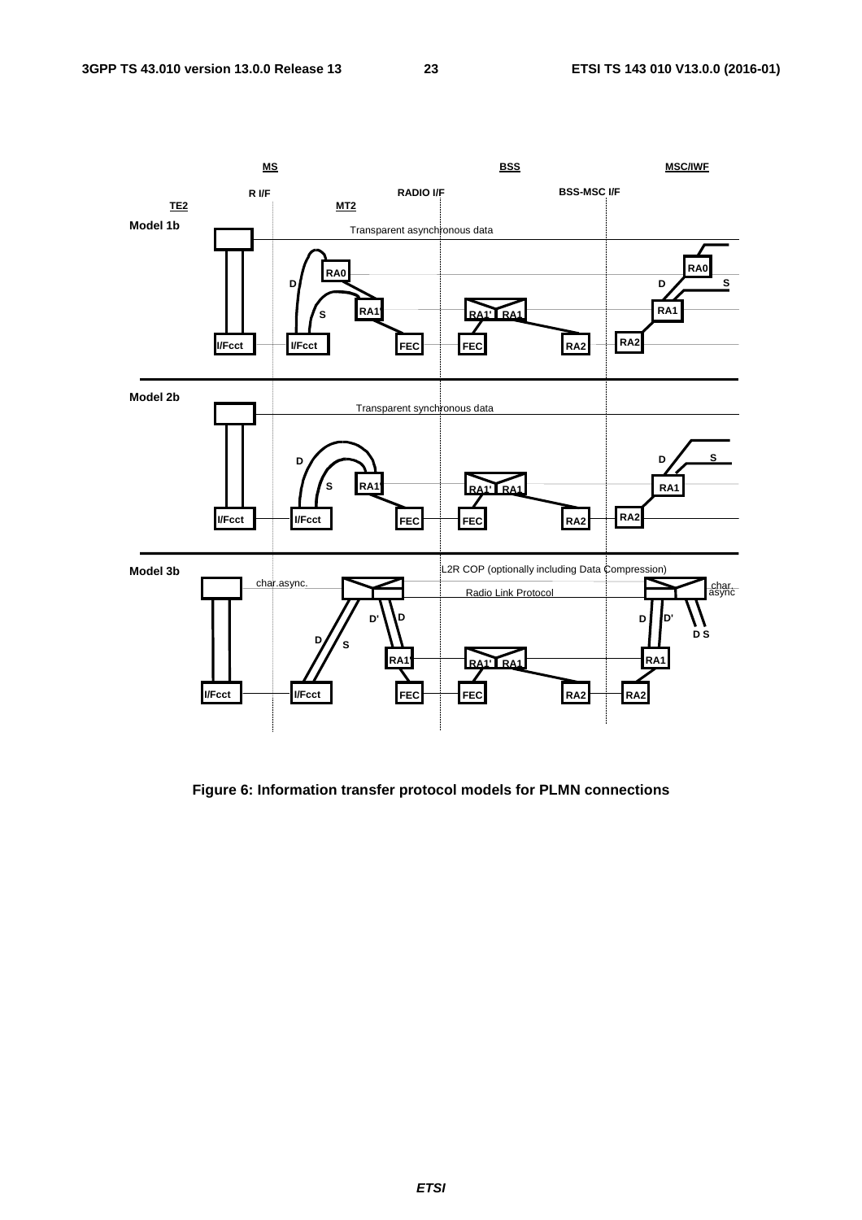Figure 6: Information transfer protocol models for PLMN connections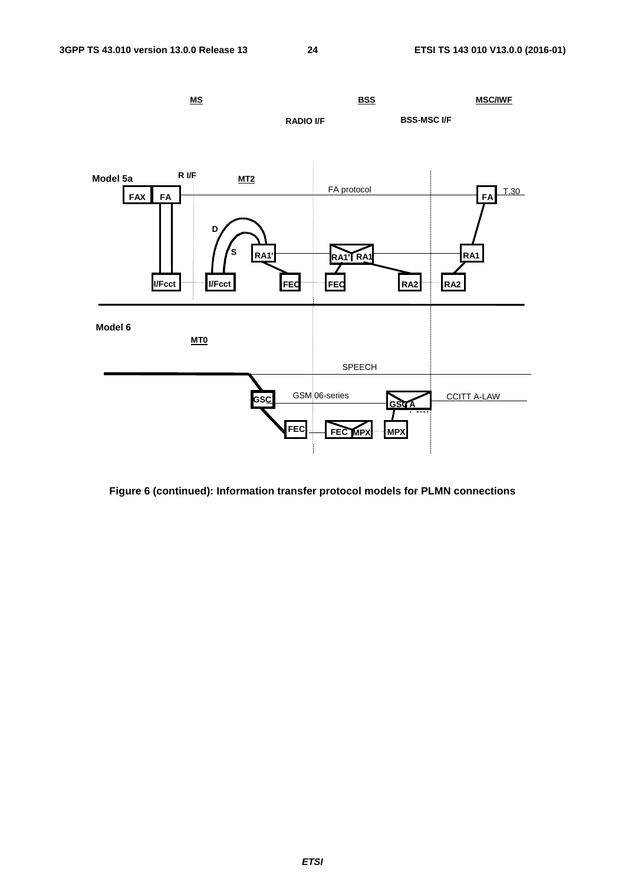MS | BSS | MSC/IWF

RADIO I/F | BSS-MSC I/F

Model 5a

R I/F

MT2

FAX FA

FA protocol

FA T.30

D

S

RA1'

RA1' RA1

RA1

I/Fcct I/Fcct FEC FEC RA2 RA2

Model 6

MT0

SPEECH

GSC

GSM 06-series

GSC A

CCITT A-LAW

FEC FEC MPX MPX

**Figure 6 (continued): Information transfer protocol models for PLMN connections**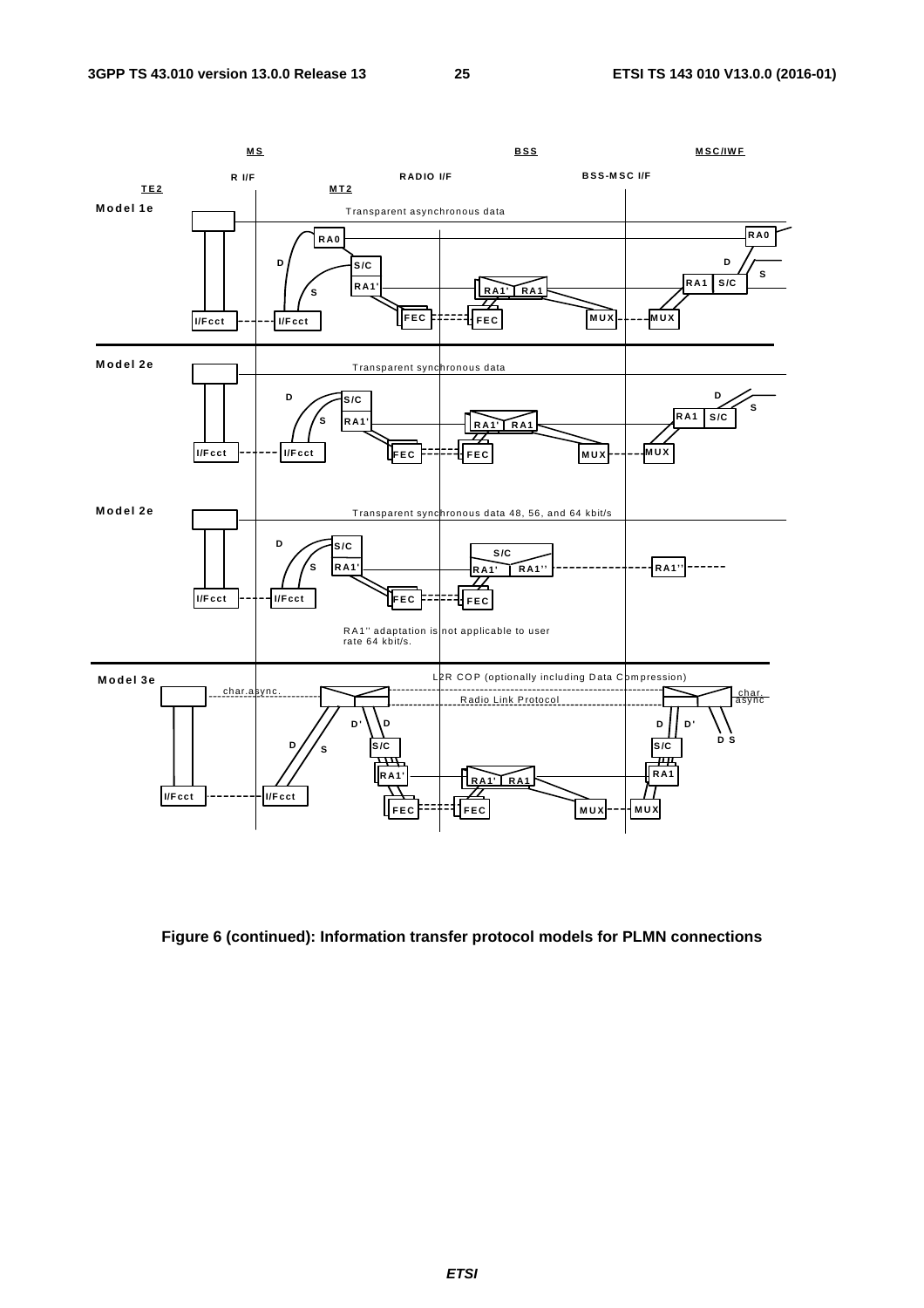**Figure 6 (continued): Information transfer protocol models for PLMN connections**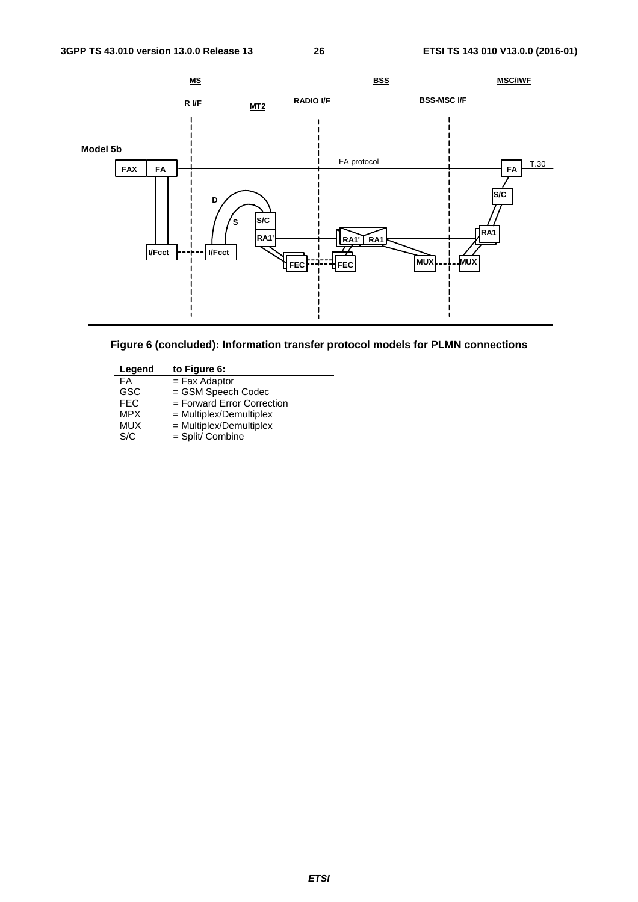**Figure 6 (concluded): Information transfer protocol models for PLMN connections**

| Legend | to Figure 6: |
|---|---|
| FA | = Fax Adaptor |
| GSC | = GSM Speech Codec |
| FEC | = Forward Error Correction |
| MPX | = Multiplex/Demultiplex |
| MUX | = Multiplex/Demultiplex |
| S/C | = Split/ Combine |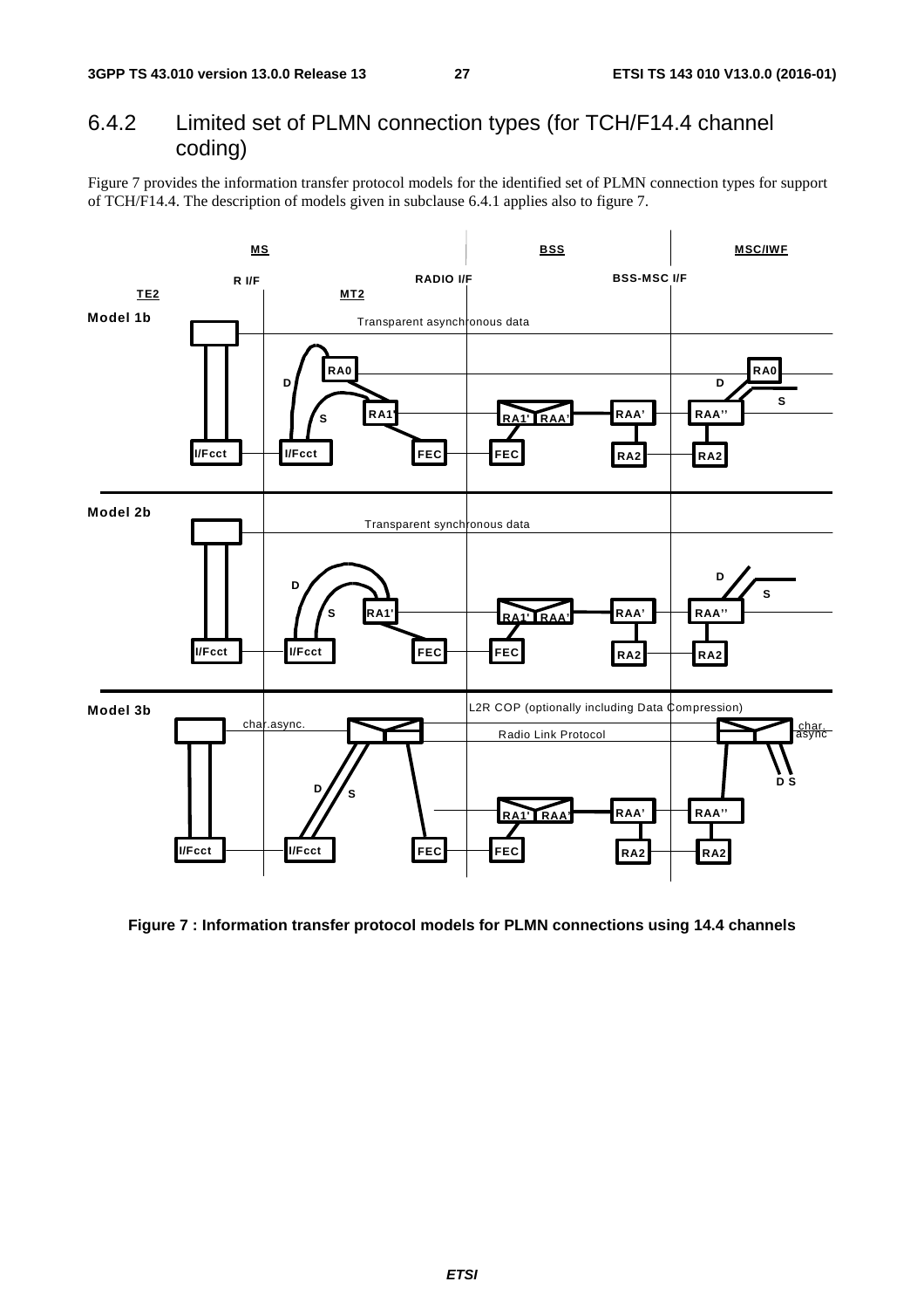## 6.4.2 Limited set of PLMN connection types (for TCH/F14.4 channel coding)

Figure 7 provides the information transfer protocol models for the identified set of PLMN connection types for support of TCH/F14.4. The description of models given in subclause 6.4.1 applies also to figure 7.

**Figure 7 : Information transfer protocol models for PLMN connections using 14.4 channels**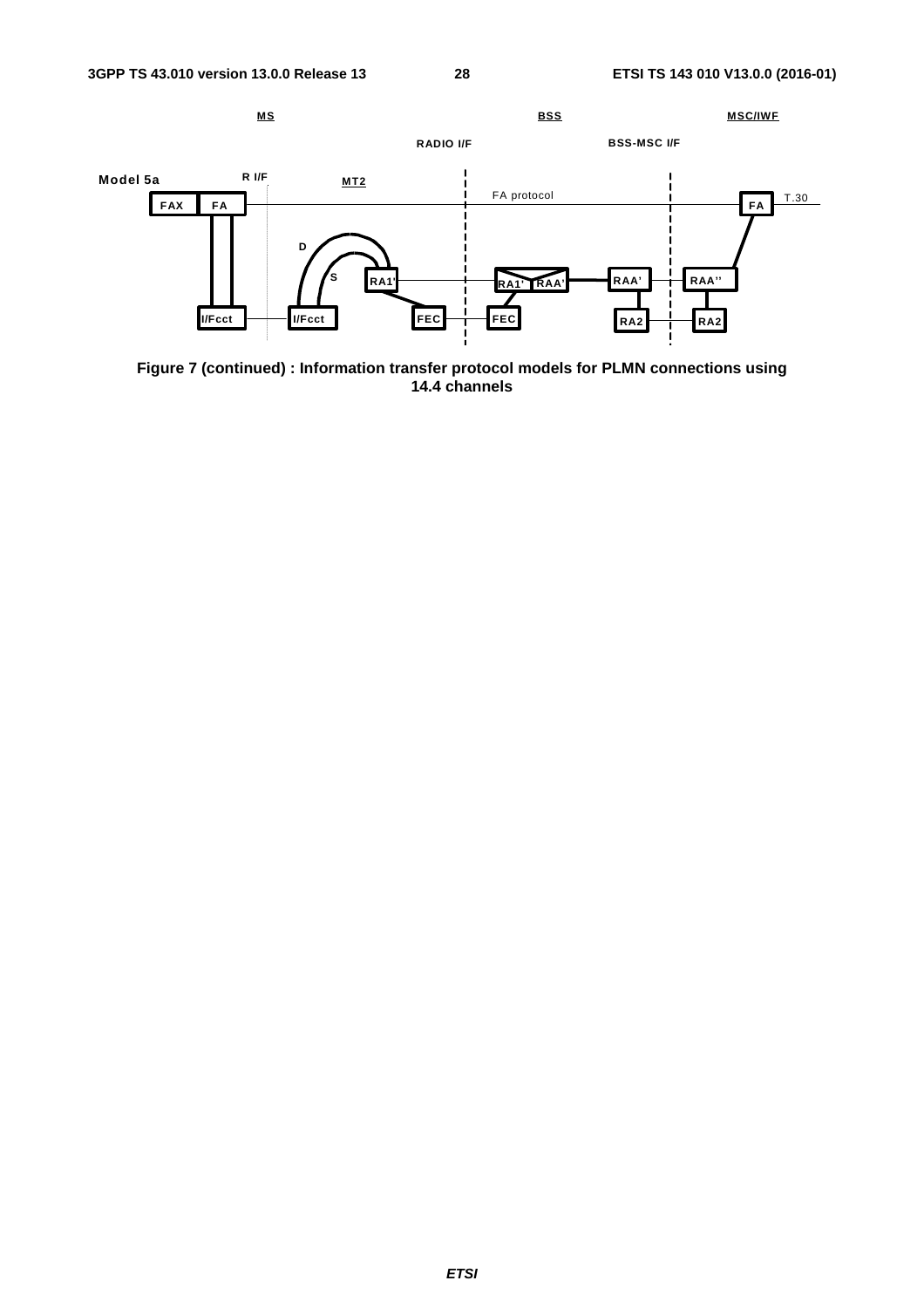**Figure 7 (continued) : Information transfer protocol models for PLMN connections using 14.4 channels**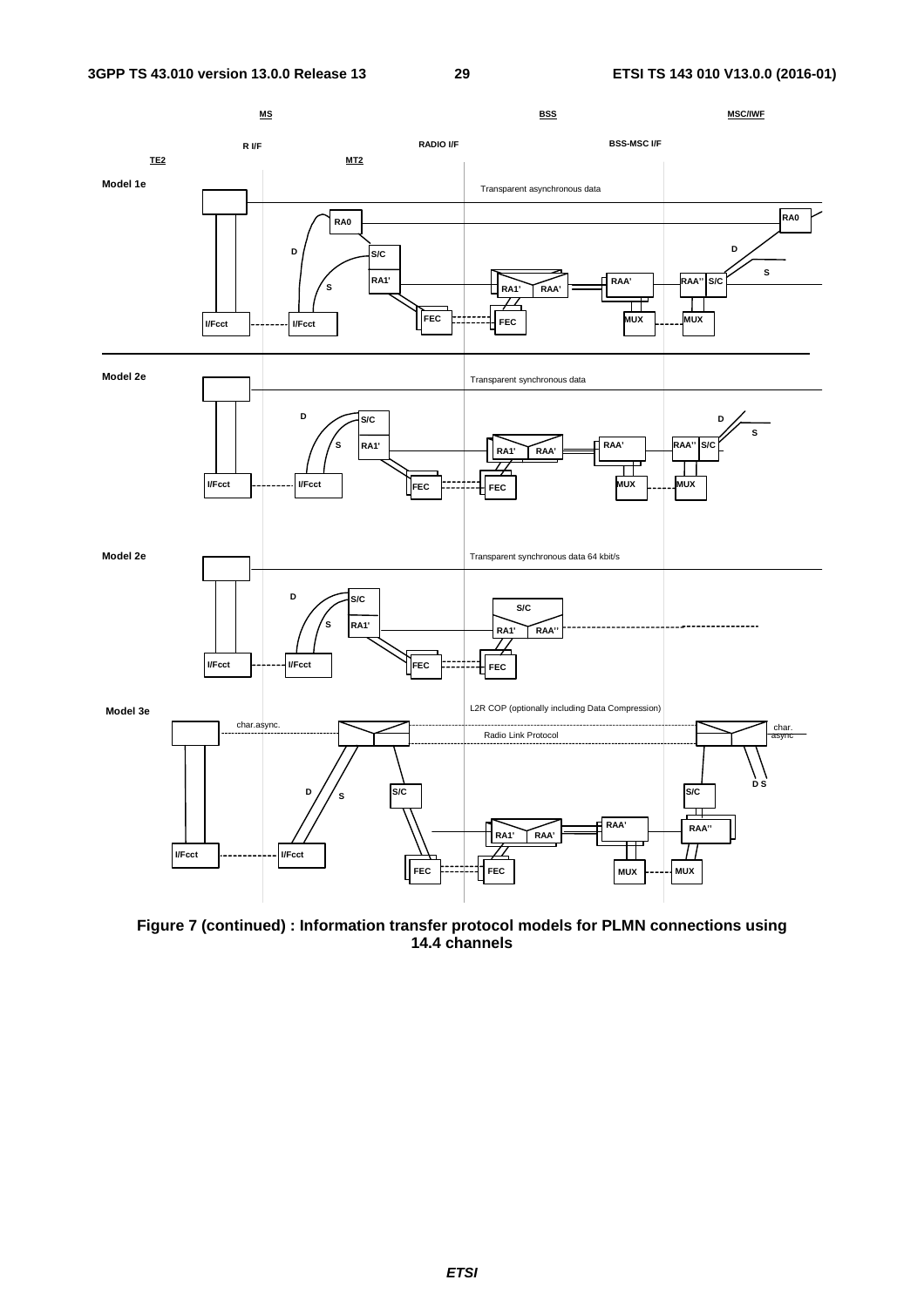MS BSS MSC/IWF

R I/F RADIO I/F BSS-MSC I/F

TE2 MT2

Model 1e

Transparent asynchronous data

RA0 RA0

D D

S/C

S S

RA1' RA1' RAA' RAA' RAA'' S/C

FEC FEC MUX MUX

I/Fcct I/Fcct

Model 2e

Transparent synchronous data

D D

S/C S

S RA1' RA1' RAA' RAA' RAA'' S/C

I/Fcct I/Fcct FEC FEC MUX MUX

Model 2e

Transparent synchronous data 64 kbit/s

D

S/C S/C

S RA1' RA1' RAA''

I/Fcct I/Fcct FEC FEC

Model 3e

L2R COP (optionally including Data Compression)

char.async. Radio Link Protocol char. async

D S D S

S/C S/C

RAA' RAA''

RA1' RAA'

I/Fcct I/Fcct

FEC FEC MUX MUX

**Figure 7 (continued) : Information transfer protocol models for PLMN connections using 14.4 channels**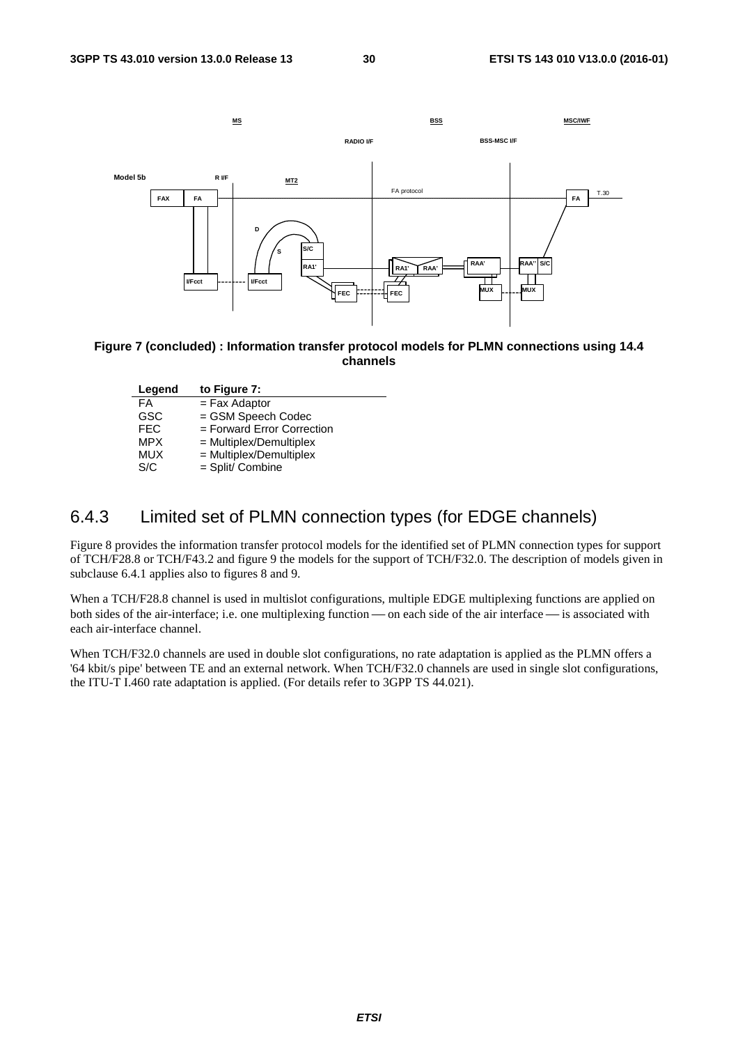**Figure 7 (concluded) : Information transfer protocol models for PLMN connections using 14.4 channels**

| Legend | to Figure 7: |
|---|---|
| FA | = Fax Adaptor |
| GSC | = GSM Speech Codec |
| FEC | = Forward Error Correction |
| MPX | = Multiplex/Demultiplex |
| MUX | = Multiplex/Demultiplex |
| S/C | = Split/ Combine |

## 6.4.3 Limited set of PLMN connection types (for EDGE channels)

Figure 8 provides the information transfer protocol models for the identified set of PLMN connection types for support of TCH/F28.8 or TCH/F43.2 and figure 9 the models for the support of TCH/F32.0. The description of models given in subclause 6.4.1 applies also to figures 8 and 9.

When a TCH/F28.8 channel is used in multislot configurations, multiple EDGE multiplexing functions are applied on both sides of the air-interface; i.e. one multiplexing function — on each side of the air interface — is associated with each air-interface channel.

When TCH/F32.0 channels are used in double slot configurations, no rate adaptation is applied as the PLMN offers a '64 kbit/s pipe' between TE and an external network. When TCH/F32.0 channels are used in single slot configurations, the ITU-T I.460 rate adaptation is applied. (For details refer to 3GPP TS 44.021).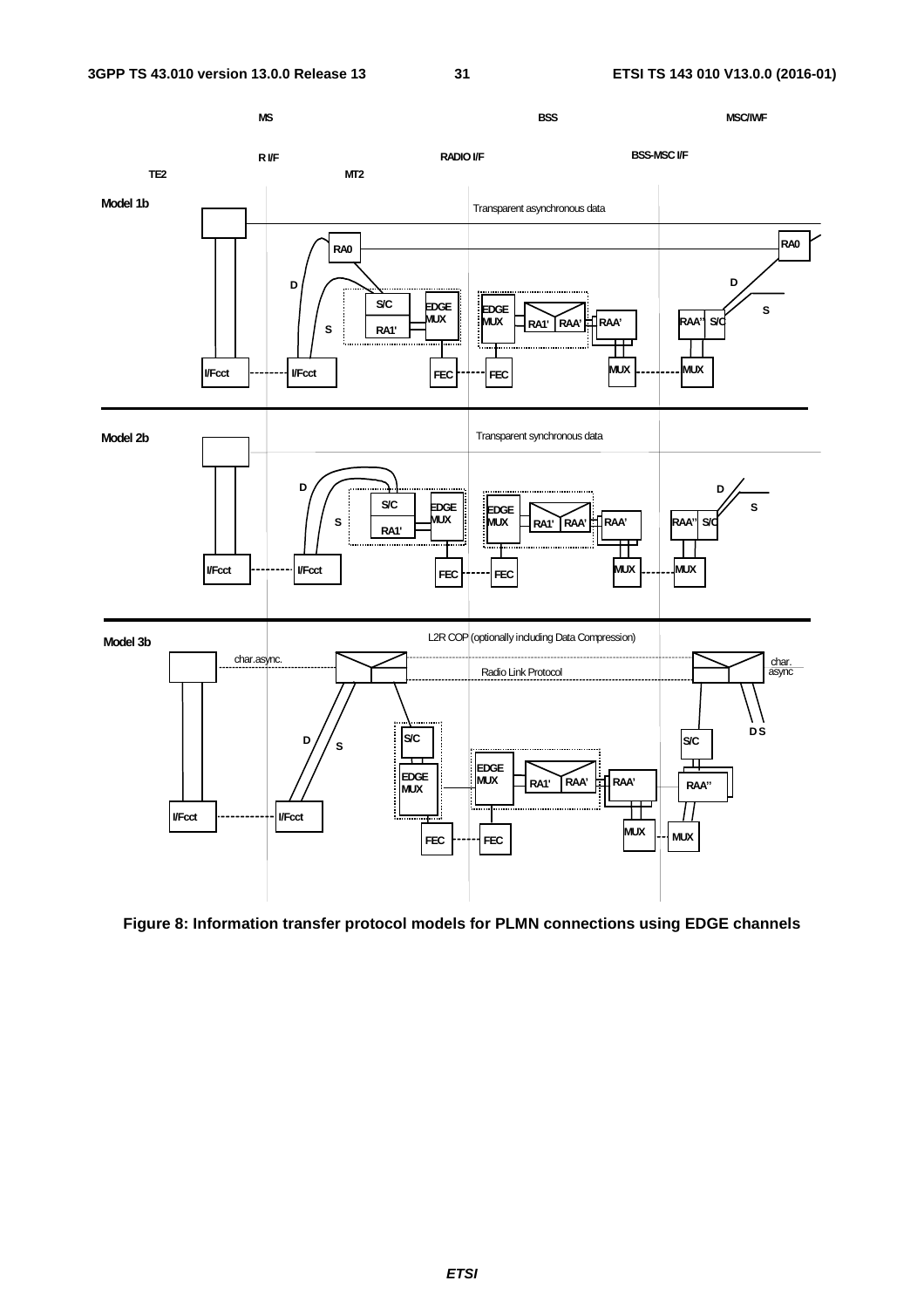Figure 8: Information transfer protocol models for PLMN connections using EDGE channels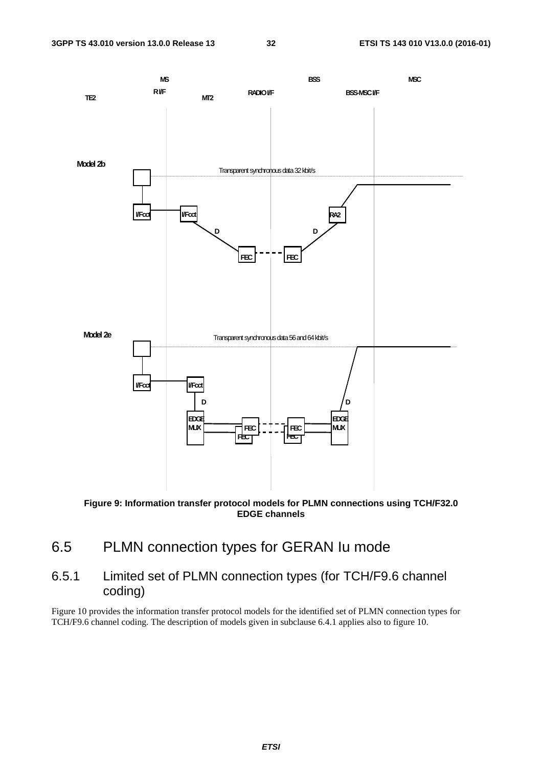Figure 9: Information transfer protocol models for PLMN connections using TCH/F32.0 EDGE channels

## 6.5 PLMN connection types for GERAN Iu mode

### 6.5.1 Limited set of PLMN connection types (for TCH/F9.6 channel coding)

Figure 10 provides the information transfer protocol models for the identified set of PLMN connection types for TCH/F9.6 channel coding. The description of models given in subclause 6.4.1 applies also to figure 10.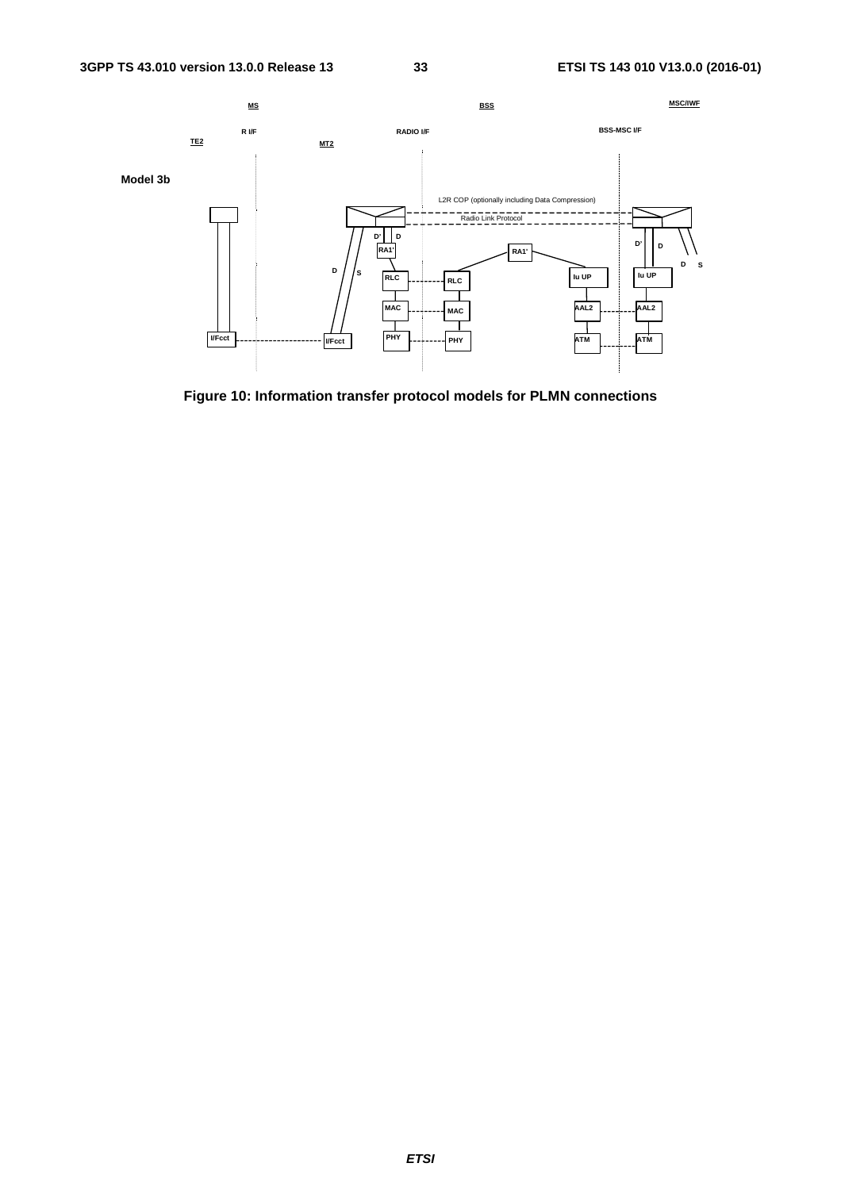**Model 3b**

Figure 10: Information transfer protocol models for PLMN connections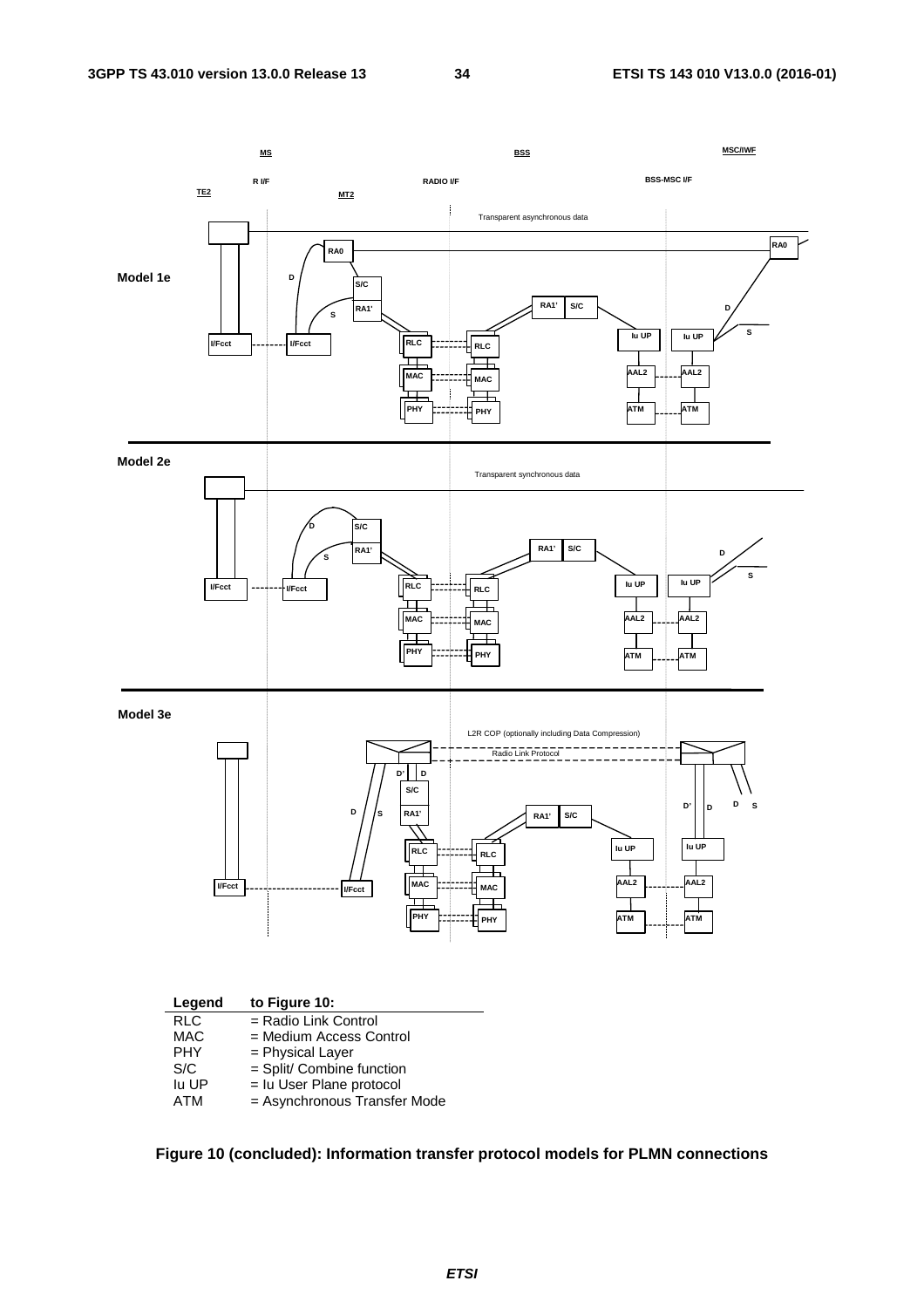| Legend | to Figure 10: |
| --- | --- |
| RLC | = Radio Link Control |
| MAC | = Medium Access Control |
| PHY | = Physical Layer |
| S/C | = Split/ Combine function |
| Iu UP | = Iu User Plane protocol |
| ATM | = Asynchronous Transfer Mode |

**Figure 10 (concluded): Information transfer protocol models for PLMN connections**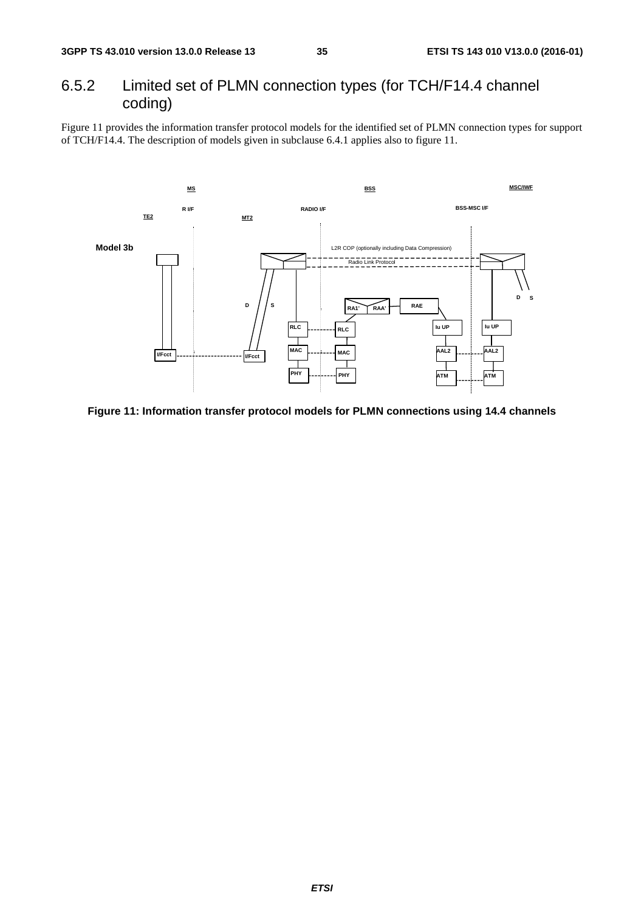## 6.5.2 Limited set of PLMN connection types (for TCH/F14.4 channel coding)

Figure 11 provides the information transfer protocol models for the identified set of PLMN connection types for support of TCH/F14.4. The description of models given in subclause 6.4.1 applies also to figure 11.

**Figure 11: Information transfer protocol models for PLMN connections using 14.4 channels**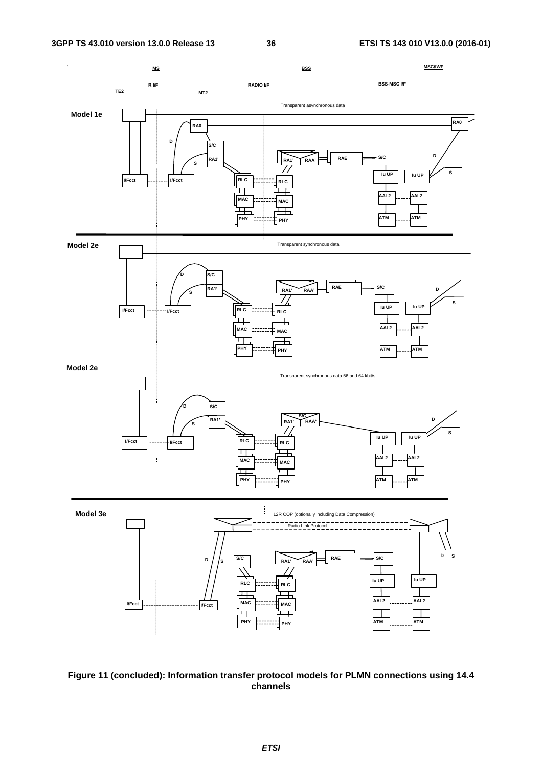Figure 11 (concluded): Information transfer protocol models for PLMN connections using 14.4 channels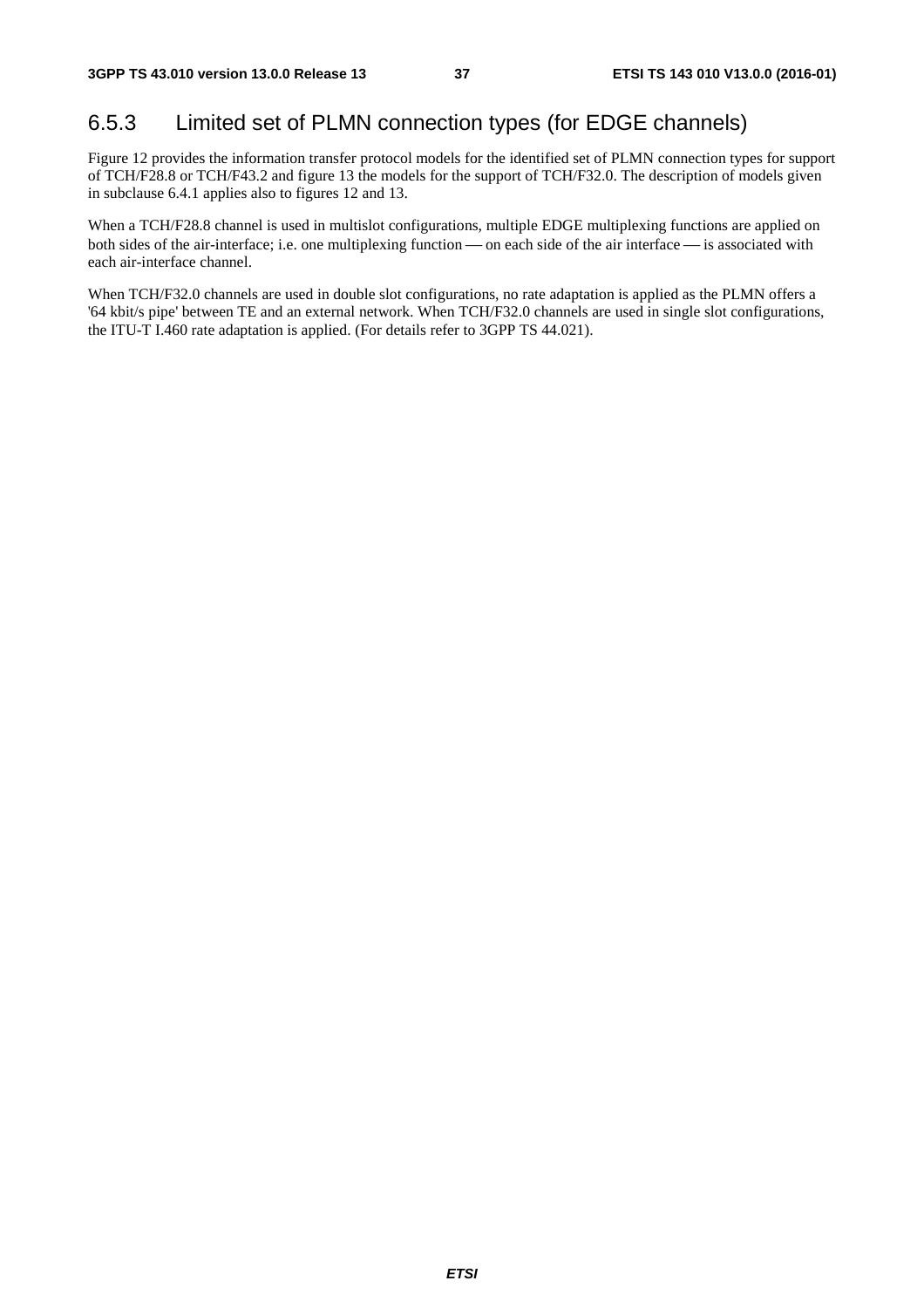### 6.5.3 Limited set of PLMN connection types (for EDGE channels)

Figure 12 provides the information transfer protocol models for the identified set of PLMN connection types for support of TCH/F28.8 or TCH/F43.2 and figure 13 the models for the support of TCH/F32.0. The description of models given in subclause 6.4.1 applies also to figures 12 and 13.

When a TCH/F28.8 channel is used in multislot configurations, multiple EDGE multiplexing functions are applied on both sides of the air-interface; i.e. one multiplexing function — on each side of the air interface — is associated with each air-interface channel.

When TCH/F32.0 channels are used in double slot configurations, no rate adaptation is applied as the PLMN offers a '64 kbit/s pipe' between TE and an external network. When TCH/F32.0 channels are used in single slot configurations, the ITU-T I.460 rate adaptation is applied. (For details refer to 3GPP TS 44.021).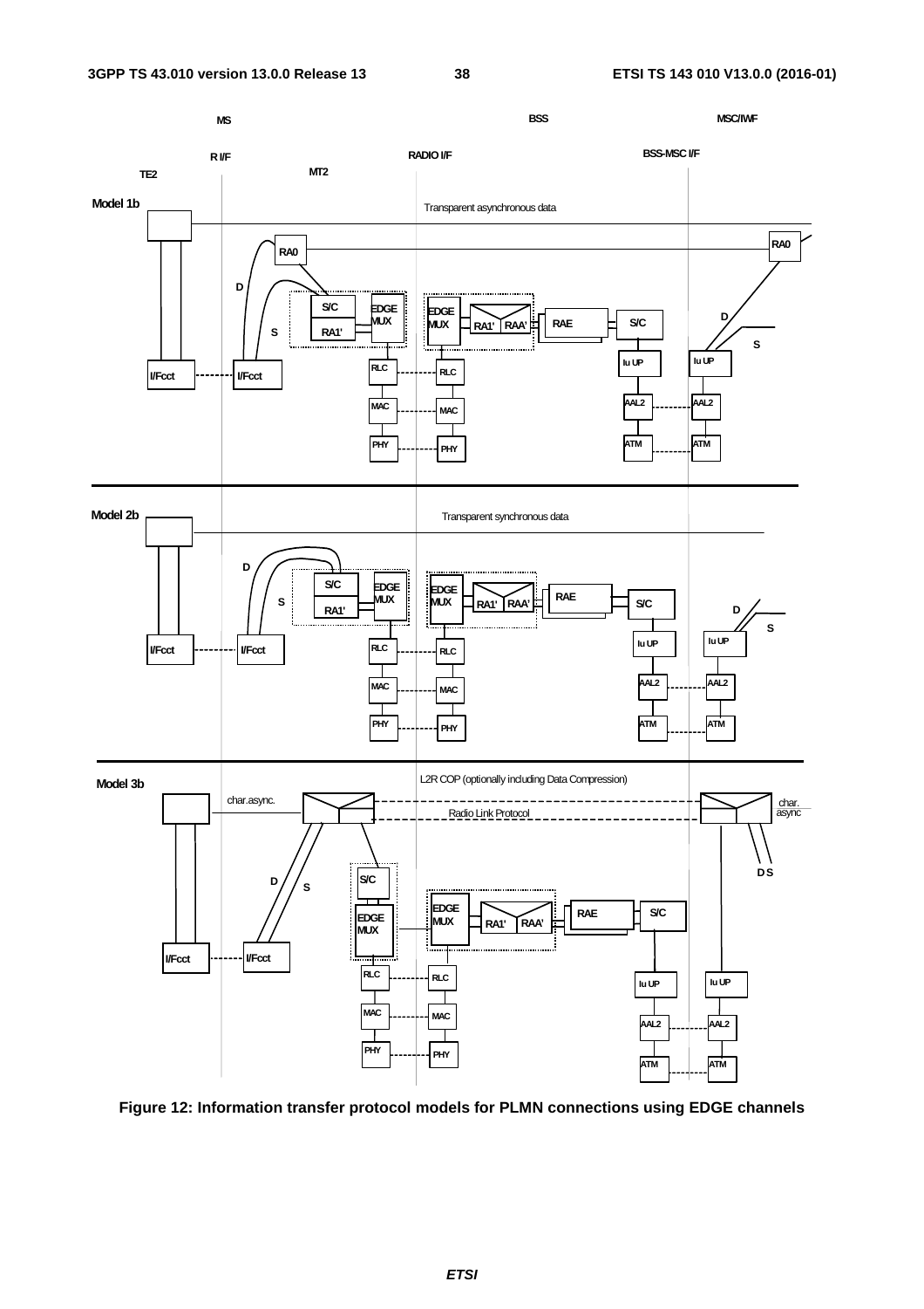Figure 12: Information transfer protocol models for PLMN connections using EDGE channels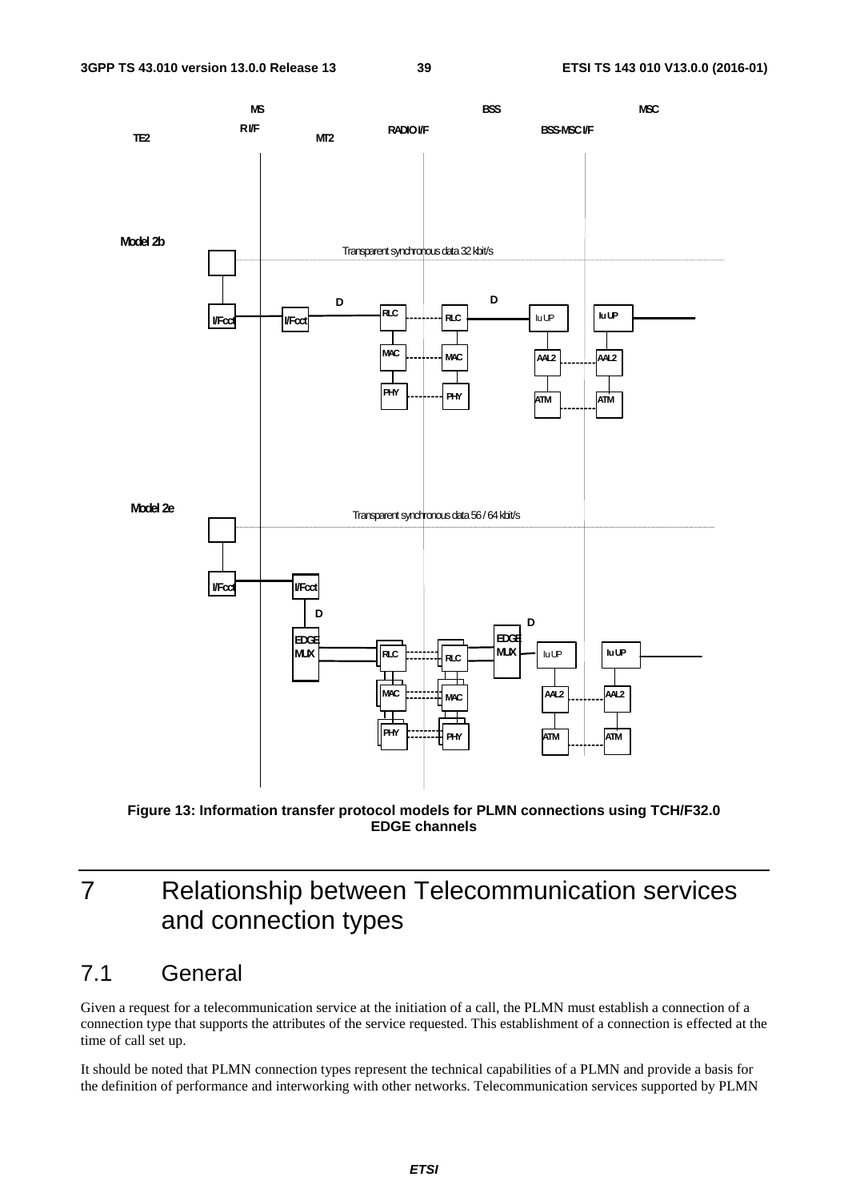Figure 13: Information transfer protocol models for PLMN connections using TCH/F32.0 EDGE channels

# 7 Relationship between Telecommunication services and connection types

## 7.1 General

Given a request for a telecommunication service at the initiation of a call, the PLMN must establish a connection of a connection type that supports the attributes of the service requested. This establishment of a connection is effected at the time of call set up.

It should be noted that PLMN connection types represent the technical capabilities of a PLMN and provide a basis for the definition of performance and interworking with other networks. Telecommunication services supported by PLMN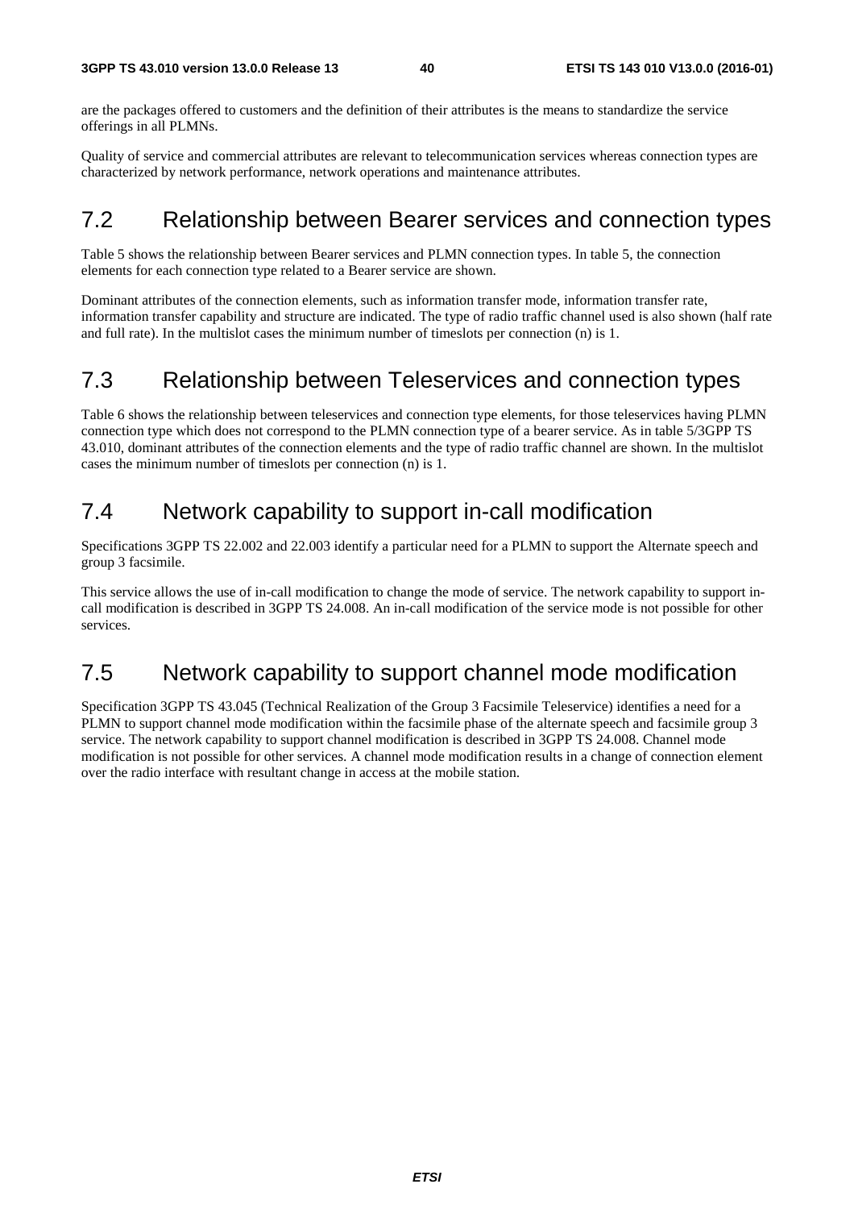are the packages offered to customers and the definition of their attributes is the means to standardize the service offerings in all PLMNs.

Quality of service and commercial attributes are relevant to telecommunication services whereas connection types are characterized by network performance, network operations and maintenance attributes.

## 7.2 Relationship between Bearer services and connection types

Table 5 shows the relationship between Bearer services and PLMN connection types. In table 5, the connection elements for each connection type related to a Bearer service are shown.

Dominant attributes of the connection elements, such as information transfer mode, information transfer rate, information transfer capability and structure are indicated. The type of radio traffic channel used is also shown (half rate and full rate). In the multislot cases the minimum number of timeslots per connection (n) is 1.

## 7.3 Relationship between Teleservices and connection types

Table 6 shows the relationship between teleservices and connection type elements, for those teleservices having PLMN connection type which does not correspond to the PLMN connection type of a bearer service. As in table 5/3GPP TS 43.010, dominant attributes of the connection elements and the type of radio traffic channel are shown. In the multislot cases the minimum number of timeslots per connection (n) is 1.

## 7.4 Network capability to support in-call modification

Specifications 3GPP TS 22.002 and 22.003 identify a particular need for a PLMN to support the Alternate speech and group 3 facsimile.

This service allows the use of in-call modification to change the mode of service. The network capability to support in-call modification is described in 3GPP TS 24.008. An in-call modification of the service mode is not possible for other services.

## 7.5 Network capability to support channel mode modification

Specification 3GPP TS 43.045 (Technical Realization of the Group 3 Facsimile Teleservice) identifies a need for a PLMN to support channel mode modification within the facsimile phase of the alternate speech and facsimile group 3 service. The network capability to support channel modification is described in 3GPP TS 24.008. Channel mode modification is not possible for other services. A channel mode modification results in a change of connection element over the radio interface with resultant change in access at the mobile station.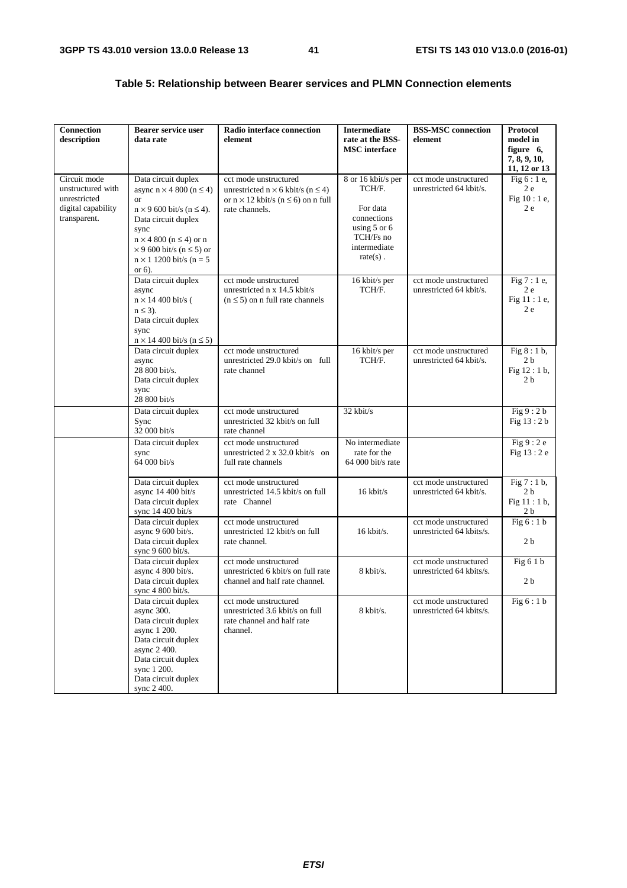**Table 5: Relationship between Bearer services and PLMN Connection elements**

| Connection description | Bearer service user data rate | Radio interface connection element | Intermediate rate at the BSS-MSC interface | BSS-MSC connection element | Protocol model in figure 6, 7, 8, 9, 10, 11, 12 or 13 |
|---|---|---|---|---|---|
| Circuit mode unstructured with unrestricted digital capability transparent. | Data circuit duplex async $n \times 4\ 800$ ($n \leq 4$) or $n \times 9\ 600$ bit/s ($n \leq 4$). Data circuit duplex sync $n \times 4\ 800$ ($n \leq 4$) or $n \times 9\ 600$ bit/s ($n \leq 5$) or $n \times 1\ 1200$ bit/s ($n = 5$ or 6). | cct mode unstructured unrestricted $n \times 6$ kbit/s ($n \leq 4$) or $n \times 12$ kbit/s ($n \leq 6$) on n full rate channels. | 8 or 16 kbit/s per TCH/F. For data connections using 5 or 6 TCH/Fs no intermediate rate(s) . | cct mode unstructured unrestricted 64 kbit/s. | Fig 6 : 1 e, 2 e Fig 10 : 1 e, 2 e |
| | Data circuit duplex async $n \times 14\ 400$ bit/s ( $n \leq 3$). Data circuit duplex sync $n \times 14\ 400$ bit/s ($n \leq 5$) | cct mode unstructured unrestricted n x 14.5 kbit/s ($n \leq 5$) on n full rate channels | 16 kbit/s per TCH/F. | cct mode unstructured unrestricted 64 kbit/s. | Fig 7 : 1 e, 2 e Fig 11 : 1 e, 2 e |
| | Data circuit duplex async 28 800 bit/s. Data circuit duplex sync 28 800 bit/s | cct mode unstructured unrestricted 29.0 kbit/s on full rate channel | 16 kbit/s per TCH/F. | cct mode unstructured unrestricted 64 kbit/s. | Fig 8 : 1 b, 2 b Fig 12 : 1 b, 2 b |
| | Data circuit duplex Sync 32 000 bit/s | cct mode unstructured unrestricted 32 kbit/s on full rate channel | 32 kbit/s | | Fig 9 : 2 b Fig 13 : 2 b |
| | Data circuit duplex sync 64 000 bit/s | cct mode unstructured unrestricted 2 x 32.0 kbit/s on full rate channels | No intermediate rate for the 64 000 bit/s rate | | Fig 9 : 2 e Fig 13 : 2 e |
| | Data circuit duplex async 14 400 bit/s Data circuit duplex sync 14 400 bit/s | cct mode unstructured unrestricted 14.5 kbit/s on full rate Channel | 16 kbit/s | cct mode unstructured unrestricted 64 kbit/s. | Fig 7 : 1 b, 2 b Fig 11 : 1 b, 2 b |
| | Data circuit duplex async 9 600 bit/s. Data circuit duplex sync 9 600 bit/s. | cct mode unstructured unrestricted 12 kbit/s on full rate channel. | 16 kbit/s. | cct mode unstructured unrestricted 64 kbits/s. | Fig 6 : 1 b 2 b |
| | Data circuit duplex async 4 800 bit/s. Data circuit duplex sync 4 800 bit/s. | cct mode unstructured unrestricted 6 kbit/s on full rate channel and half rate channel. | 8 kbit/s. | cct mode unstructured unrestricted 64 kbits/s. | Fig 6 1 b 2 b |
| | Data circuit duplex async 300. Data circuit duplex async 1 200. Data circuit duplex async 2 400. Data circuit duplex sync 1 200. Data circuit duplex sync 2 400. | cct mode unstructured unrestricted 3.6 kbit/s on full rate channel and half rate channel. | 8 kbit/s. | cct mode unstructured unrestricted 64 kbits/s. | Fig 6 : 1 b |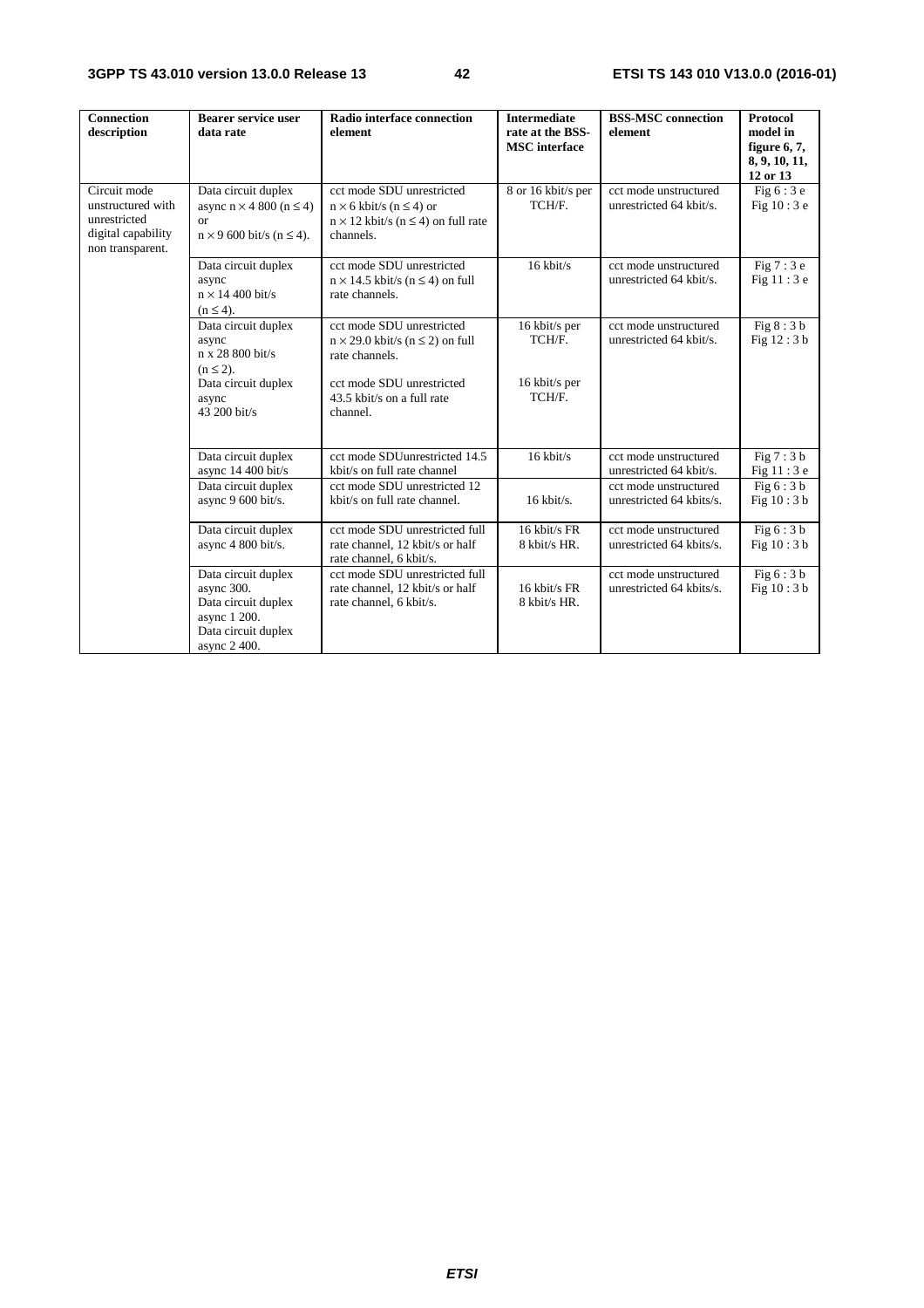| Connection description | Bearer service user data rate | Radio interface connection element | Intermediate rate at the BSS-MSC interface | BSS-MSC connection element | Protocol model in figure 6, 7, 8, 9, 10, 11, 12 or 13 |
|---|---|---|---|---|---|
| Circuit mode unstructured with unrestricted digital capability non transparent. | Data circuit duplex async n × 4 800 (n ≤ 4) or n × 9 600 bit/s (n ≤ 4). | cct mode SDU unrestricted n × 6 kbit/s (n ≤ 4) or n × 12 kbit/s (n ≤ 4) on full rate channels. | 8 or 16 kbit/s per TCH/F. | cct mode unstructured unrestricted 64 kbit/s. | Fig 6 : 3 e Fig 10 : 3 e |
| | Data circuit duplex async n × 14 400 bit/s (n ≤ 4). | cct mode SDU unrestricted n × 14.5 kbit/s (n ≤ 4) on full rate channels. | 16 kbit/s | cct mode unstructured unrestricted 64 kbit/s. | Fig 7 : 3 e Fig 11 : 3 e |
| | Data circuit duplex async n x 28 800 bit/s (n ≤ 2). Data circuit duplex async 43 200 bit/s | cct mode SDU unrestricted n × 29.0 kbit/s (n ≤ 2) on full rate channels. cct mode SDU unrestricted 43.5 kbit/s on a full rate channel. | 16 kbit/s per TCH/F. 16 kbit/s per TCH/F. | cct mode unstructured unrestricted 64 kbit/s. | Fig 8 : 3 b Fig 12 : 3 b |
| | Data circuit duplex async 14 400 bit/s | cct mode SDUunrestricted 14.5 kbit/s on full rate channel | 16 kbit/s | cct mode unstructured unrestricted 64 kbit/s. | Fig 7 : 3 b Fig 11 : 3 e |
| | Data circuit duplex async 9 600 bit/s. | cct mode SDU unrestricted 12 kbit/s on full rate channel. | 16 kbit/s. | cct mode unstructured unrestricted 64 kbits/s. | Fig 6 : 3 b Fig 10 : 3 b |
| | Data circuit duplex async 4 800 bit/s. | cct mode SDU unrestricted full rate channel, 12 kbit/s or half rate channel, 6 kbit/s. | 16 kbit/s FR 8 kbit/s HR. | cct mode unstructured unrestricted 64 kbits/s. | Fig 6 : 3 b Fig 10 : 3 b |
| | Data circuit duplex async 300. Data circuit duplex async 1 200. Data circuit duplex async 2 400. | cct mode SDU unrestricted full rate channel, 12 kbit/s or half rate channel, 6 kbit/s. | 16 kbit/s FR 8 kbit/s HR. | cct mode unstructured unrestricted 64 kbits/s. | Fig 6 : 3 b Fig 10 : 3 b |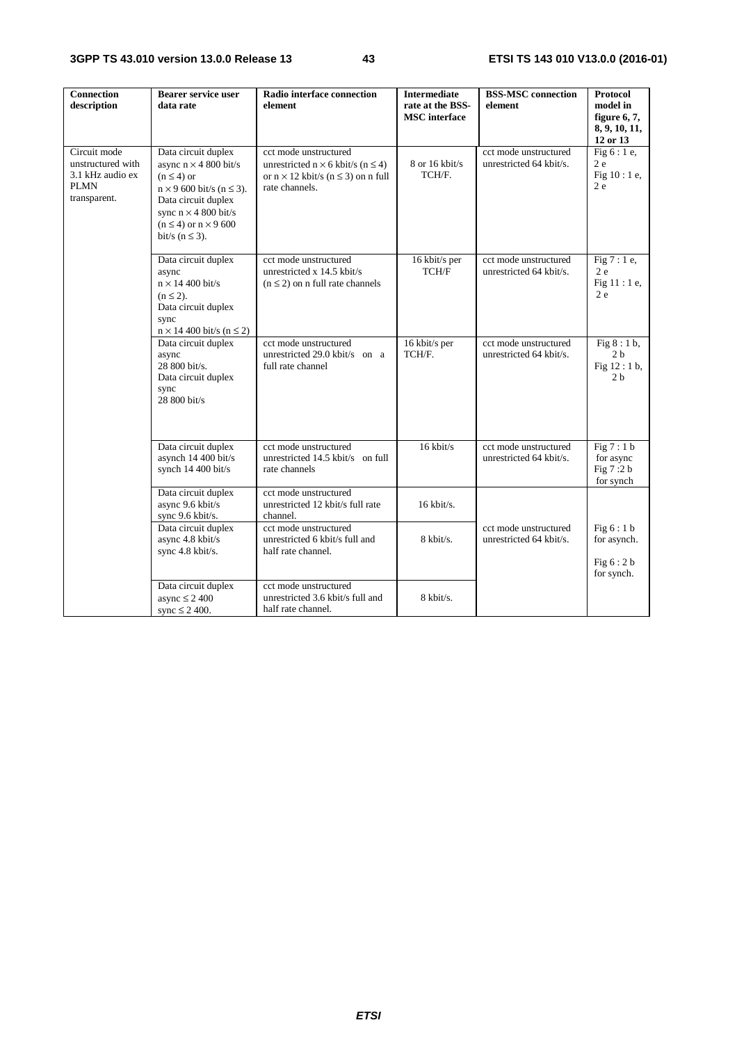| Connection description | Bearer service user data rate | Radio interface connection element | Intermediate rate at the BSS-MSC interface | BSS-MSC connection element | Protocol model in figure 6, 7, 8, 9, 10, 11, 12 or 13 |
|---|---|---|---|---|---|
| Circuit mode unstructured with 3.1 kHz audio ex PLMN transparent. | Data circuit duplex async $n \times 4\ 800$ bit/s $(n \leq 4)$ or $n \times 9\ 600$ bit/s $(n \leq 3)$. Data circuit duplex sync $n \times 4\ 800$ bit/s $(n \leq 4)$ or $n \times 9\ 600$ bit/s $(n \leq 3)$. | cct mode unstructured unrestricted $n \times 6$ kbit/s $(n \leq 4)$ or $n \times 12$ kbit/s $(n \leq 3)$ on n full rate channels. | 8 or 16 kbit/s TCH/F. | cct mode unstructured unrestricted 64 kbit/s. | Fig 6 : 1 e, 2 e Fig 10 : 1 e, 2 e |
| | Data circuit duplex async $n \times 14\ 400$ bit/s $(n \leq 2)$. Data circuit duplex sync $n \times 14\ 400$ bit/s $(n \leq 2)$ | cct mode unstructured unrestricted x 14.5 kbit/s $(n \leq 2)$ on n full rate channels | 16 kbit/s per TCH/F | cct mode unstructured unrestricted 64 kbit/s. | Fig 7 : 1 e, 2 e Fig 11 : 1 e, 2 e |
| | Data circuit duplex async 28 800 bit/s. Data circuit duplex sync 28 800 bit/s | cct mode unstructured unrestricted 29.0 kbit/s on a full rate channel | 16 kbit/s per TCH/F. | cct mode unstructured unrestricted 64 kbit/s. | Fig 8 : 1 b, 2 b Fig 12 : 1 b, 2 b |
| | Data circuit duplex asynch 14 400 bit/s synch 14 400 bit/s | cct mode unstructured unrestricted 14.5 kbit/s on full rate channels | 16 kbit/s | cct mode unstructured unrestricted 64 kbit/s. | Fig 7 : 1 b for async Fig 7 :2 b for synch |
| | Data circuit duplex async 9.6 kbit/s sync 9.6 kbit/s. | cct mode unstructured unrestricted 12 kbit/s full rate channel. | 16 kbit/s. | cct mode unstructured unrestricted 64 kbit/s. | Fig 6 : 1 b for asynch. Fig 6 : 2 b for synch. |
| | Data circuit duplex async 4.8 kbit/s sync 4.8 kbit/s. | cct mode unstructured unrestricted 6 kbit/s full and half rate channel. | 8 kbit/s. | | |
| | Data circuit duplex async $\leq 2\ 400$ sync $\leq 2\ 400$. | cct mode unstructured unrestricted 3.6 kbit/s full and half rate channel. | 8 kbit/s. | | |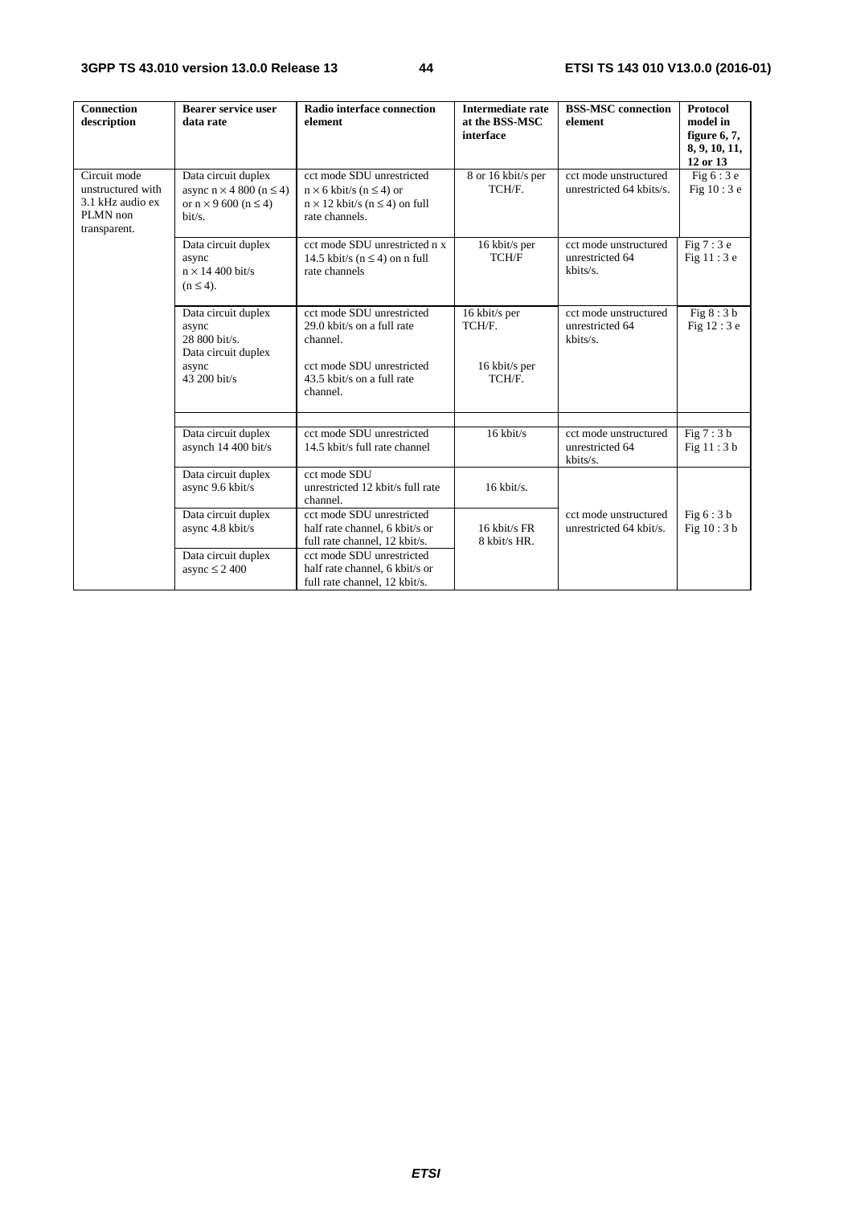| Connection description | Bearer service user data rate | Radio interface connection element | Intermediate rate at the BSS-MSC interface | BSS-MSC connection element | Protocol model in figure 6, 7, 8, 9, 10, 11, 12 or 13 |
|---|---|---|---|---|---|
| Circuit mode unstructured with 3.1 kHz audio ex PLMN non transparent. | Data circuit duplex async $n \times 4\ 800$ ($n \leq 4$) or $n \times 9\ 600$ ($n \leq 4$) bit/s. | cct mode SDU unrestricted $n \times 6$ kbit/s ($n \leq 4$) or $n \times 12$ kbit/s ($n \leq 4$) on full rate channels. | 8 or 16 kbit/s per TCH/F. | cct mode unstructured unrestricted 64 kbits/s. | Fig 6 : 3 e Fig 10 : 3 e |
| | Data circuit duplex async $n \times 14\ 400$ bit/s ($n \leq 4$). | cct mode SDU unrestricted n x 14.5 kbit/s ($n \leq 4$) on n full rate channels | 16 kbit/s per TCH/F | cct mode unstructured unrestricted 64 kbits/s. | Fig 7 : 3 e Fig 11 : 3 e |
| | Data circuit duplex async 28 800 bit/s. Data circuit duplex async 43 200 bit/s | cct mode SDU unrestricted 29.0 kbit/s on a full rate channel. cct mode SDU unrestricted 43.5 kbit/s on a full rate channel. | 16 kbit/s per TCH/F. 16 kbit/s per TCH/F. | cct mode unstructured unrestricted 64 kbits/s. | Fig 8 : 3 b Fig 12 : 3 e |
| | | | | | |
| | Data circuit duplex asynch 14 400 bit/s | cct mode SDU unrestricted 14.5 kbit/s full rate channel | 16 kbit/s | cct mode unstructured unrestricted 64 kbits/s. | Fig 7 : 3 b Fig 11 : 3 b |
| | Data circuit duplex async 9.6 kbit/s | cct mode SDU unrestricted 12 kbit/s full rate channel. | 16 kbit/s. | cct mode unstructured unrestricted 64 kbit/s. | Fig 6 : 3 b Fig 10 : 3 b |
| | Data circuit duplex async 4.8 kbit/s | cct mode SDU unrestricted half rate channel, 6 kbit/s or full rate channel, 12 kbit/s. | 16 kbit/s FR 8 kbit/s HR. | | |
| | Data circuit duplex async $\leq 2\ 400$ | cct mode SDU unrestricted half rate channel, 6 kbit/s or full rate channel, 12 kbit/s. | | | |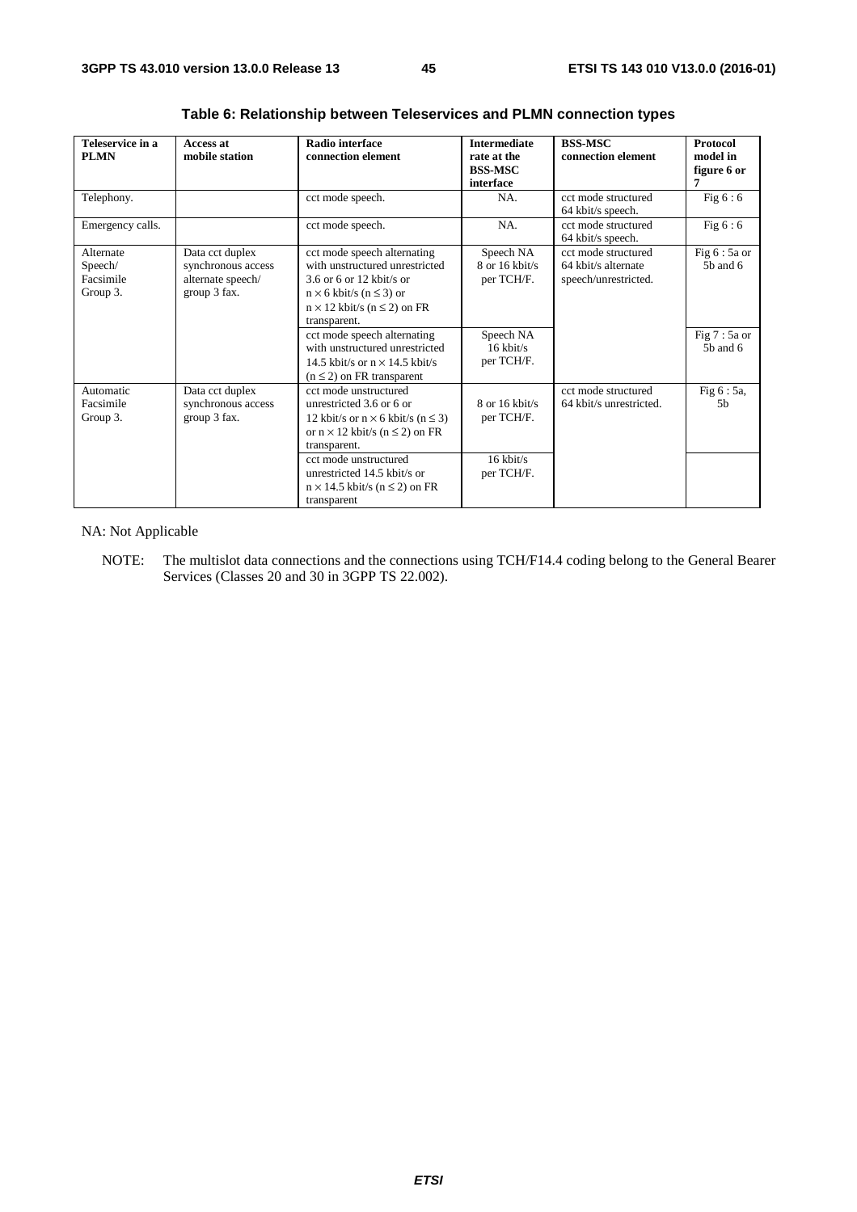**Table 6: Relationship between Teleservices and PLMN connection types**

| Teleservice in a PLMN | Access at mobile station | Radio interface connection element | Intermediate rate at the BSS-MSC interface | BSS-MSC connection element | Protocol model in figure 6 or 7 |
|---|---|---|---|---|---|
| Telephony. | | cct mode speech. | NA. | cct mode structured 64 kbit/s speech. | Fig 6 : 6 |
| Emergency calls. | | cct mode speech. | NA. | cct mode structured 64 kbit/s speech. | Fig 6 : 6 |
| Alternate Speech/ Facsimile Group 3. | Data cct duplex synchronous access alternate speech/ group 3 fax. | cct mode speech alternating with unstructured unrestricted 3.6 or 6 or 12 kbit/s or $n \times 6$ kbit/s ($n \leq 3$) or $n \times 12$ kbit/s ($n \leq 2$) on FR transparent. | Speech NA 8 or 16 kbit/s per TCH/F. | cct mode structured 64 kbit/s alternate speech/unrestricted. | Fig 6 : 5a or 5b and 6 |
| | | cct mode speech alternating with unstructured unrestricted 14.5 kbit/s or $n \times 14.5$ kbit/s ($n \leq 2$) on FR transparent | Speech NA 16 kbit/s per TCH/F. | | Fig 7 : 5a or 5b and 6 |
| Automatic Facsimile Group 3. | Data cct duplex synchronous access group 3 fax. | cct mode unstructured unrestricted 3.6 or 6 or 12 kbit/s or $n \times 6$ kbit/s ($n \leq 3$) or $n \times 12$ kbit/s ($n \leq 2$) on FR transparent. | 8 or 16 kbit/s per TCH/F. | cct mode structured 64 kbit/s unrestricted. | Fig 6 : 5a, 5b |
| | | cct mode unstructured unrestricted 14.5 kbit/s or $n \times 14.5$ kbit/s ($n \leq 2$) on FR transparent | 16 kbit/s per TCH/F. | | |

NA: Not Applicable

NOTE: The multislot data connections and the connections using TCH/F14.4 coding belong to the General Bearer Services (Classes 20 and 30 in 3GPP TS 22.002).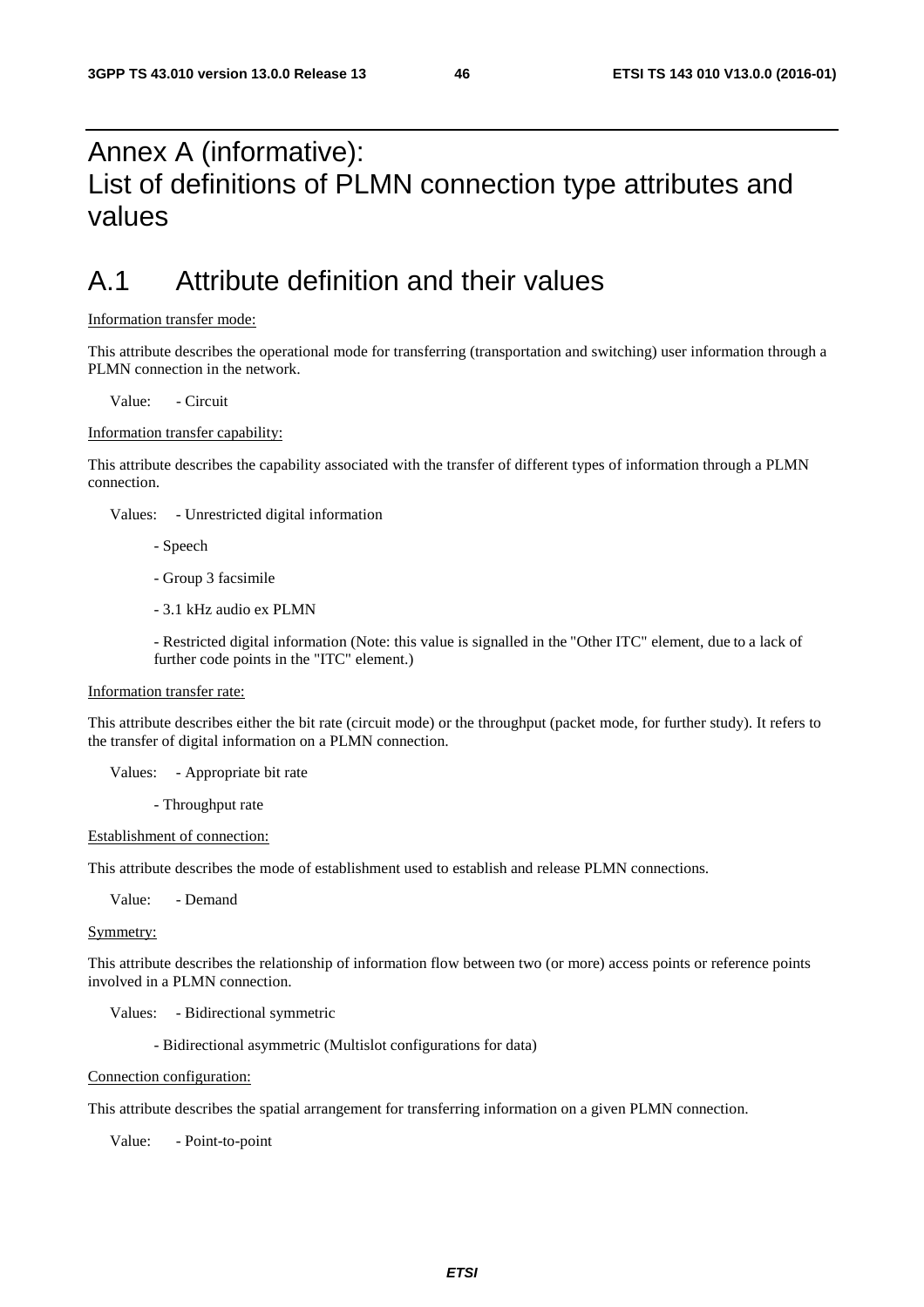# Annex A (informative): List of definitions of PLMN connection type attributes and values

# A.1 Attribute definition and their values

Information transfer mode:

This attribute describes the operational mode for transferring (transportation and switching) user information through a PLMN connection in the network.

Value: - Circuit

Information transfer capability:

This attribute describes the capability associated with the transfer of different types of information through a PLMN connection.

Values: - Unrestricted digital information

- Speech

- Group 3 facsimile

- 3.1 kHz audio ex PLMN

- Restricted digital information (Note: this value is signalled in the "Other ITC" element, due to a lack of further code points in the "ITC" element.)

Information transfer rate:

This attribute describes either the bit rate (circuit mode) or the throughput (packet mode, for further study). It refers to the transfer of digital information on a PLMN connection.

Values: - Appropriate bit rate

- Throughput rate

Establishment of connection:

This attribute describes the mode of establishment used to establish and release PLMN connections.

Value: - Demand

Symmetry:

This attribute describes the relationship of information flow between two (or more) access points or reference points involved in a PLMN connection.

Values: - Bidirectional symmetric

- Bidirectional asymmetric (Multislot configurations for data)

Connection configuration:

This attribute describes the spatial arrangement for transferring information on a given PLMN connection.

Value: - Point-to-point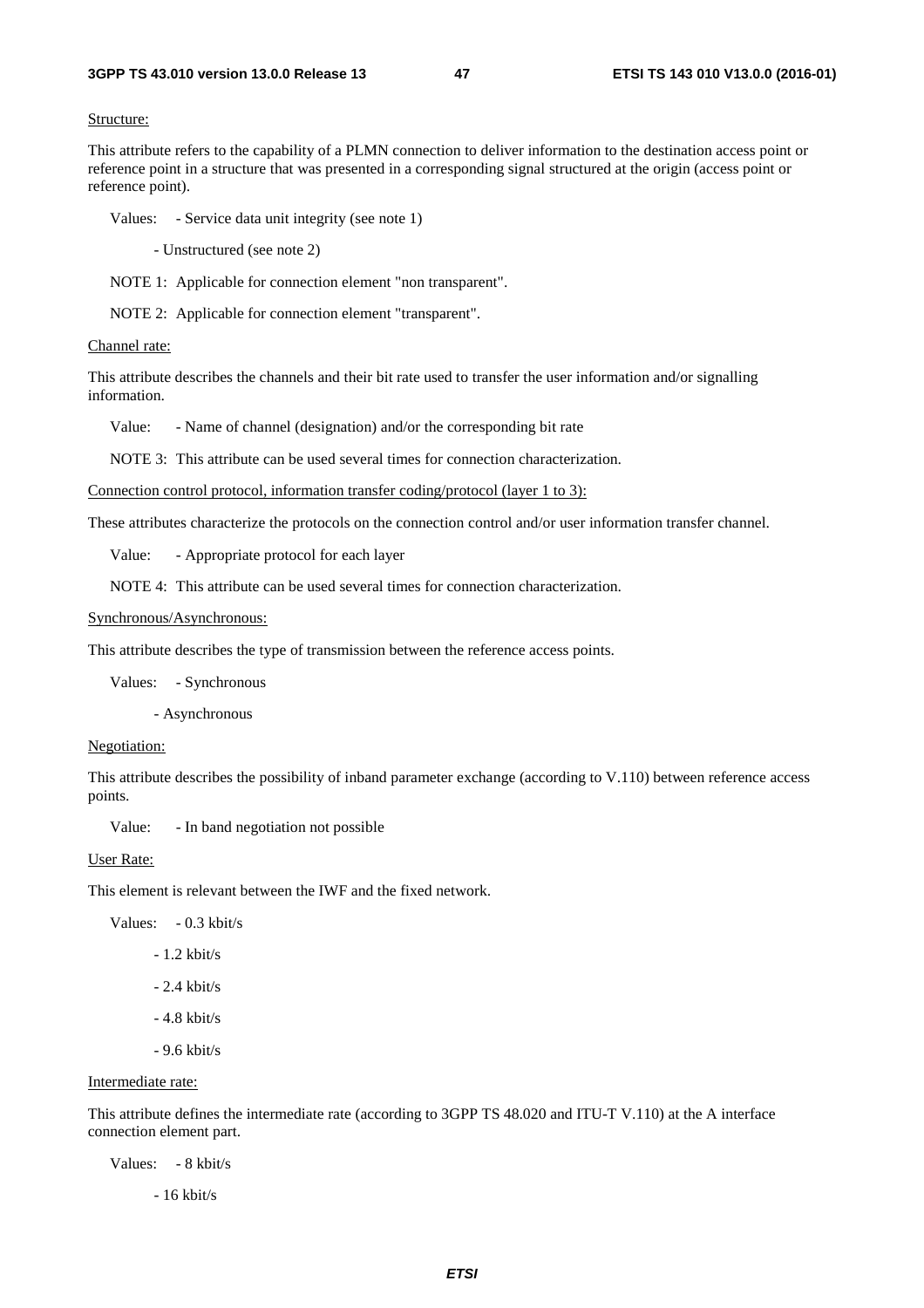Structure:

This attribute refers to the capability of a PLMN connection to deliver information to the destination access point or reference point in a structure that was presented in a corresponding signal structured at the origin (access point or reference point).

Values: - Service data unit integrity (see note 1)

- Unstructured (see note 2)

NOTE 1: Applicable for connection element "non transparent".

NOTE 2: Applicable for connection element "transparent".

Channel rate:

This attribute describes the channels and their bit rate used to transfer the user information and/or signalling information.

Value: - Name of channel (designation) and/or the corresponding bit rate

NOTE 3: This attribute can be used several times for connection characterization.

Connection control protocol, information transfer coding/protocol (layer 1 to 3):

These attributes characterize the protocols on the connection control and/or user information transfer channel.

Value: - Appropriate protocol for each layer

NOTE 4: This attribute can be used several times for connection characterization.

Synchronous/Asynchronous:

This attribute describes the type of transmission between the reference access points.

Values: - Synchronous

- Asynchronous

Negotiation:

This attribute describes the possibility of inband parameter exchange (according to V.110) between reference access points.

Value: - In band negotiation not possible

User Rate:

This element is relevant between the IWF and the fixed network.

Values: - 0.3 kbit/s

- 1.2 kbit/s

- 2.4 kbit/s

- 4.8 kbit/s

- 9.6 kbit/s

Intermediate rate:

This attribute defines the intermediate rate (according to 3GPP TS 48.020 and ITU-T V.110) at the A interface connection element part.

Values: - 8 kbit/s

- 16 kbit/s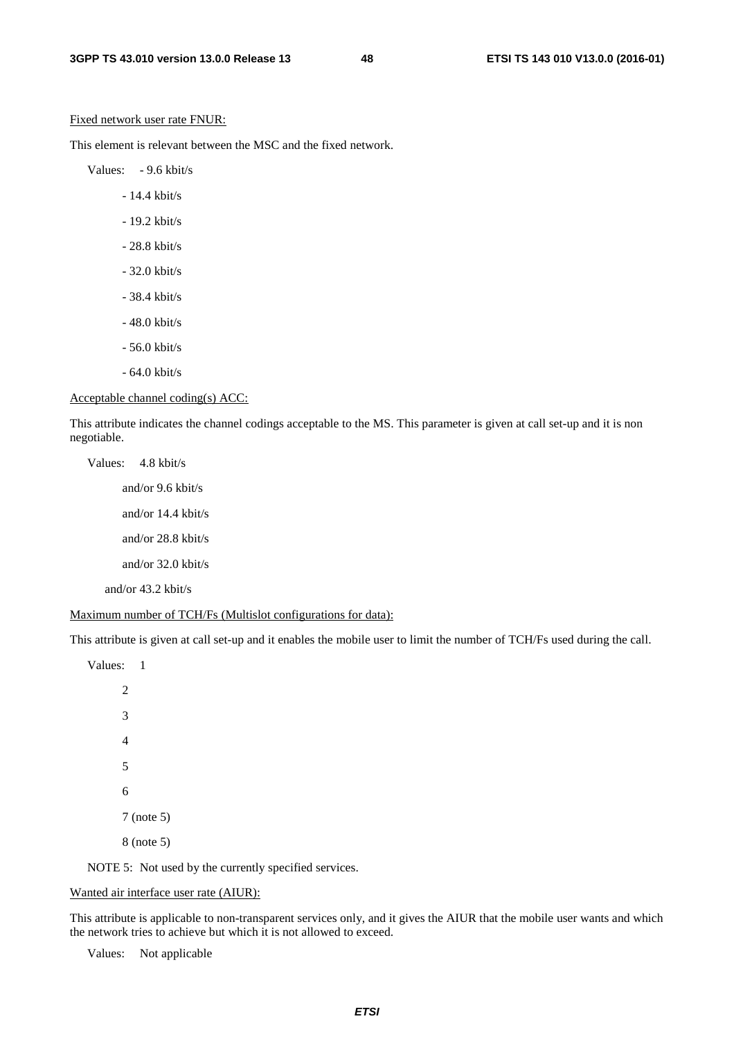Fixed network user rate FNUR:

This element is relevant between the MSC and the fixed network.

Values:
- 9.6 kbit/s
- 14.4 kbit/s
- 19.2 kbit/s
- 28.8 kbit/s
- 32.0 kbit/s
- 38.4 kbit/s
- 48.0 kbit/s
- 56.0 kbit/s
- 64.0 kbit/s

Acceptable channel coding(s) ACC:

This attribute indicates the channel codings acceptable to the MS. This parameter is given at call set-up and it is non negotiable.

Values: 4.8 kbit/s

and/or 9.6 kbit/s

and/or 14.4 kbit/s

and/or 28.8 kbit/s

and/or 32.0 kbit/s

and/or 43.2 kbit/s

Maximum number of TCH/Fs (Multislot configurations for data):

This attribute is given at call set-up and it enables the mobile user to limit the number of TCH/Fs used during the call.

Values: 1

2

3

4

5

6

7 (note 5)

8 (note 5)

NOTE 5: Not used by the currently specified services.

Wanted air interface user rate (AIUR):

This attribute is applicable to non-transparent services only, and it gives the AIUR that the mobile user wants and which the network tries to achieve but which it is not allowed to exceed.

Values: Not applicable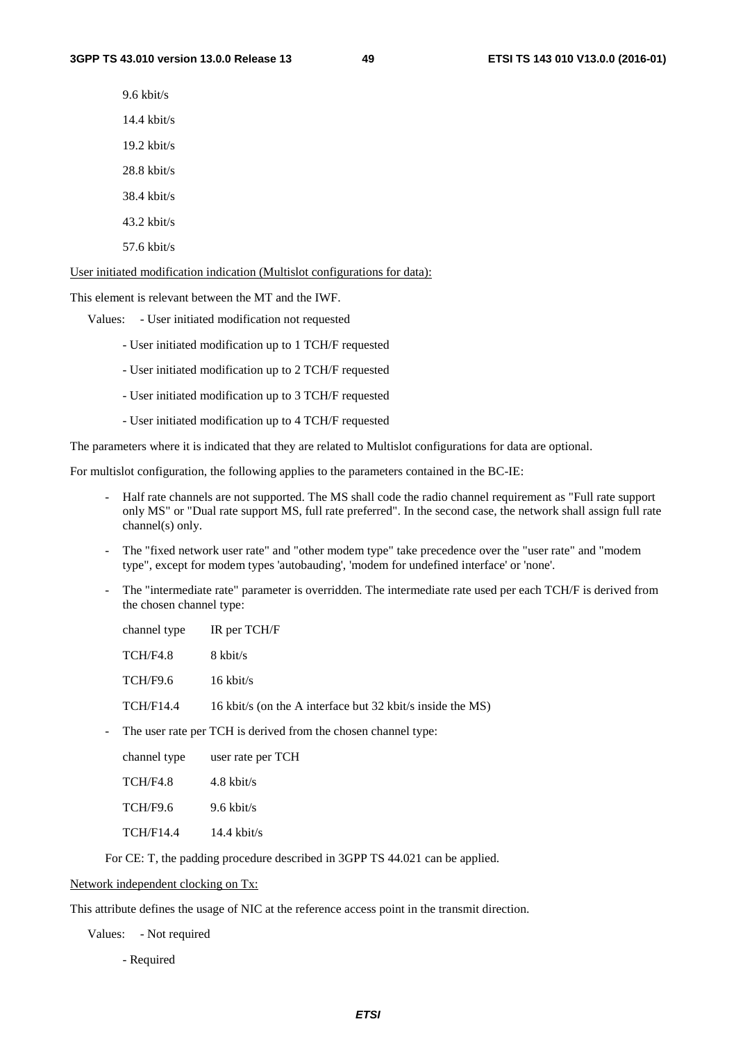9.6 kbit/s

14.4 kbit/s

19.2 kbit/s

28.8 kbit/s

38.4 kbit/s

43.2 kbit/s

57.6 kbit/s

User initiated modification indication (Multislot configurations for data):

This element is relevant between the MT and the IWF.

Values: - User initiated modification not requested

- User initiated modification up to 1 TCH/F requested
- User initiated modification up to 2 TCH/F requested
- User initiated modification up to 3 TCH/F requested
- User initiated modification up to 4 TCH/F requested

The parameters where it is indicated that they are related to Multislot configurations for data are optional.

For multislot configuration, the following applies to the parameters contained in the BC-IE:

- Half rate channels are not supported. The MS shall code the radio channel requirement as "Full rate support only MS" or "Dual rate support MS, full rate preferred". In the second case, the network shall assign full rate channel(s) only.
- The "fixed network user rate" and "other modem type" take precedence over the "user rate" and "modem type", except for modem types 'autobauding', 'modem for undefined interface' or 'none'.
- The "intermediate rate" parameter is overridden. The intermediate rate used per each TCH/F is derived from the chosen channel type:

| channel type | IR per TCH/F |
|---|---|
| TCH/F4.8 | 8 kbit/s |
| TCH/F9.6 | 16 kbit/s |
| TCH/F14.4 | 16 kbit/s (on the A interface but 32 kbit/s inside the MS) |

- The user rate per TCH is derived from the chosen channel type:

| channel type | user rate per TCH |
|---|---|
| TCH/F4.8 | 4.8 kbit/s |
| TCH/F9.6 | 9.6 kbit/s |
| TCH/F14.4 | 14.4 kbit/s |

For CE: T, the padding procedure described in 3GPP TS 44.021 can be applied.

Network independent clocking on Tx:

This attribute defines the usage of NIC at the reference access point in the transmit direction.

Values: - Not required

- Required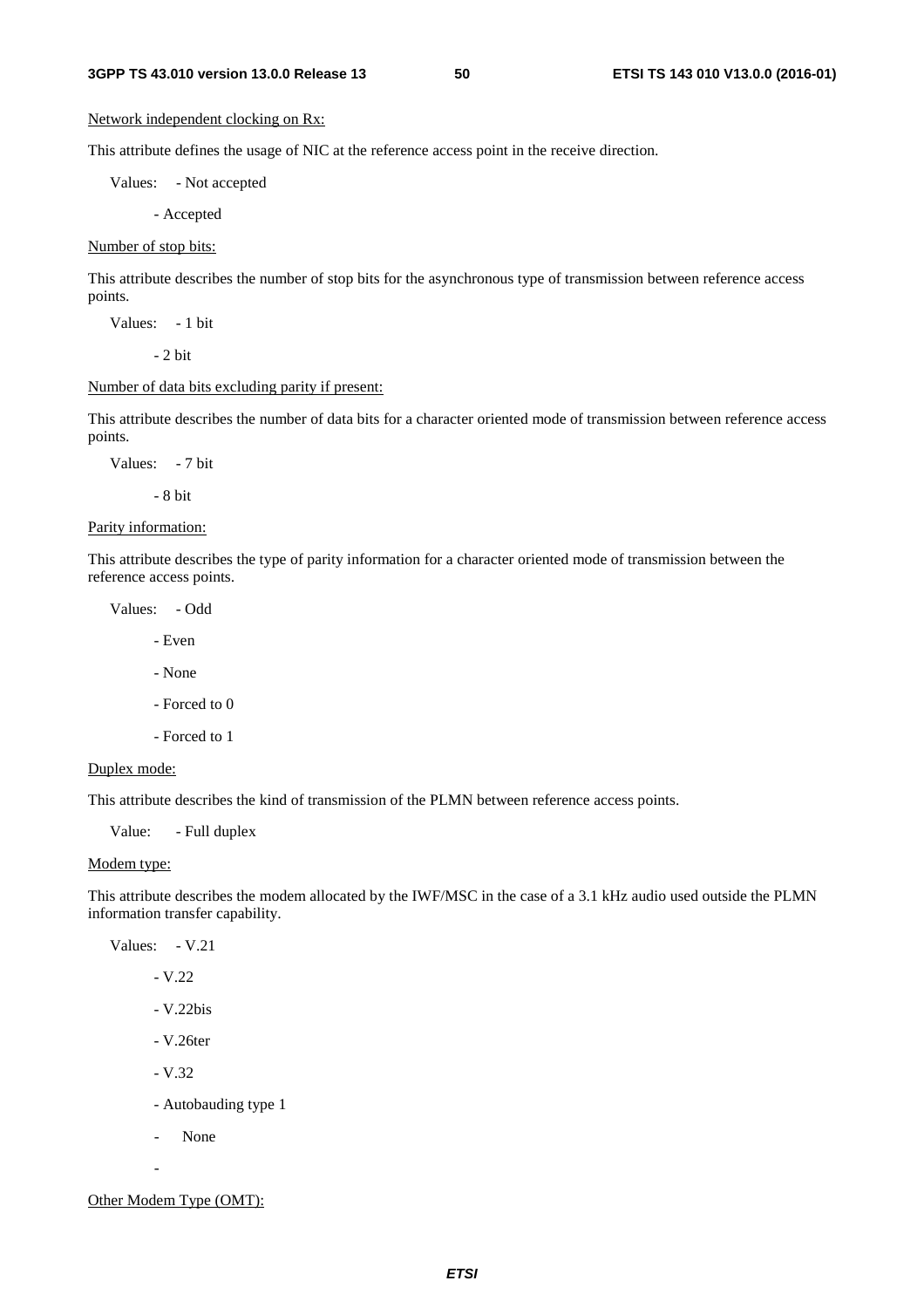Network independent clocking on Rx:

This attribute defines the usage of NIC at the reference access point in the receive direction.

Values: - Not accepted

- Accepted

Number of stop bits:

This attribute describes the number of stop bits for the asynchronous type of transmission between reference access points.

Values: - 1 bit

- 2 bit

Number of data bits excluding parity if present:

This attribute describes the number of data bits for a character oriented mode of transmission between reference access points.

Values: - 7 bit

- 8 bit

Parity information:

This attribute describes the type of parity information for a character oriented mode of transmission between the reference access points.

Values: - Odd

- Even

- None

- Forced to 0

- Forced to 1

Duplex mode:

This attribute describes the kind of transmission of the PLMN between reference access points.

Value: - Full duplex

Modem type:

This attribute describes the modem allocated by the IWF/MSC in the case of a 3.1 kHz audio used outside the PLMN information transfer capability.

Values: - V.21

- V.22

- V.22bis

- V.26ter

- V.32

- Autobauding type 1

- None

-

Other Modem Type (OMT):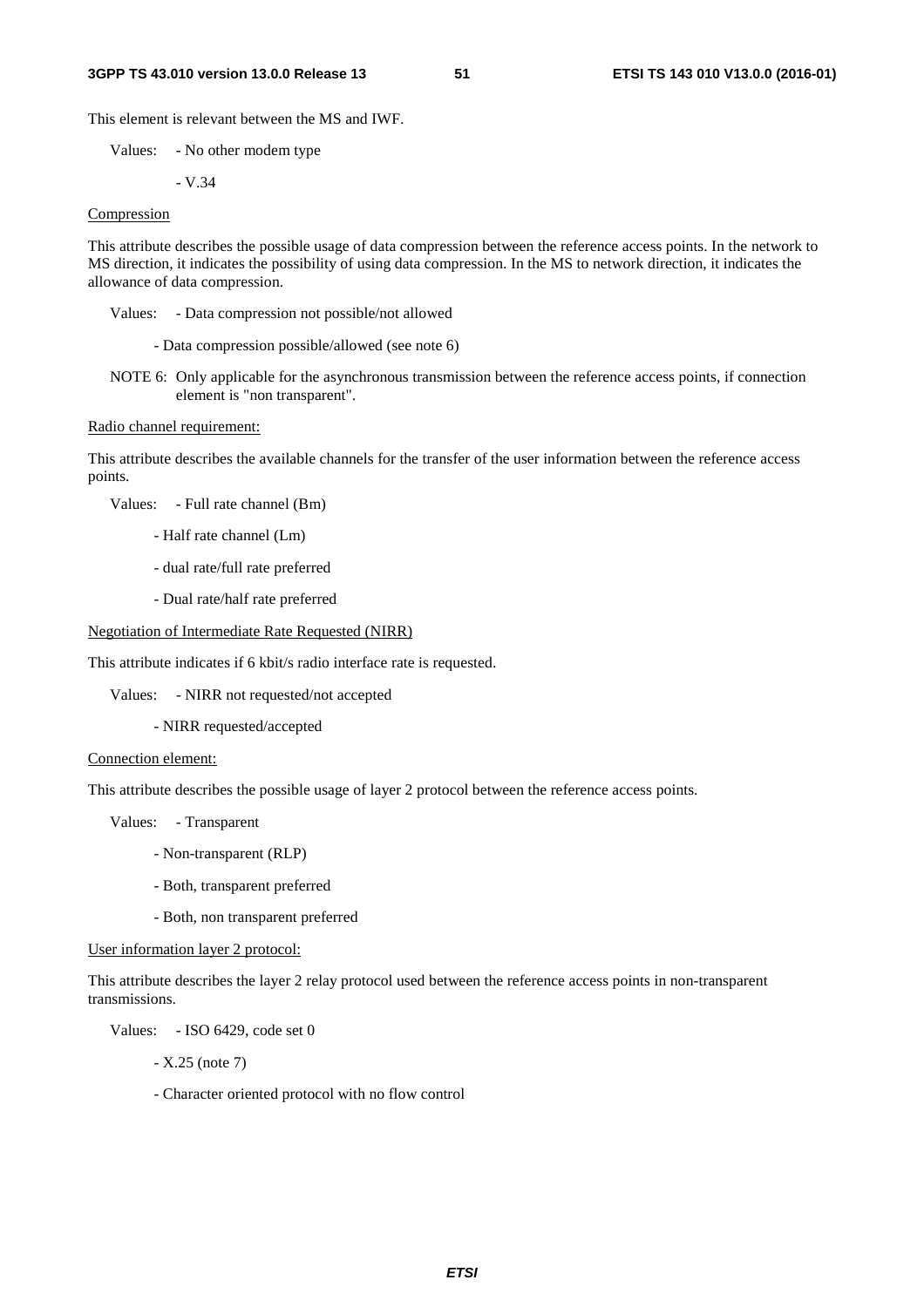This element is relevant between the MS and IWF.

Values: - No other modem type

- V.34

Compression

This attribute describes the possible usage of data compression between the reference access points. In the network to MS direction, it indicates the possibility of using data compression. In the MS to network direction, it indicates the allowance of data compression.

Values: - Data compression not possible/not allowed

- Data compression possible/allowed (see note 6)

NOTE 6: Only applicable for the asynchronous transmission between the reference access points, if connection element is "non transparent".

Radio channel requirement:

This attribute describes the available channels for the transfer of the user information between the reference access points.

Values: - Full rate channel (Bm)

- Half rate channel (Lm)

- dual rate/full rate preferred

- Dual rate/half rate preferred

Negotiation of Intermediate Rate Requested (NIRR)

This attribute indicates if 6 kbit/s radio interface rate is requested.

Values: - NIRR not requested/not accepted

- NIRR requested/accepted

Connection element:

This attribute describes the possible usage of layer 2 protocol between the reference access points.

Values: - Transparent

- Non-transparent (RLP)

- Both, transparent preferred

- Both, non transparent preferred

User information layer 2 protocol:

This attribute describes the layer 2 relay protocol used between the reference access points in non-transparent transmissions.

Values: - ISO 6429, code set 0

- X.25 (note 7)

- Character oriented protocol with no flow control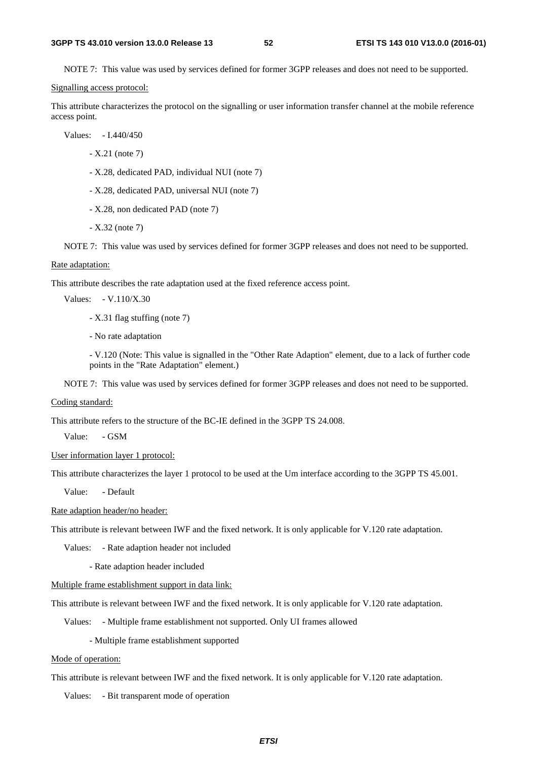NOTE 7: This value was used by services defined for former 3GPP releases and does not need to be supported.

Signalling access protocol:

This attribute characterizes the protocol on the signalling or user information transfer channel at the mobile reference access point.

Values: - I.440/450

- X.21 (note 7)
- X.28, dedicated PAD, individual NUI (note 7)
- X.28, dedicated PAD, universal NUI (note 7)
- X.28, non dedicated PAD (note 7)
- X.32 (note 7)

NOTE 7: This value was used by services defined for former 3GPP releases and does not need to be supported.

Rate adaptation:

This attribute describes the rate adaptation used at the fixed reference access point.

Values: - V.110/X.30

- X.31 flag stuffing (note 7)
- No rate adaptation
- V.120 (Note: This value is signalled in the "Other Rate Adaption" element, due to a lack of further code points in the "Rate Adaptation" element.)

NOTE 7: This value was used by services defined for former 3GPP releases and does not need to be supported.

Coding standard:

This attribute refers to the structure of the BC-IE defined in the 3GPP TS 24.008.

Value: - GSM

User information layer 1 protocol:

This attribute characterizes the layer 1 protocol to be used at the Um interface according to the 3GPP TS 45.001.

Value: - Default

Rate adaption header/no header:

This attribute is relevant between IWF and the fixed network. It is only applicable for V.120 rate adaptation.

Values: - Rate adaption header not included

- Rate adaption header included

Multiple frame establishment support in data link:

This attribute is relevant between IWF and the fixed network. It is only applicable for V.120 rate adaptation.

Values: - Multiple frame establishment not supported. Only UI frames allowed

- Multiple frame establishment supported

Mode of operation:

This attribute is relevant between IWF and the fixed network. It is only applicable for V.120 rate adaptation.

Values: - Bit transparent mode of operation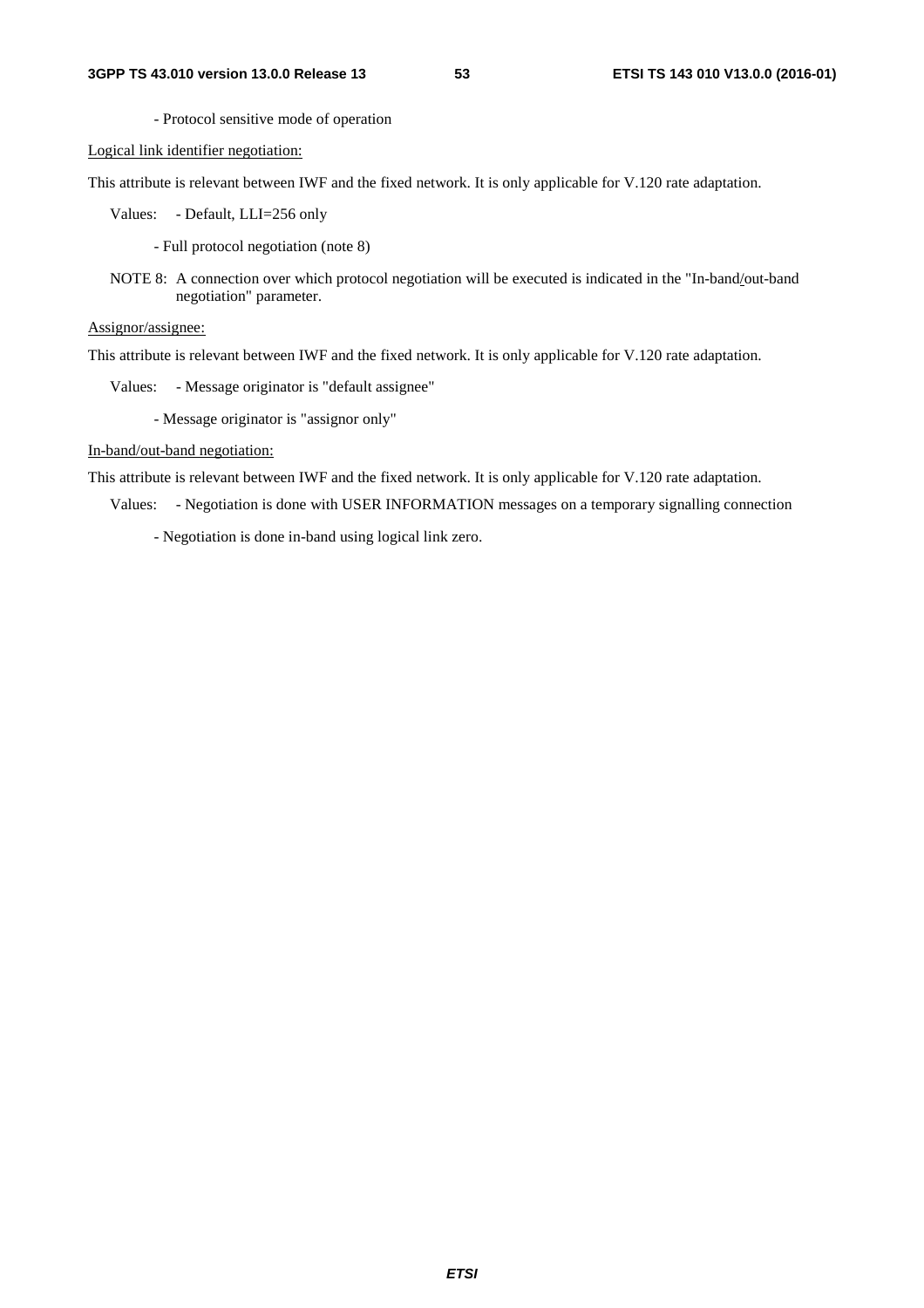- Protocol sensitive mode of operation

Logical link identifier negotiation:

This attribute is relevant between IWF and the fixed network. It is only applicable for V.120 rate adaptation.

Values: - Default, LLI=256 only

- Full protocol negotiation (note 8)

NOTE 8: A connection over which protocol negotiation will be executed is indicated in the "In-band/out-band negotiation" parameter.

Assignor/assignee:

This attribute is relevant between IWF and the fixed network. It is only applicable for V.120 rate adaptation.

Values: - Message originator is "default assignee"

- Message originator is "assignor only"

In-band/out-band negotiation:

This attribute is relevant between IWF and the fixed network. It is only applicable for V.120 rate adaptation.

Values: - Negotiation is done with USER INFORMATION messages on a temporary signalling connection

- Negotiation is done in-band using logical link zero.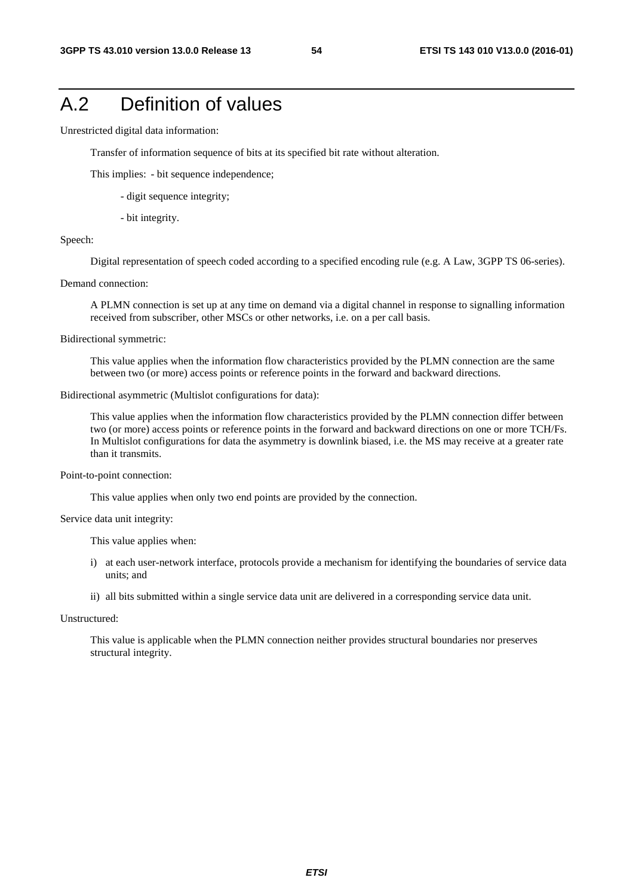# A.2 Definition of values

Unrestricted digital data information:

Transfer of information sequence of bits at its specified bit rate without alteration.

This implies: - bit sequence independence;

- digit sequence integrity;
- bit integrity.

Speech:

Digital representation of speech coded according to a specified encoding rule (e.g. A Law, 3GPP TS 06-series).

Demand connection:

A PLMN connection is set up at any time on demand via a digital channel in response to signalling information received from subscriber, other MSCs or other networks, i.e. on a per call basis.

Bidirectional symmetric:

This value applies when the information flow characteristics provided by the PLMN connection are the same between two (or more) access points or reference points in the forward and backward directions.

Bidirectional asymmetric (Multislot configurations for data):

This value applies when the information flow characteristics provided by the PLMN connection differ between two (or more) access points or reference points in the forward and backward directions on one or more TCH/Fs. In Multislot configurations for data the asymmetry is downlink biased, i.e. the MS may receive at a greater rate than it transmits.

Point-to-point connection:

This value applies when only two end points are provided by the connection.

Service data unit integrity:

This value applies when:

i) at each user-network interface, protocols provide a mechanism for identifying the boundaries of service data units; and

ii) all bits submitted within a single service data unit are delivered in a corresponding service data unit.

Unstructured:

This value is applicable when the PLMN connection neither provides structural boundaries nor preserves structural integrity.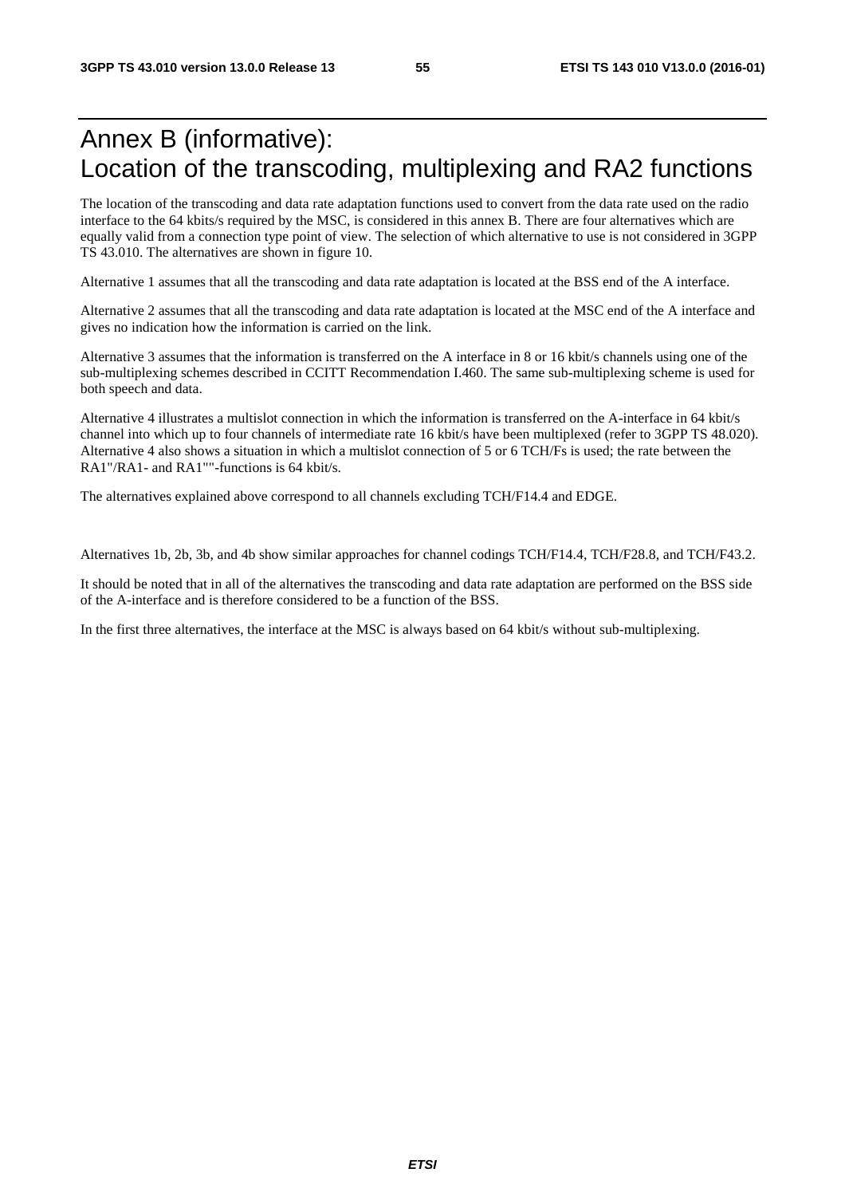# Annex B (informative): Location of the transcoding, multiplexing and RA2 functions

The location of the transcoding and data rate adaptation functions used to convert from the data rate used on the radio interface to the 64 kbits/s required by the MSC, is considered in this annex B. There are four alternatives which are equally valid from a connection type point of view. The selection of which alternative to use is not considered in 3GPP TS 43.010. The alternatives are shown in figure 10.

Alternative 1 assumes that all the transcoding and data rate adaptation is located at the BSS end of the A interface.

Alternative 2 assumes that all the transcoding and data rate adaptation is located at the MSC end of the A interface and gives no indication how the information is carried on the link.

Alternative 3 assumes that the information is transferred on the A interface in 8 or 16 kbit/s channels using one of the sub-multiplexing schemes described in CCITT Recommendation I.460. The same sub-multiplexing scheme is used for both speech and data.

Alternative 4 illustrates a multislot connection in which the information is transferred on the A-interface in 64 kbit/s channel into which up to four channels of intermediate rate 16 kbit/s have been multiplexed (refer to 3GPP TS 48.020). Alternative 4 also shows a situation in which a multislot connection of 5 or 6 TCH/Fs is used; the rate between the RA1"/RA1- and RA1""-functions is 64 kbit/s.

The alternatives explained above correspond to all channels excluding TCH/F14.4 and EDGE.

Alternatives 1b, 2b, 3b, and 4b show similar approaches for channel codings TCH/F14.4, TCH/F28.8, and TCH/F43.2.

It should be noted that in all of the alternatives the transcoding and data rate adaptation are performed on the BSS side of the A-interface and is therefore considered to be a function of the BSS.

In the first three alternatives, the interface at the MSC is always based on 64 kbit/s without sub-multiplexing.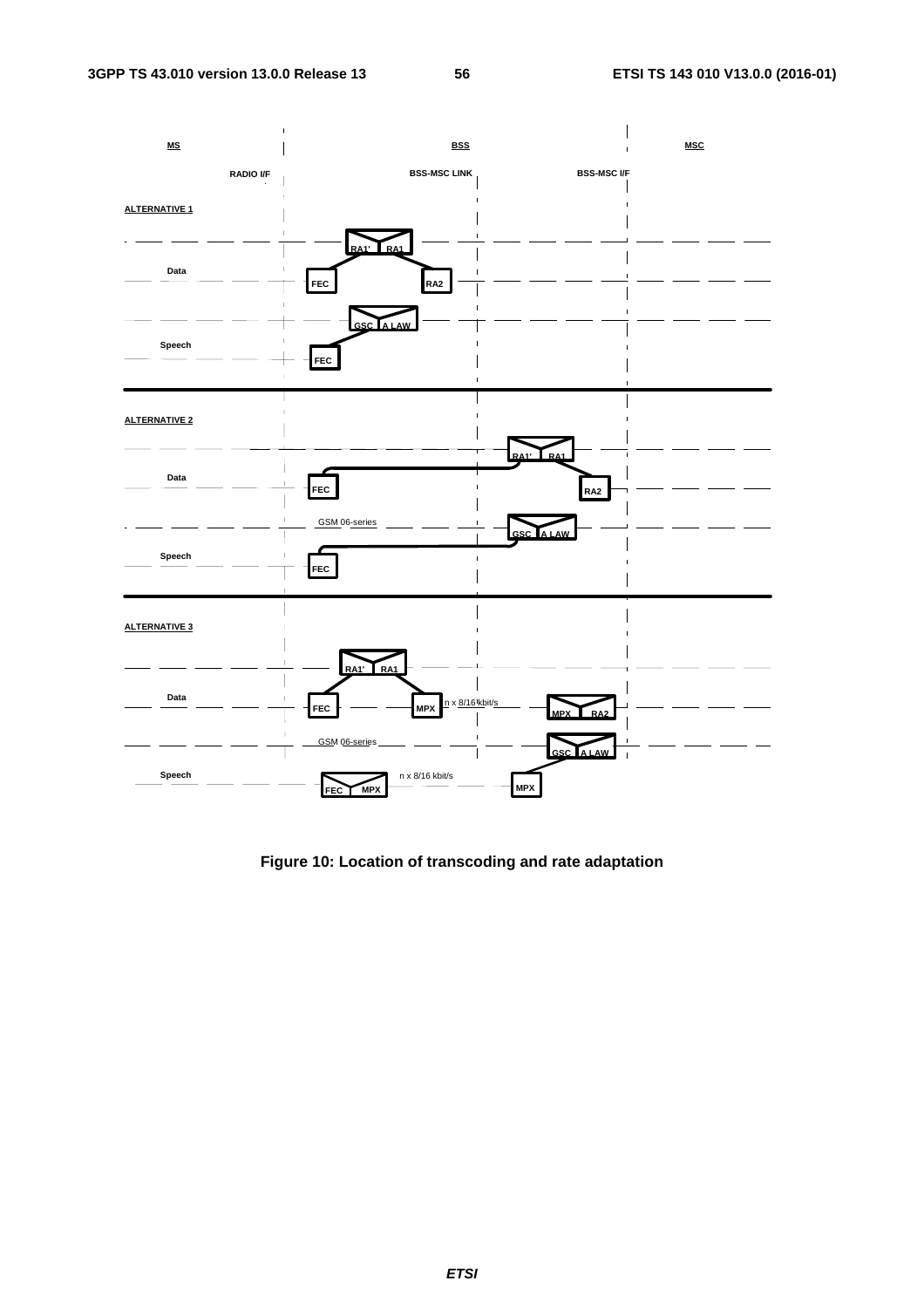**Figure 10: Location of transcoding and rate adaptation**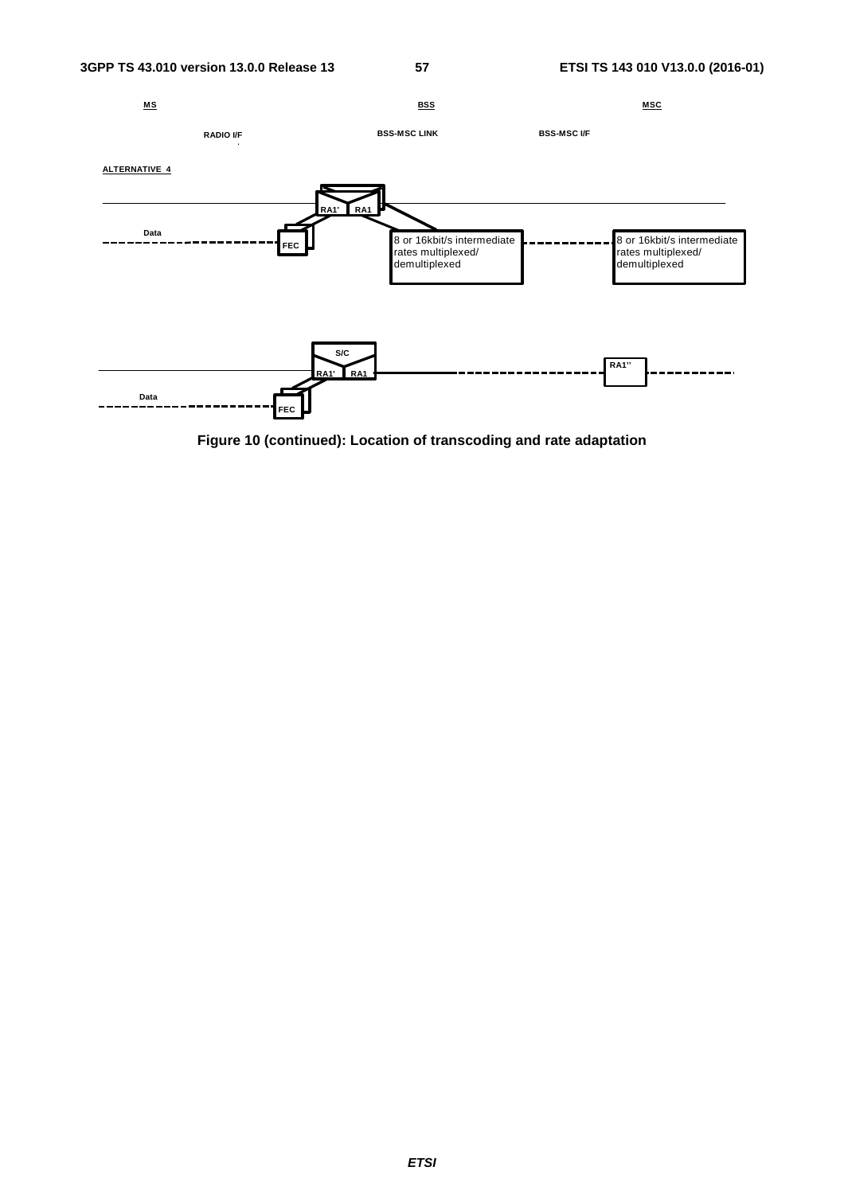**MS** **BSS** **MSC**

RADIO I/F BSS-MSC LINK BSS-MSC I/F

**ALTERNATIVE 4**

Data

RA1' RA1

FEC

8 or 16kbit/s intermediate rates multiplexed/ demultiplexed

8 or 16kbit/s intermediate rates multiplexed/ demultiplexed

S/C

RA1' RA1

Data

FEC

RA1''

**Figure 10 (continued): Location of transcoding and rate adaptation**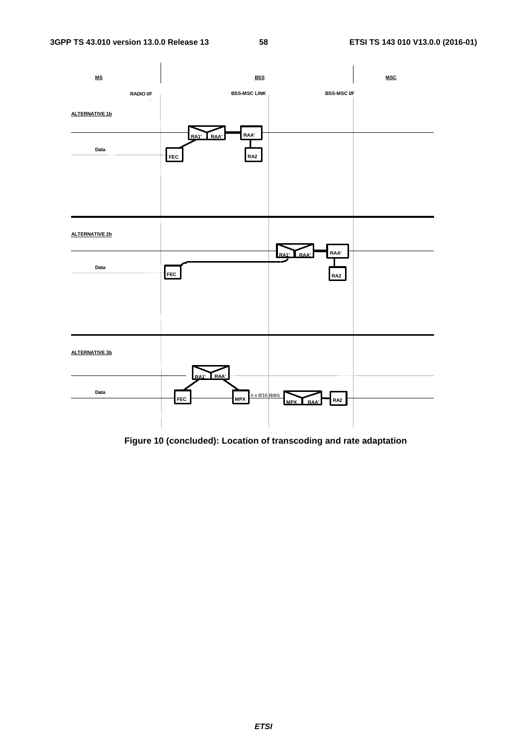| MS | BSS | | MSC |
|---|---|---|---|
| RADIO I/F | BSS-MSC LINK | BSS-MSC I/F | |

**ALTERNATIVE 1b**

Data

FEC — RA1' RAA' — RAA' — RA2

**ALTERNATIVE 2b**

Data

FEC — RA1' RAA' — RAA' — RA2

**ALTERNATIVE 3b**

Data

FEC — RA1' RAA' — MPX — n x 8/16 kbit/s — MPX RAA' — RA2

**Figure 10 (concluded): Location of transcoding and rate adaptation**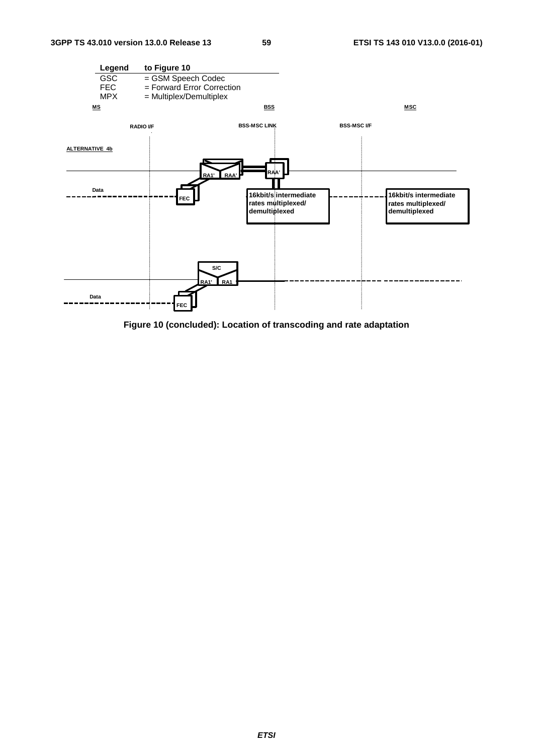| Legend | to Figure 10 |
| --- | --- |
| GSC | = GSM Speech Codec |
| FEC | = Forward Error Correction |
| MPX | = Multiplex/Demultiplex |

MS BSS MSC

RADIO I/F BSS-MSC LINK BSS-MSC I/F

ALTERNATIVE 4b

RA1' RAA' RAA'

Data

FEC

16kbit/s intermediate rates multiplexed/ demultiplexed

16kbit/s intermediate rates multiplexed/ demultiplexed

S/C

RA1' RA1

Data

FEC

**Figure 10 (concluded): Location of transcoding and rate adaptation**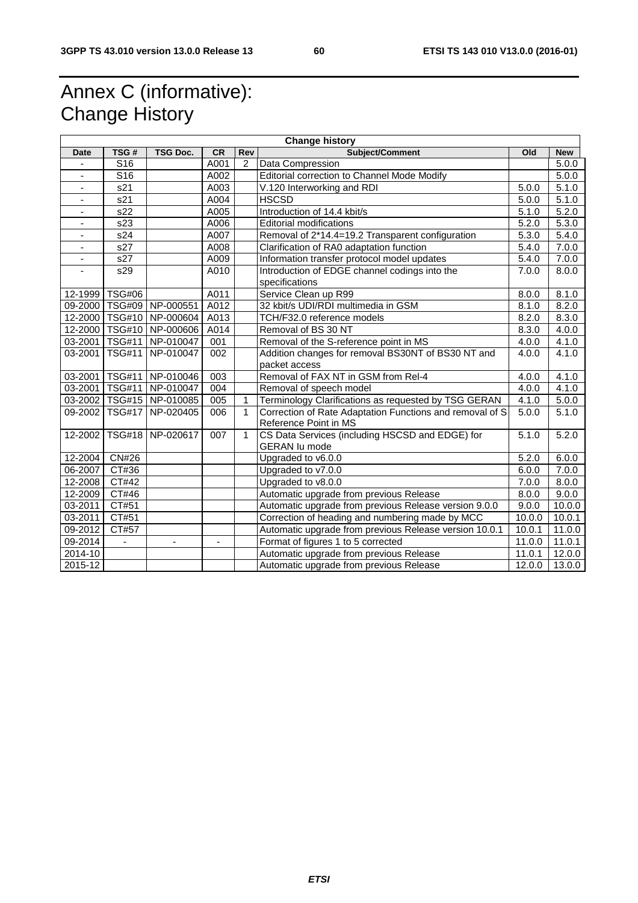# Annex C (informative): Change History

| Change history | | | | | | | |
|---|---|---|---|---|---|---|---|
| **Date** | **TSG #** | **TSG Doc.** | **CR** | **Rev** | **Subject/Comment** | **Old** | **New** |
| - | S16 | | A001 | 2 | Data Compression | | 5.0.0 |
| - | S16 | | A002 | | Editorial correction to Channel Mode Modify | | 5.0.0 |
| - | s21 | | A003 | | V.120 Interworking and RDI | 5.0.0 | 5.1.0 |
| - | s21 | | A004 | | HSCSD | 5.0.0 | 5.1.0 |
| - | s22 | | A005 | | Introduction of 14.4 kbit/s | 5.1.0 | 5.2.0 |
| - | s23 | | A006 | | Editorial modifications | 5.2.0 | 5.3.0 |
| - | s24 | | A007 | | Removal of 2*14.4=19.2 Transparent configuration | 5.3.0 | 5.4.0 |
| - | s27 | | A008 | | Clarification of RA0 adaptation function | 5.4.0 | 7.0.0 |
| - | s27 | | A009 | | Information transfer protocol model updates | 5.4.0 | 7.0.0 |
| - | s29 | | A010 | | Introduction of EDGE channel codings into the specifications | 7.0.0 | 8.0.0 |
| 12-1999 | TSG#06 | | A011 | | Service Clean up R99 | 8.0.0 | 8.1.0 |
| 09-2000 | TSG#09 | NP-000551 | A012 | | 32 kbit/s UDI/RDI multimedia in GSM | 8.1.0 | 8.2.0 |
| 12-2000 | TSG#10 | NP-000604 | A013 | | TCH/F32.0 reference models | 8.2.0 | 8.3.0 |
| 12-2000 | TSG#10 | NP-000606 | A014 | | Removal of BS 30 NT | 8.3.0 | 4.0.0 |
| 03-2001 | TSG#11 | NP-010047 | 001 | | Removal of the S-reference point in MS | 4.0.0 | 4.1.0 |
| 03-2001 | TSG#11 | NP-010047 | 002 | | Addition changes for removal BS30NT of BS30 NT and packet access | 4.0.0 | 4.1.0 |
| 03-2001 | TSG#11 | NP-010046 | 003 | | Removal of FAX NT in GSM from Rel-4 | 4.0.0 | 4.1.0 |
| 03-2001 | TSG#11 | NP-010047 | 004 | | Removal of speech model | 4.0.0 | 4.1.0 |
| 03-2002 | TSG#15 | NP-010085 | 005 | 1 | Terminology Clarifications as requested by TSG GERAN | 4.1.0 | 5.0.0 |
| 09-2002 | TSG#17 | NP-020405 | 006 | 1 | Correction of Rate Adaptation Functions and removal of S Reference Point in MS | 5.0.0 | 5.1.0 |
| 12-2002 | TSG#18 | NP-020617 | 007 | 1 | CS Data Services (including HSCSD and EDGE) for GERAN Iu mode | 5.1.0 | 5.2.0 |
| 12-2004 | CN#26 | | | | Upgraded to v6.0.0 | 5.2.0 | 6.0.0 |
| 06-2007 | CT#36 | | | | Upgraded to v7.0.0 | 6.0.0 | 7.0.0 |
| 12-2008 | CT#42 | | | | Upgraded to v8.0.0 | 7.0.0 | 8.0.0 |
| 12-2009 | CT#46 | | | | Automatic upgrade from previous Release | 8.0.0 | 9.0.0 |
| 03-2011 | CT#51 | | | | Automatic upgrade from previous Release version 9.0.0 | 9.0.0 | 10.0.0 |
| 03-2011 | CT#51 | | | | Correction of heading and numbering made by MCC | 10.0.0 | 10.0.1 |
| 09-2012 | CT#57 | | | | Automatic upgrade from previous Release version 10.0.1 | 10.0.1 | 11.0.0 |
| 09-2014 | - | - | - | | Format of figures 1 to 5 corrected | 11.0.0 | 11.0.1 |
| 2014-10 | | | | | Automatic upgrade from previous Release | 11.0.1 | 12.0.0 |
| 2015-12 | | | | | Automatic upgrade from previous Release | 12.0.0 | 13.0.0 |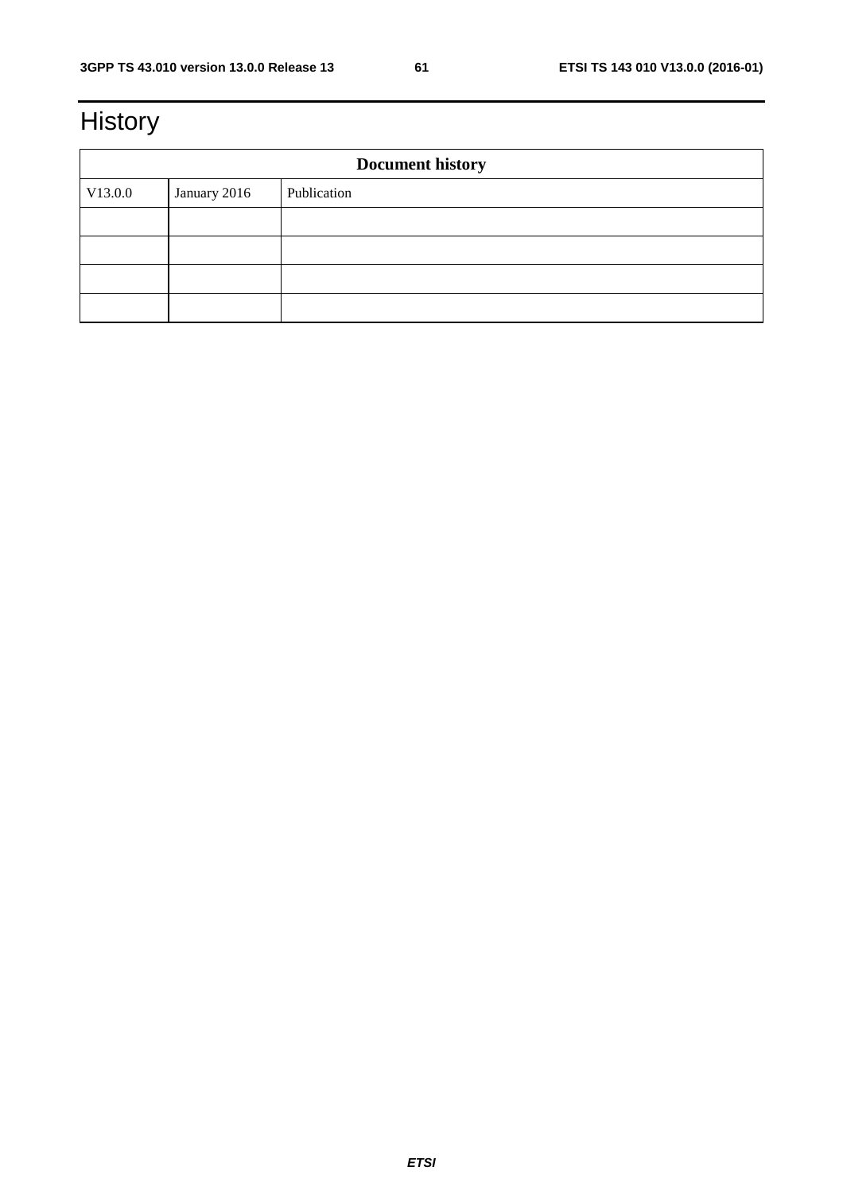# History

| Document history | | |
|---|---|---|
| V13.0.0 | January 2016 | Publication |
| | | |
| | | |
| | | |
| | | |